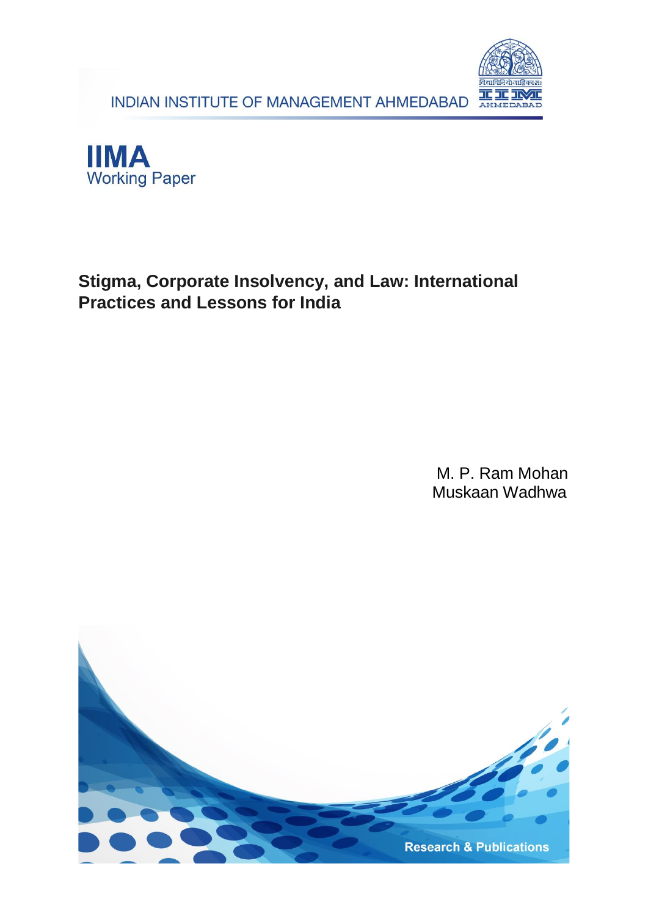INDIAN INSTITUTE OF MANAGEMENT AHMEDABAD

**IIMA**
Working Paper

# Stigma, Corporate Insolvency, and Law: International Practices and Lessons for India

M. P. Ram Mohan
Muskaan Wadhwa

Research & Publications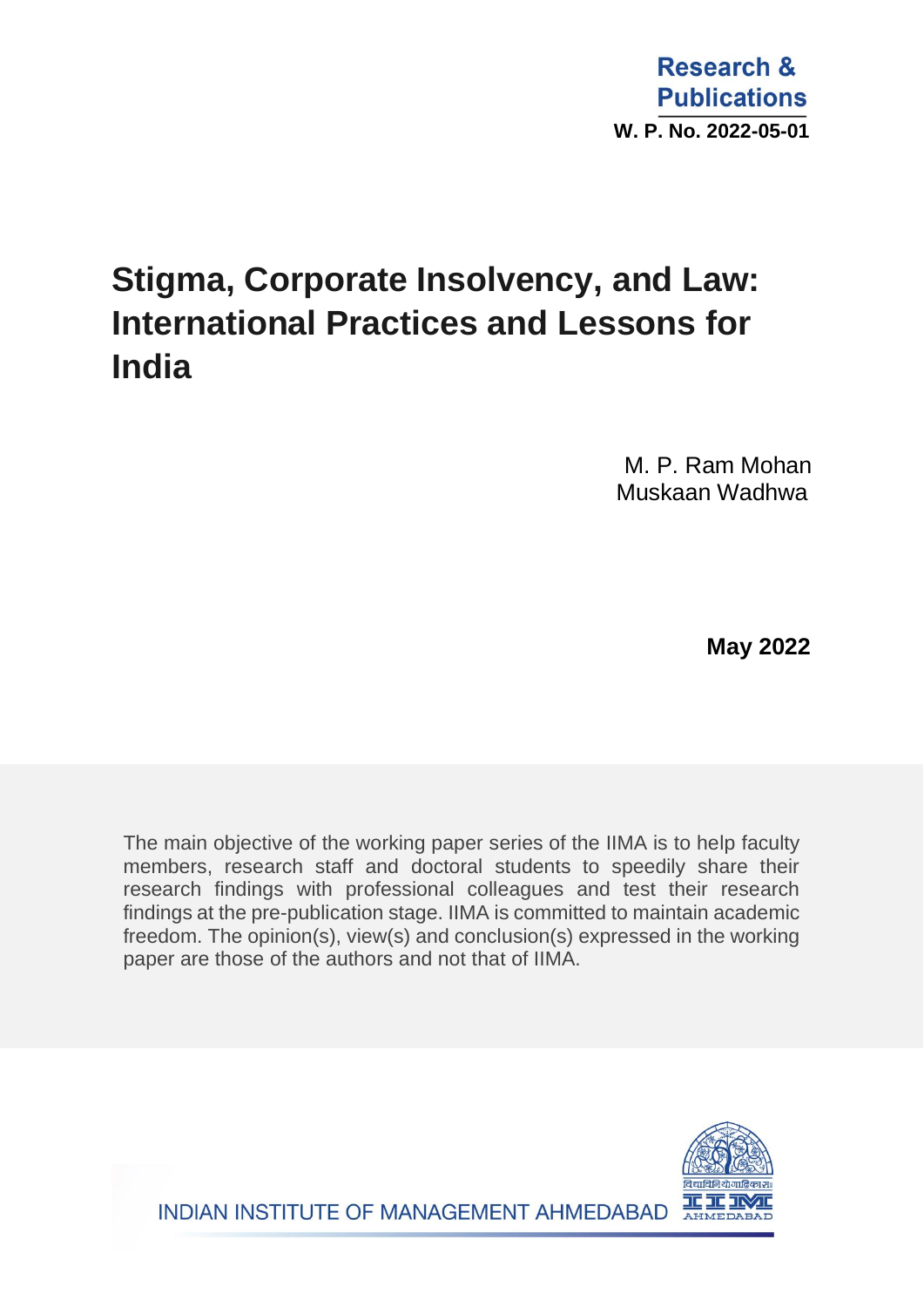Research & Publications

W. P. No. 2022-05-01

# Stigma, Corporate Insolvency, and Law: International Practices and Lessons for India

M. P. Ram Mohan

Muskaan Wadhwa

**May 2022**

The main objective of the working paper series of the IIMA is to help faculty members, research staff and doctoral students to speedily share their research findings with professional colleagues and test their research findings at the pre-publication stage. IIMA is committed to maintain academic freedom. The opinion(s), view(s) and conclusion(s) expressed in the working paper are those of the authors and not that of IIMA.

INDIAN INSTITUTE OF MANAGEMENT AHMEDABAD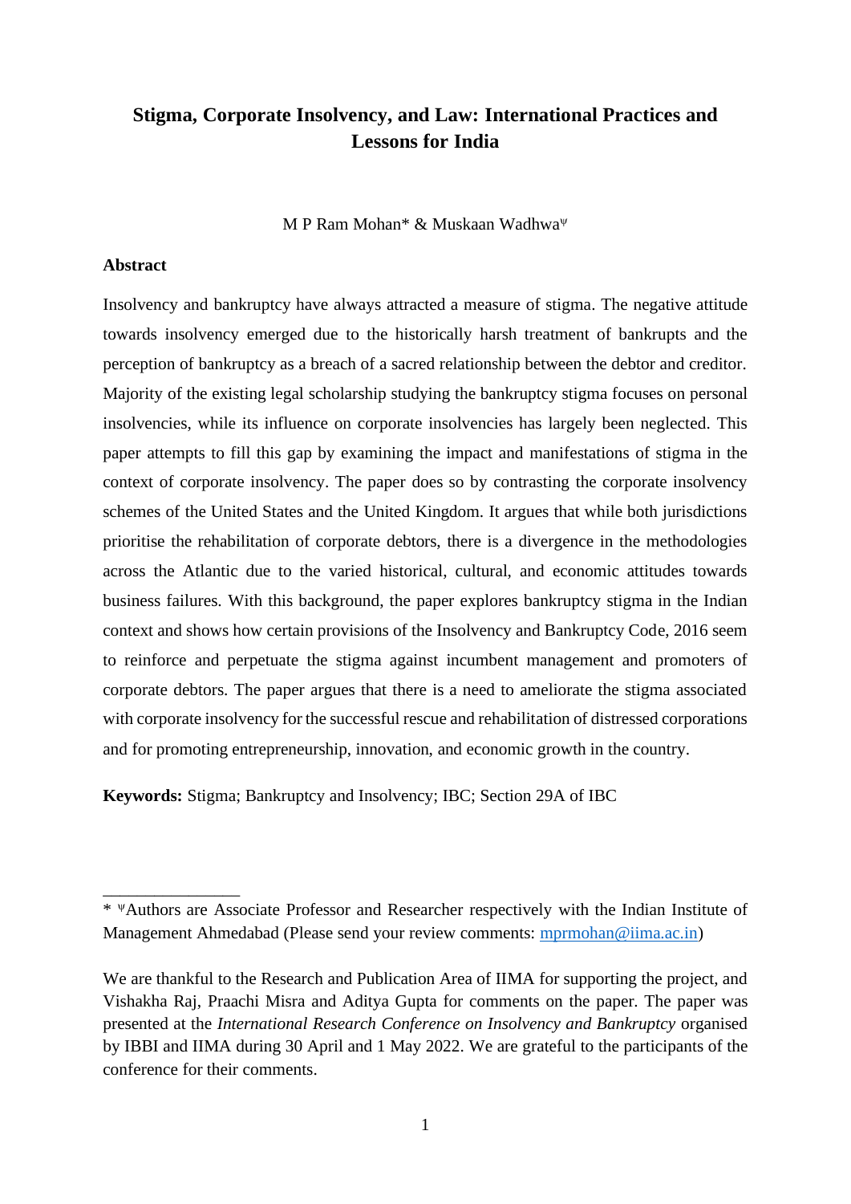# Stigma, Corporate Insolvency, and Law: International Practices and Lessons for India

M P Ram Mohan* & Muskaan Wadhwa[ψ]

**Abstract**

Insolvency and bankruptcy have always attracted a measure of stigma. The negative attitude towards insolvency emerged due to the historically harsh treatment of bankrupts and the perception of bankruptcy as a breach of a sacred relationship between the debtor and creditor. Majority of the existing legal scholarship studying the bankruptcy stigma focuses on personal insolvencies, while its influence on corporate insolvencies has largely been neglected. This paper attempts to fill this gap by examining the impact and manifestations of stigma in the context of corporate insolvency. The paper does so by contrasting the corporate insolvency schemes of the United States and the United Kingdom. It argues that while both jurisdictions prioritise the rehabilitation of corporate debtors, there is a divergence in the methodologies across the Atlantic due to the varied historical, cultural, and economic attitudes towards business failures. With this background, the paper explores bankruptcy stigma in the Indian context and shows how certain provisions of the Insolvency and Bankruptcy Code, 2016 seem to reinforce and perpetuate the stigma against incumbent management and promoters of corporate debtors. The paper argues that there is a need to ameliorate the stigma associated with corporate insolvency for the successful rescue and rehabilitation of distressed corporations and for promoting entrepreneurship, innovation, and economic growth in the country.

**Keywords:** Stigma; Bankruptcy and Insolvency; IBC; Section 29A of IBC

---

* [ψ]Authors are Associate Professor and Researcher respectively with the Indian Institute of Management Ahmedabad (Please send your review comments: mprmohan@iima.ac.in)

We are thankful to the Research and Publication Area of IIMA for supporting the project, and Vishakha Raj, Praachi Misra and Aditya Gupta for comments on the paper. The paper was presented at the *International Research Conference on Insolvency and Bankruptcy* organised by IBBI and IIMA during 30 April and 1 May 2022. We are grateful to the participants of the conference for their comments.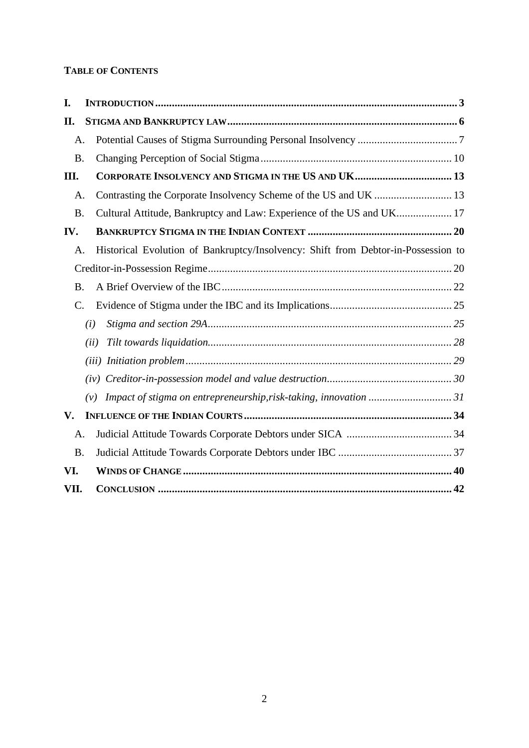**TABLE OF CONTENTS**

| | | |
|---|---|---|
| **I.** | **INTRODUCTION** | **3** |
| **II.** | **STIGMA AND BANKRUPTCY LAW** | **6** |
| A. | Potential Causes of Stigma Surrounding Personal Insolvency | 7 |
| B. | Changing Perception of Social Stigma | 10 |
| **III.** | **CORPORATE INSOLVENCY AND STIGMA IN THE US AND UK** | **13** |
| A. | Contrasting the Corporate Insolvency Scheme of the US and UK | 13 |
| B. | Cultural Attitude, Bankruptcy and Law: Experience of the US and UK | 17 |
| **IV.** | **BANKRUPTCY STIGMA IN THE INDIAN CONTEXT** | **20** |
| A. | Historical Evolution of Bankruptcy/Insolvency: Shift from Debtor-in-Possession to Creditor-in-Possession Regime | 20 |
| B. | A Brief Overview of the IBC | 22 |
| C. | Evidence of Stigma under the IBC and its Implications | 25 |
| *(i)* | *Stigma and section 29A* | *25* |
| *(ii)* | *Tilt towards liquidation* | *28* |
| *(iii)* | *Initiation problem* | *29* |
| *(iv)* | *Creditor-in-possession model and value destruction* | *30* |
| *(v)* | *Impact of stigma on entrepreneurship,risk-taking, innovation* | *31* |
| **V.** | **INFLUENCE OF THE INDIAN COURTS** | **34** |
| A. | Judicial Attitude Towards Corporate Debtors under SICA | 34 |
| B. | Judicial Attitude Towards Corporate Debtors under IBC | 37 |
| **VI.** | **WINDS OF CHANGE** | **40** |
| **VII.** | **CONCLUSION** | **42** |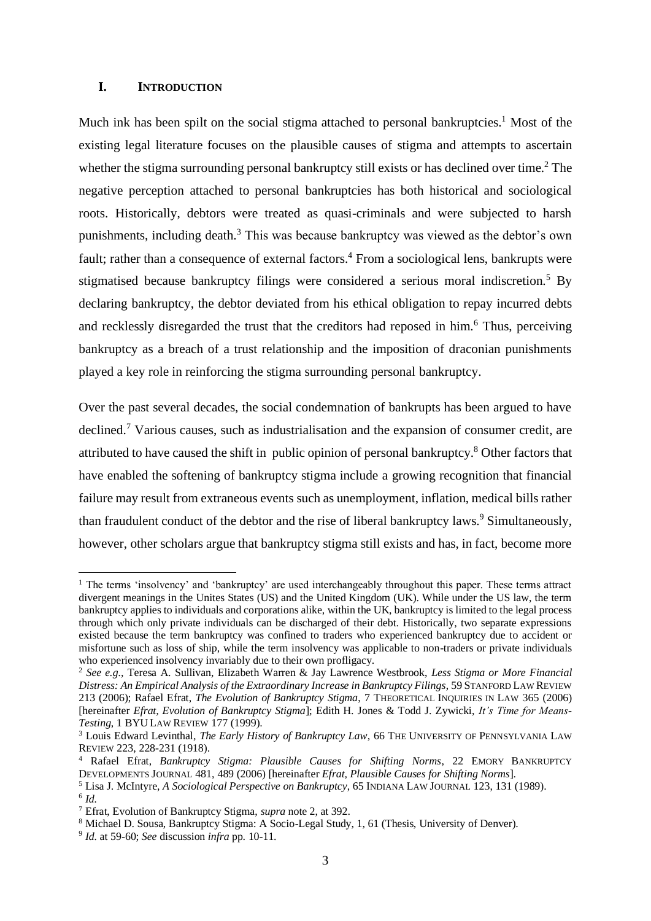## I. INTRODUCTION

Much ink has been spilt on the social stigma attached to personal bankruptcies.[1] Most of the existing legal literature focuses on the plausible causes of stigma and attempts to ascertain whether the stigma surrounding personal bankruptcy still exists or has declined over time.[2] The negative perception attached to personal bankruptcies has both historical and sociological roots. Historically, debtors were treated as quasi-criminals and were subjected to harsh punishments, including death.[3] This was because bankruptcy was viewed as the debtor's own fault; rather than a consequence of external factors.[4] From a sociological lens, bankrupts were stigmatised because bankruptcy filings were considered a serious moral indiscretion.[5] By declaring bankruptcy, the debtor deviated from his ethical obligation to repay incurred debts and recklessly disregarded the trust that the creditors had reposed in him.[6] Thus, perceiving bankruptcy as a breach of a trust relationship and the imposition of draconian punishments played a key role in reinforcing the stigma surrounding personal bankruptcy.

Over the past several decades, the social condemnation of bankrupts has been argued to have declined.[7] Various causes, such as industrialisation and the expansion of consumer credit, are attributed to have caused the shift in public opinion of personal bankruptcy.[8] Other factors that have enabled the softening of bankruptcy stigma include a growing recognition that financial failure may result from extraneous events such as unemployment, inflation, medical bills rather than fraudulent conduct of the debtor and the rise of liberal bankruptcy laws.[9] Simultaneously, however, other scholars argue that bankruptcy stigma still exists and has, in fact, become more

---

[1] The terms 'insolvency' and 'bankruptcy' are used interchangeably throughout this paper. These terms attract divergent meanings in the Unites States (US) and the United Kingdom (UK). While under the US law, the term bankruptcy applies to individuals and corporations alike, within the UK, bankruptcy is limited to the legal process through which only private individuals can be discharged of their debt. Historically, two separate expressions existed because the term bankruptcy was confined to traders who experienced bankruptcy due to accident or misfortune such as loss of ship, while the term insolvency was applicable to non-traders or private individuals who experienced insolvency invariably due to their own profligacy.

[2] *See e.g.*, Teresa A. Sullivan, Elizabeth Warren & Jay Lawrence Westbrook, *Less Stigma or More Financial Distress: An Empirical Analysis of the Extraordinary Increase in Bankruptcy Filings*, 59 STANFORD LAW REVIEW 213 (2006); Rafael Efrat, *The Evolution of Bankruptcy Stigma*, 7 THEORETICAL INQUIRIES IN LAW 365 (2006) [hereinafter *Efrat, Evolution of Bankruptcy Stigma*]; Edith H. Jones & Todd J. Zywicki, *It's Time for Means-Testing*, 1 BYU LAW REVIEW 177 (1999).

[3] Louis Edward Levinthal, *The Early History of Bankruptcy Law*, 66 THE UNIVERSITY OF PENNSYLVANIA LAW REVIEW 223, 228-231 (1918).

[4] Rafael Efrat, *Bankruptcy Stigma: Plausible Causes for Shifting Norms*, 22 EMORY BANKRUPTCY DEVELOPMENTS JOURNAL 481, 489 (2006) [hereinafter *Efrat, Plausible Causes for Shifting Norms*].

[5] Lisa J. McIntyre, *A Sociological Perspective on Bankruptcy*, 65 INDIANA LAW JOURNAL 123, 131 (1989).

[6] *Id.*

[7] Efrat, Evolution of Bankruptcy Stigma, *supra* note 2, at 392.

[8] Michael D. Sousa, Bankruptcy Stigma: A Socio-Legal Study, 1, 61 (Thesis, University of Denver).

[9] *Id.* at 59-60; *See* discussion *infra* pp. 10-11.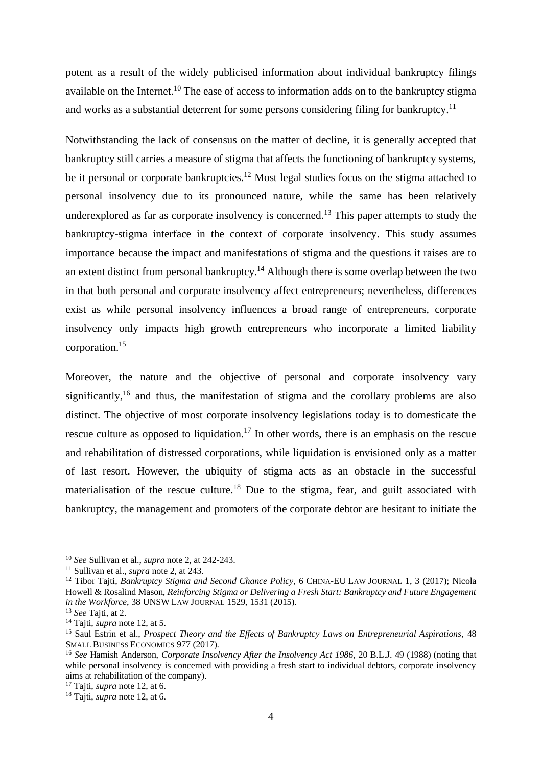potent as a result of the widely publicised information about individual bankruptcy filings available on the Internet.[10] The ease of access to information adds on to the bankruptcy stigma and works as a substantial deterrent for some persons considering filing for bankruptcy.[11]

Notwithstanding the lack of consensus on the matter of decline, it is generally accepted that bankruptcy still carries a measure of stigma that affects the functioning of bankruptcy systems, be it personal or corporate bankruptcies.[12] Most legal studies focus on the stigma attached to personal insolvency due to its pronounced nature, while the same has been relatively underexplored as far as corporate insolvency is concerned.[13] This paper attempts to study the bankruptcy-stigma interface in the context of corporate insolvency. This study assumes importance because the impact and manifestations of stigma and the questions it raises are to an extent distinct from personal bankruptcy.[14] Although there is some overlap between the two in that both personal and corporate insolvency affect entrepreneurs; nevertheless, differences exist as while personal insolvency influences a broad range of entrepreneurs, corporate insolvency only impacts high growth entrepreneurs who incorporate a limited liability corporation.[15]

Moreover, the nature and the objective of personal and corporate insolvency vary significantly,[16] and thus, the manifestation of stigma and the corollary problems are also distinct. The objective of most corporate insolvency legislations today is to domesticate the rescue culture as opposed to liquidation.[17] In other words, there is an emphasis on the rescue and rehabilitation of distressed corporations, while liquidation is envisioned only as a matter of last resort. However, the ubiquity of stigma acts as an obstacle in the successful materialisation of the rescue culture.[18] Due to the stigma, fear, and guilt associated with bankruptcy, the management and promoters of the corporate debtor are hesitant to initiate the

---

[10] *See* Sullivan et al., *supra* note 2, at 242-243.

[11] Sullivan et al., *supra* note 2, at 243.

[12] Tibor Tajti, *Bankruptcy Stigma and Second Chance Policy*, 6 CHINA-EU LAW JOURNAL 1, 3 (2017); Nicola Howell & Rosalind Mason, *Reinforcing Stigma or Delivering a Fresh Start: Bankruptcy and Future Engagement in the Workforce*, 38 UNSW LAW JOURNAL 1529, 1531 (2015).

[13] *See* Tajti, at 2.

[14] Tajti, *supra* note 12, at 5.

[15] Saul Estrin et al., *Prospect Theory and the Effects of Bankruptcy Laws on Entrepreneurial Aspirations*, 48 SMALL BUSINESS ECONOMICS 977 (2017).

[16] *See* Hamish Anderson, *Corporate Insolvency After the Insolvency Act 1986*, 20 B.L.J. 49 (1988) (noting that while personal insolvency is concerned with providing a fresh start to individual debtors, corporate insolvency aims at rehabilitation of the company).

[17] Tajti, *supra* note 12, at 6.

[18] Tajti, *supra* note 12, at 6.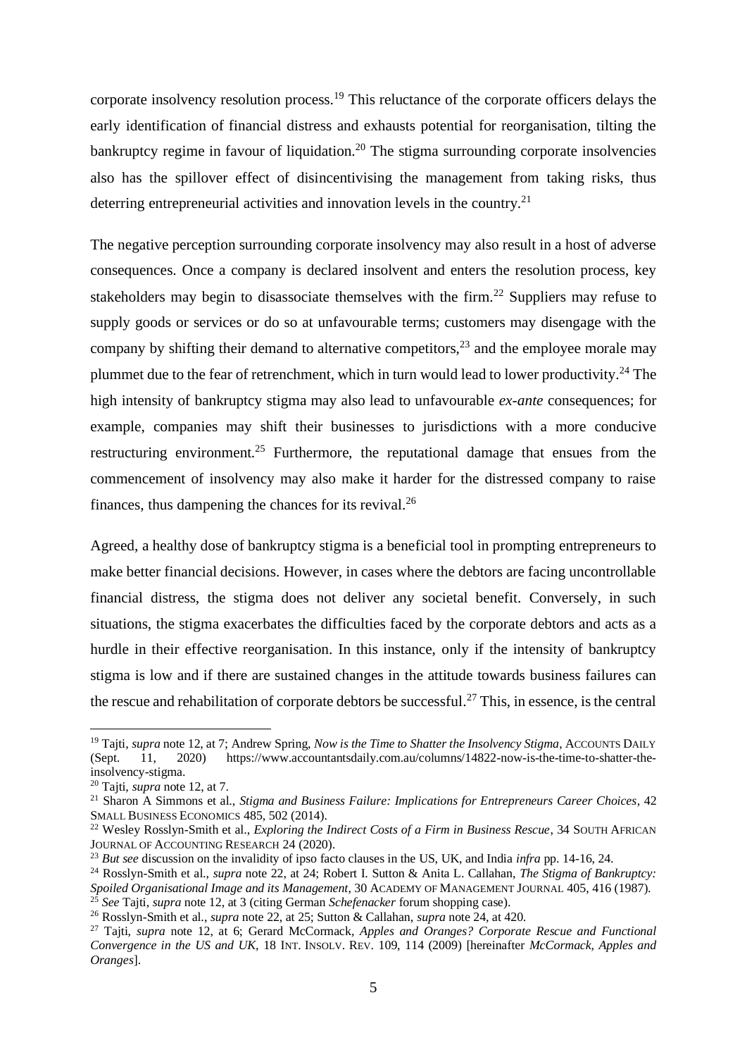corporate insolvency resolution process.[19] This reluctance of the corporate officers delays the early identification of financial distress and exhausts potential for reorganisation, tilting the bankruptcy regime in favour of liquidation.[20] The stigma surrounding corporate insolvencies also has the spillover effect of disincentivising the management from taking risks, thus deterring entrepreneurial activities and innovation levels in the country.[21]

The negative perception surrounding corporate insolvency may also result in a host of adverse consequences. Once a company is declared insolvent and enters the resolution process, key stakeholders may begin to disassociate themselves with the firm.[22] Suppliers may refuse to supply goods or services or do so at unfavourable terms; customers may disengage with the company by shifting their demand to alternative competitors,[23] and the employee morale may plummet due to the fear of retrenchment, which in turn would lead to lower productivity.[24] The high intensity of bankruptcy stigma may also lead to unfavourable *ex-ante* consequences; for example, companies may shift their businesses to jurisdictions with a more conducive restructuring environment.[25] Furthermore, the reputational damage that ensues from the commencement of insolvency may also make it harder for the distressed company to raise finances, thus dampening the chances for its revival.[26]

Agreed, a healthy dose of bankruptcy stigma is a beneficial tool in prompting entrepreneurs to make better financial decisions. However, in cases where the debtors are facing uncontrollable financial distress, the stigma does not deliver any societal benefit. Conversely, in such situations, the stigma exacerbates the difficulties faced by the corporate debtors and acts as a hurdle in their effective reorganisation. In this instance, only if the intensity of bankruptcy stigma is low and if there are sustained changes in the attitude towards business failures can the rescue and rehabilitation of corporate debtors be successful.[27] This, in essence, is the central

---

[19] Tajti, *supra* note 12, at 7; Andrew Spring, *Now is the Time to Shatter the Insolvency Stigma*, ACCOUNTS DAILY (Sept. 11, 2020) https://www.accountantsdaily.com.au/columns/14822-now-is-the-time-to-shatter-the-insolvency-stigma.

[20] Tajti, *supra* note 12, at 7.

[21] Sharon A Simmons et al., *Stigma and Business Failure: Implications for Entrepreneurs Career Choices*, 42 SMALL BUSINESS ECONOMICS 485, 502 (2014).

[22] Wesley Rosslyn-Smith et al., *Exploring the Indirect Costs of a Firm in Business Rescue*, 34 SOUTH AFRICAN JOURNAL OF ACCOUNTING RESEARCH 24 (2020).

[23] *But see* discussion on the invalidity of ipso facto clauses in the US, UK, and India *infra* pp. 14-16, 24.

[24] Rosslyn-Smith et al., *supra* note 22, at 24; Robert I. Sutton & Anita L. Callahan, *The Stigma of Bankruptcy: Spoiled Organisational Image and its Management*, 30 ACADEMY OF MANAGEMENT JOURNAL 405, 416 (1987).

[25] *See* Tajti, *supra* note 12, at 3 (citing German *Schefenacker* forum shopping case).

[26] Rosslyn-Smith et al., *supra* note 22, at 25; Sutton & Callahan, *supra* note 24, at 420.

[27] Tajti, *supra* note 12, at 6; Gerard McCormack, *Apples and Oranges? Corporate Rescue and Functional Convergence in the US and UK*, 18 INT. INSOLV. REV. 109, 114 (2009) [hereinafter *McCormack, Apples and Oranges*].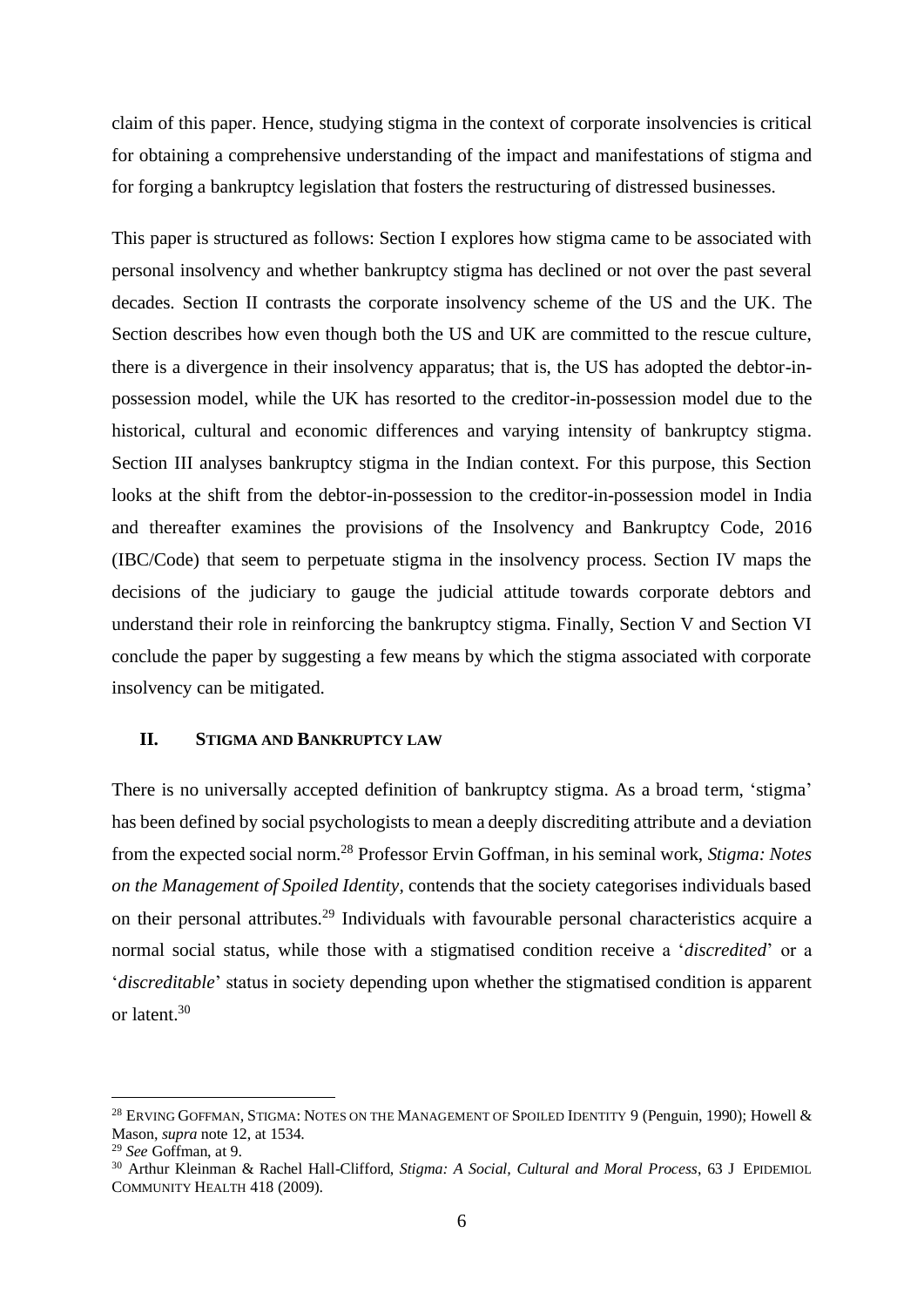claim of this paper. Hence, studying stigma in the context of corporate insolvencies is critical for obtaining a comprehensive understanding of the impact and manifestations of stigma and for forging a bankruptcy legislation that fosters the restructuring of distressed businesses.

This paper is structured as follows: Section I explores how stigma came to be associated with personal insolvency and whether bankruptcy stigma has declined or not over the past several decades. Section II contrasts the corporate insolvency scheme of the US and the UK. The Section describes how even though both the US and UK are committed to the rescue culture, there is a divergence in their insolvency apparatus; that is, the US has adopted the debtor-in-possession model, while the UK has resorted to the creditor-in-possession model due to the historical, cultural and economic differences and varying intensity of bankruptcy stigma. Section III analyses bankruptcy stigma in the Indian context. For this purpose, this Section looks at the shift from the debtor-in-possession to the creditor-in-possession model in India and thereafter examines the provisions of the Insolvency and Bankruptcy Code, 2016 (IBC/Code) that seem to perpetuate stigma in the insolvency process. Section IV maps the decisions of the judiciary to gauge the judicial attitude towards corporate debtors and understand their role in reinforcing the bankruptcy stigma. Finally, Section V and Section VI conclude the paper by suggesting a few means by which the stigma associated with corporate insolvency can be mitigated.

## II. STIGMA AND BANKRUPTCY LAW

There is no universally accepted definition of bankruptcy stigma. As a broad term, 'stigma' has been defined by social psychologists to mean a deeply discrediting attribute and a deviation from the expected social norm.[28] Professor Ervin Goffman, in his seminal work, *Stigma: Notes on the Management of Spoiled Identity*, contends that the society categorises individuals based on their personal attributes.[29] Individuals with favourable personal characteristics acquire a normal social status, while those with a stigmatised condition receive a '*discredited*' or a '*discreditable*' status in society depending upon whether the stigmatised condition is apparent or latent.[30]

---

[28] ERVING GOFFMAN, STIGMA: NOTES ON THE MANAGEMENT OF SPOILED IDENTITY 9 (Penguin, 1990); Howell & Mason, *supra* note 12, at 1534.

[29] *See* Goffman, at 9.

[30] Arthur Kleinman & Rachel Hall-Clifford, *Stigma: A Social, Cultural and Moral Process*, 63 J EPIDEMIOL COMMUNITY HEALTH 418 (2009).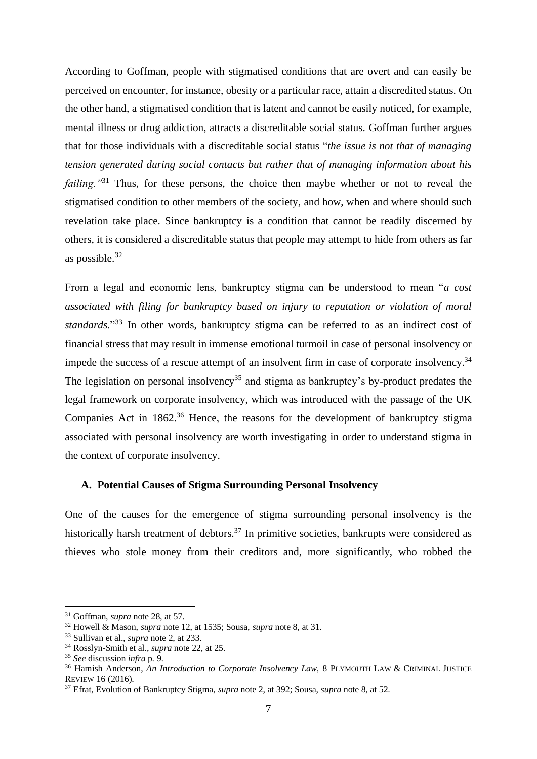According to Goffman, people with stigmatised conditions that are overt and can easily be perceived on encounter, for instance, obesity or a particular race, attain a discredited status. On the other hand, a stigmatised condition that is latent and cannot be easily noticed, for example, mental illness or drug addiction, attracts a discreditable social status. Goffman further argues that for those individuals with a discreditable social status "*the issue is not that of managing tension generated during social contacts but rather that of managing information about his failing.*"[31] Thus, for these persons, the choice then maybe whether or not to reveal the stigmatised condition to other members of the society, and how, when and where should such revelation take place. Since bankruptcy is a condition that cannot be readily discerned by others, it is considered a discreditable status that people may attempt to hide from others as far as possible.[32]

From a legal and economic lens, bankruptcy stigma can be understood to mean "*a cost associated with filing for bankruptcy based on injury to reputation or violation of moral standards*."[33] In other words, bankruptcy stigma can be referred to as an indirect cost of financial stress that may result in immense emotional turmoil in case of personal insolvency or impede the success of a rescue attempt of an insolvent firm in case of corporate insolvency.[34] The legislation on personal insolvency[35] and stigma as bankruptcy's by-product predates the legal framework on corporate insolvency, which was introduced with the passage of the UK Companies Act in 1862.[36] Hence, the reasons for the development of bankruptcy stigma associated with personal insolvency are worth investigating in order to understand stigma in the context of corporate insolvency.

### A. Potential Causes of Stigma Surrounding Personal Insolvency

One of the causes for the emergence of stigma surrounding personal insolvency is the historically harsh treatment of debtors.[37] In primitive societies, bankrupts were considered as thieves who stole money from their creditors and, more significantly, who robbed the

---

[31] Goffman, *supra* note 28, at 57.

[32] Howell & Mason, *supra* note 12, at 1535; Sousa, *supra* note 8, at 31.

[33] Sullivan et al., *supra* note 2, at 233.

[34] Rosslyn-Smith et al., *supra* note 22, at 25.

[35] *See* discussion *infra* p. 9.

[36] Hamish Anderson, *An Introduction to Corporate Insolvency Law*, 8 PLYMOUTH LAW & CRIMINAL JUSTICE REVIEW 16 (2016).

[37] Efrat, Evolution of Bankruptcy Stigma, *supra* note 2, at 392; Sousa, *supra* note 8, at 52.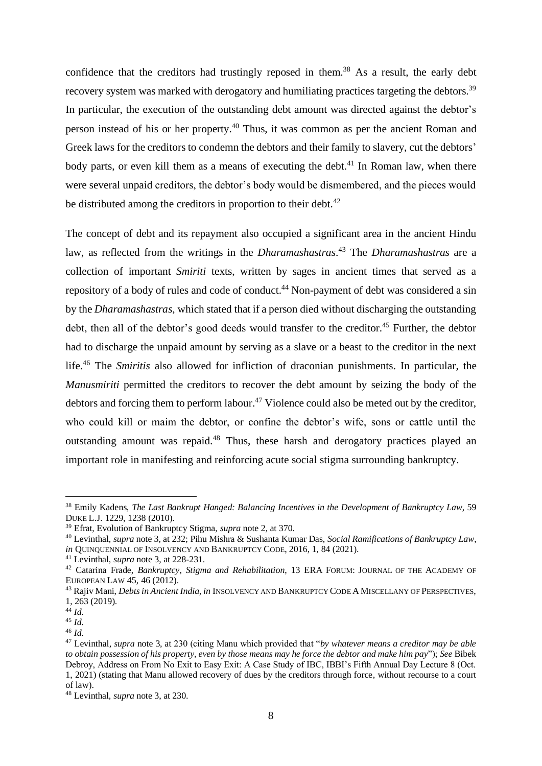confidence that the creditors had trustingly reposed in them.[38] As a result, the early debt recovery system was marked with derogatory and humiliating practices targeting the debtors.[39] In particular, the execution of the outstanding debt amount was directed against the debtor's person instead of his or her property.[40] Thus, it was common as per the ancient Roman and Greek laws for the creditors to condemn the debtors and their family to slavery, cut the debtors' body parts, or even kill them as a means of executing the debt.[41] In Roman law, when there were several unpaid creditors, the debtor's body would be dismembered, and the pieces would be distributed among the creditors in proportion to their debt.[42]

The concept of debt and its repayment also occupied a significant area in the ancient Hindu law, as reflected from the writings in the *Dharamashastras*.[43] The *Dharamashastras* are a collection of important *Smiriti* texts, written by sages in ancient times that served as a repository of a body of rules and code of conduct.[44] Non-payment of debt was considered a sin by the *Dharamashastras*, which stated that if a person died without discharging the outstanding debt, then all of the debtor's good deeds would transfer to the creditor.[45] Further, the debtor had to discharge the unpaid amount by serving as a slave or a beast to the creditor in the next life.[46] The *Smiritis* also allowed for infliction of draconian punishments. In particular, the *Manusmiriti* permitted the creditors to recover the debt amount by seizing the body of the debtors and forcing them to perform labour.[47] Violence could also be meted out by the creditor, who could kill or maim the debtor, or confine the debtor's wife, sons or cattle until the outstanding amount was repaid.[48] Thus, these harsh and derogatory practices played an important role in manifesting and reinforcing acute social stigma surrounding bankruptcy.

---

[38] Emily Kadens, *The Last Bankrupt Hanged: Balancing Incentives in the Development of Bankruptcy Law*, 59 DUKE L.J. 1229, 1238 (2010).

[39] Efrat, Evolution of Bankruptcy Stigma, *supra* note 2, at 370.

[40] Levinthal, *supra* note 3, at 232; Pihu Mishra & Sushanta Kumar Das, *Social Ramifications of Bankruptcy Law*, *in* QUINQUENNIAL OF INSOLVENCY AND BANKRUPTCY CODE, 2016, 1, 84 (2021).

[41] Levinthal, *supra* note 3, at 228-231.

[42] Catarina Frade, *Bankruptcy, Stigma and Rehabilitation*, 13 ERA FORUM: JOURNAL OF THE ACADEMY OF EUROPEAN LAW 45, 46 (2012).

[43] Rajiv Mani, *Debts in Ancient India*, *in* INSOLVENCY AND BANKRUPTCY CODE A MISCELLANY OF PERSPECTIVES, 1, 263 (2019).

[44] *Id.*

[45] *Id.*

[46] *Id.*

[47] Levinthal, *supra* note 3, at 230 (citing Manu which provided that "*by whatever means a creditor may be able to obtain possession of his property, even by those means may he force the debtor and make him pay*"); *See* Bibek Debroy, Address on From No Exit to Easy Exit: A Case Study of IBC, IBBI's Fifth Annual Day Lecture 8 (Oct. 1, 2021) (stating that Manu allowed recovery of dues by the creditors through force, without recourse to a court of law).

[48] Levinthal, *supra* note 3, at 230.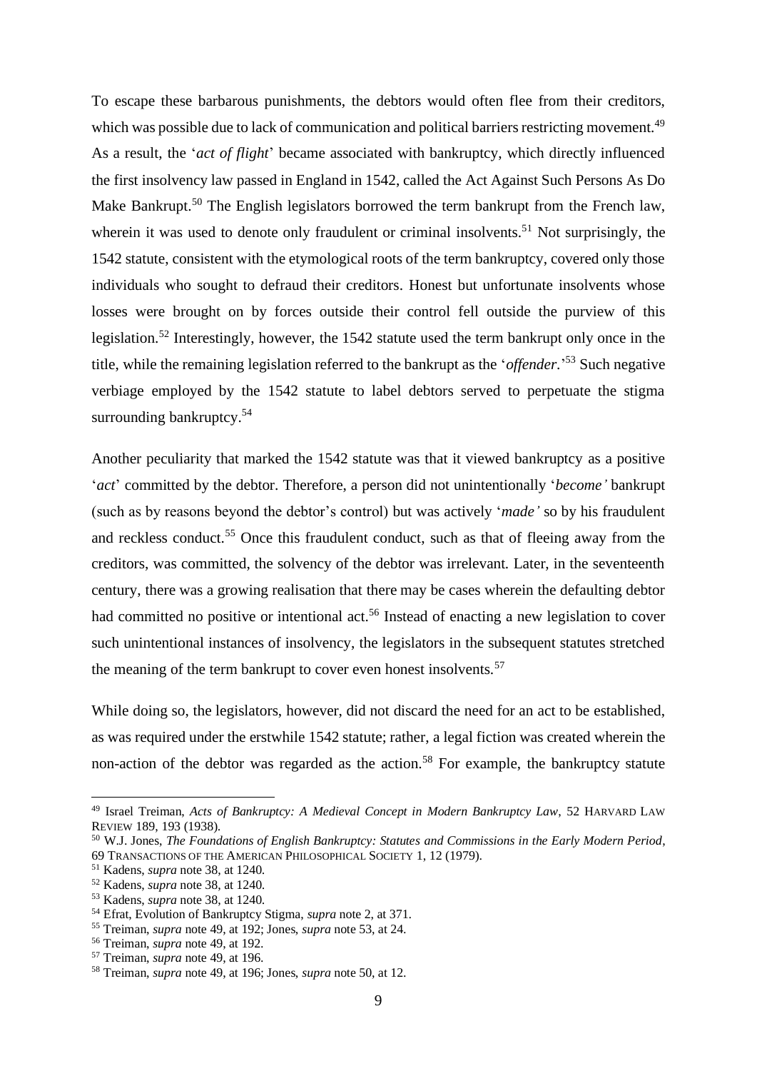To escape these barbarous punishments, the debtors would often flee from their creditors, which was possible due to lack of communication and political barriers restricting movement.[49] As a result, the '*act of flight*' became associated with bankruptcy, which directly influenced the first insolvency law passed in England in 1542, called the Act Against Such Persons As Do Make Bankrupt.[50] The English legislators borrowed the term bankrupt from the French law, wherein it was used to denote only fraudulent or criminal insolvents.[51] Not surprisingly, the 1542 statute, consistent with the etymological roots of the term bankruptcy, covered only those individuals who sought to defraud their creditors. Honest but unfortunate insolvents whose losses were brought on by forces outside their control fell outside the purview of this legislation.[52] Interestingly, however, the 1542 statute used the term bankrupt only once in the title, while the remaining legislation referred to the bankrupt as the '*offender*.'[53] Such negative verbiage employed by the 1542 statute to label debtors served to perpetuate the stigma surrounding bankruptcy.[54]

Another peculiarity that marked the 1542 statute was that it viewed bankruptcy as a positive '*act*' committed by the debtor. Therefore, a person did not unintentionally '*become'* bankrupt (such as by reasons beyond the debtor's control) but was actively '*made'* so by his fraudulent and reckless conduct.[55] Once this fraudulent conduct, such as that of fleeing away from the creditors, was committed, the solvency of the debtor was irrelevant. Later, in the seventeenth century, there was a growing realisation that there may be cases wherein the defaulting debtor had committed no positive or intentional act.[56] Instead of enacting a new legislation to cover such unintentional instances of insolvency, the legislators in the subsequent statutes stretched the meaning of the term bankrupt to cover even honest insolvents.[57]

While doing so, the legislators, however, did not discard the need for an act to be established, as was required under the erstwhile 1542 statute; rather, a legal fiction was created wherein the non-action of the debtor was regarded as the action.[58] For example, the bankruptcy statute

---

[49] Israel Treiman, *Acts of Bankruptcy: A Medieval Concept in Modern Bankruptcy Law*, 52 HARVARD LAW REVIEW 189, 193 (1938).

[50] W.J. Jones, *The Foundations of English Bankruptcy: Statutes and Commissions in the Early Modern Period*, 69 TRANSACTIONS OF THE AMERICAN PHILOSOPHICAL SOCIETY 1, 12 (1979).

[51] Kadens, *supra* note 38, at 1240.

[52] Kadens, *supra* note 38, at 1240.

[53] Kadens, *supra* note 38, at 1240.

[54] Efrat, Evolution of Bankruptcy Stigma, *supra* note 2, at 371.

[55] Treiman, *supra* note 49, at 192; Jones, *supra* note 53, at 24.

[56] Treiman, *supra* note 49, at 192.

[57] Treiman, *supra* note 49, at 196.

[58] Treiman, *supra* note 49, at 196; Jones, *supra* note 50, at 12.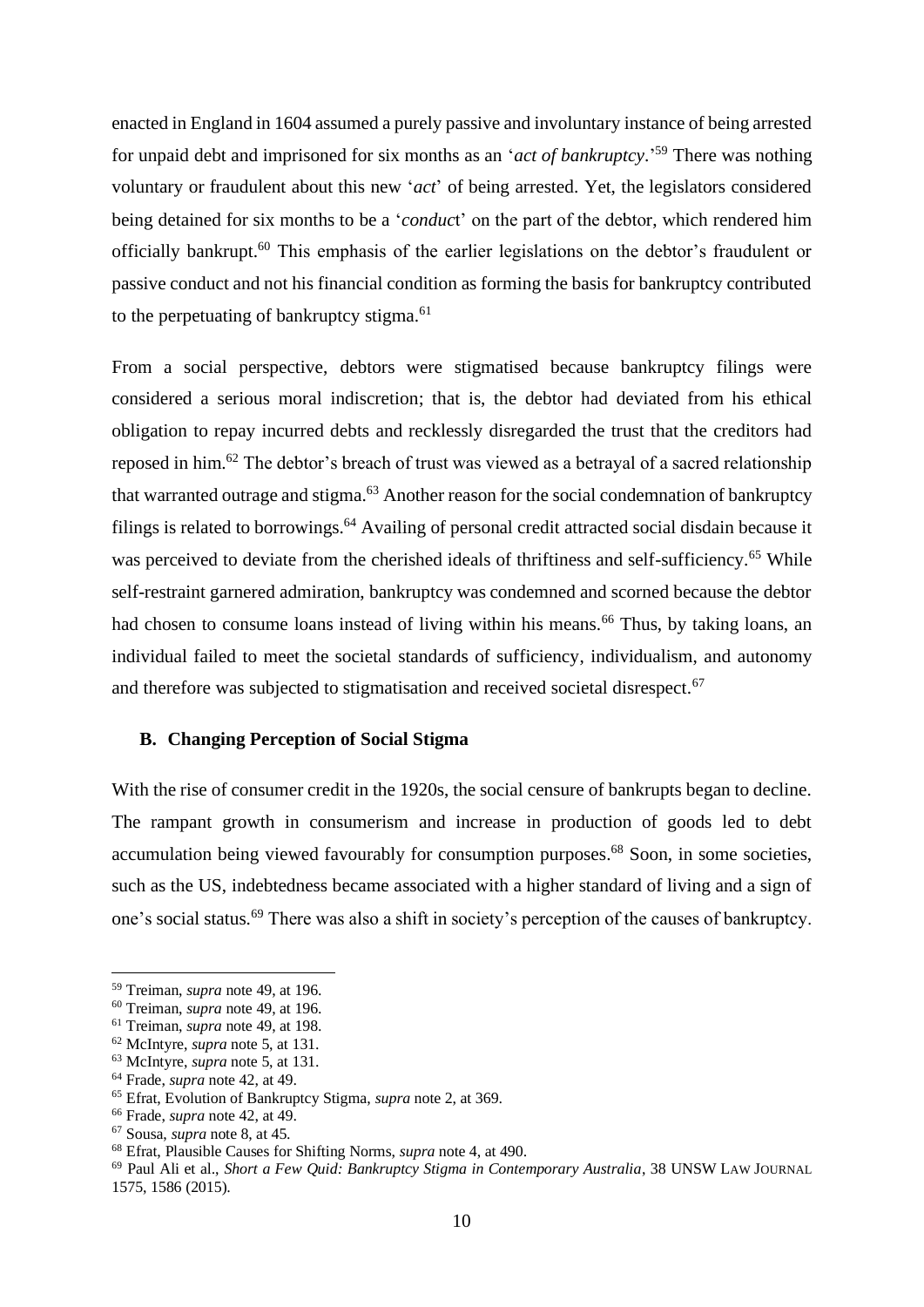enacted in England in 1604 assumed a purely passive and involuntary instance of being arrested for unpaid debt and imprisoned for six months as an '*act of bankruptcy*.'[59] There was nothing voluntary or fraudulent about this new '*act*' of being arrested. Yet, the legislators considered being detained for six months to be a '*conduct*' on the part of the debtor, which rendered him officially bankrupt.[60] This emphasis of the earlier legislations on the debtor's fraudulent or passive conduct and not his financial condition as forming the basis for bankruptcy contributed to the perpetuating of bankruptcy stigma.[61]

From a social perspective, debtors were stigmatised because bankruptcy filings were considered a serious moral indiscretion; that is, the debtor had deviated from his ethical obligation to repay incurred debts and recklessly disregarded the trust that the creditors had reposed in him.[62] The debtor's breach of trust was viewed as a betrayal of a sacred relationship that warranted outrage and stigma.[63] Another reason for the social condemnation of bankruptcy filings is related to borrowings.[64] Availing of personal credit attracted social disdain because it was perceived to deviate from the cherished ideals of thriftiness and self-sufficiency.[65] While self-restraint garnered admiration, bankruptcy was condemned and scorned because the debtor had chosen to consume loans instead of living within his means.[66] Thus, by taking loans, an individual failed to meet the societal standards of sufficiency, individualism, and autonomy and therefore was subjected to stigmatisation and received societal disrespect.[67]

### B. Changing Perception of Social Stigma

With the rise of consumer credit in the 1920s, the social censure of bankrupts began to decline. The rampant growth in consumerism and increase in production of goods led to debt accumulation being viewed favourably for consumption purposes.[68] Soon, in some societies, such as the US, indebtedness became associated with a higher standard of living and a sign of one's social status.[69] There was also a shift in society's perception of the causes of bankruptcy.

---

[59] Treiman, *supra* note 49, at 196.

[60] Treiman, *supra* note 49, at 196.

[61] Treiman, *supra* note 49, at 198.

[62] McIntyre, *supra* note 5, at 131.

[63] McIntyre, *supra* note 5, at 131.

[64] Frade, *supra* note 42, at 49.

[65] Efrat, Evolution of Bankruptcy Stigma, *supra* note 2, at 369.

[66] Frade, *supra* note 42, at 49.

[67] Sousa, *supra* note 8, at 45.

[68] Efrat, Plausible Causes for Shifting Norms, *supra* note 4, at 490.

[69] Paul Ali et al., *Short a Few Quid: Bankruptcy Stigma in Contemporary Australia*, 38 UNSW LAW JOURNAL 1575, 1586 (2015).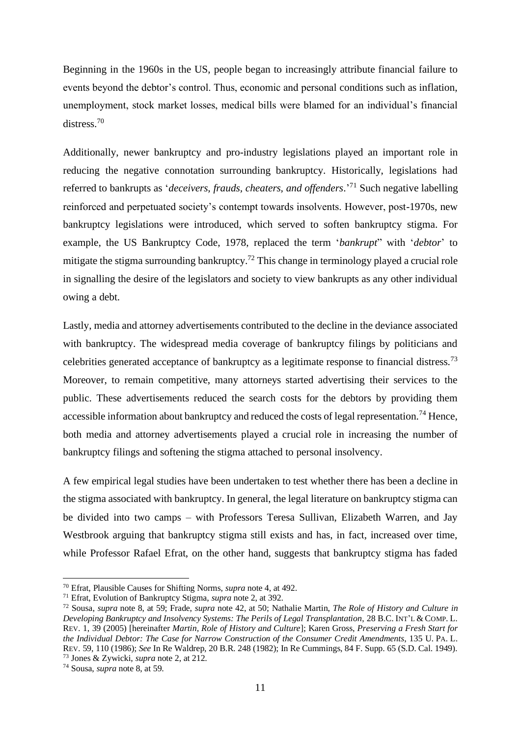Beginning in the 1960s in the US, people began to increasingly attribute financial failure to events beyond the debtor's control. Thus, economic and personal conditions such as inflation, unemployment, stock market losses, medical bills were blamed for an individual's financial distress.[70]

Additionally, newer bankruptcy and pro-industry legislations played an important role in reducing the negative connotation surrounding bankruptcy. Historically, legislations had referred to bankrupts as '*deceivers, frauds, cheaters, and offenders*.'[71] Such negative labelling reinforced and perpetuated society's contempt towards insolvents. However, post-1970s, new bankruptcy legislations were introduced, which served to soften bankruptcy stigma. For example, the US Bankruptcy Code, 1978, replaced the term '*bankrupt*" with '*debtor*' to mitigate the stigma surrounding bankruptcy.[72] This change in terminology played a crucial role in signalling the desire of the legislators and society to view bankrupts as any other individual owing a debt.

Lastly, media and attorney advertisements contributed to the decline in the deviance associated with bankruptcy. The widespread media coverage of bankruptcy filings by politicians and celebrities generated acceptance of bankruptcy as a legitimate response to financial distress.[73] Moreover, to remain competitive, many attorneys started advertising their services to the public. These advertisements reduced the search costs for the debtors by providing them accessible information about bankruptcy and reduced the costs of legal representation.[74] Hence, both media and attorney advertisements played a crucial role in increasing the number of bankruptcy filings and softening the stigma attached to personal insolvency.

A few empirical legal studies have been undertaken to test whether there has been a decline in the stigma associated with bankruptcy. In general, the legal literature on bankruptcy stigma can be divided into two camps – with Professors Teresa Sullivan, Elizabeth Warren, and Jay Westbrook arguing that bankruptcy stigma still exists and has, in fact, increased over time, while Professor Rafael Efrat, on the other hand, suggests that bankruptcy stigma has faded

---

[70] Efrat, Plausible Causes for Shifting Norms, *supra* note 4, at 492.

[71] Efrat, Evolution of Bankruptcy Stigma, *supra* note 2, at 392.

[72] Sousa, *supra* note 8, at 59; Frade, *supra* note 42, at 50; Nathalie Martin, *The Role of History and Culture in Developing Bankruptcy and Insolvency Systems: The Perils of Legal Transplantation*, 28 B.C. INT'L & COMP. L. REV. 1, 39 (2005) [hereinafter *Martin, Role of History and Culture*]; Karen Gross, *Preserving a Fresh Start for the Individual Debtor: The Case for Narrow Construction of the Consumer Credit Amendments*, 135 U. PA. L. REV. 59, 110 (1986); *See* In Re Waldrep, 20 B.R. 248 (1982); In Re Cummings, 84 F. Supp. 65 (S.D. Cal. 1949).

[73] Jones & Zywicki, *supra* note 2, at 212.

[74] Sousa, *supra* note 8, at 59.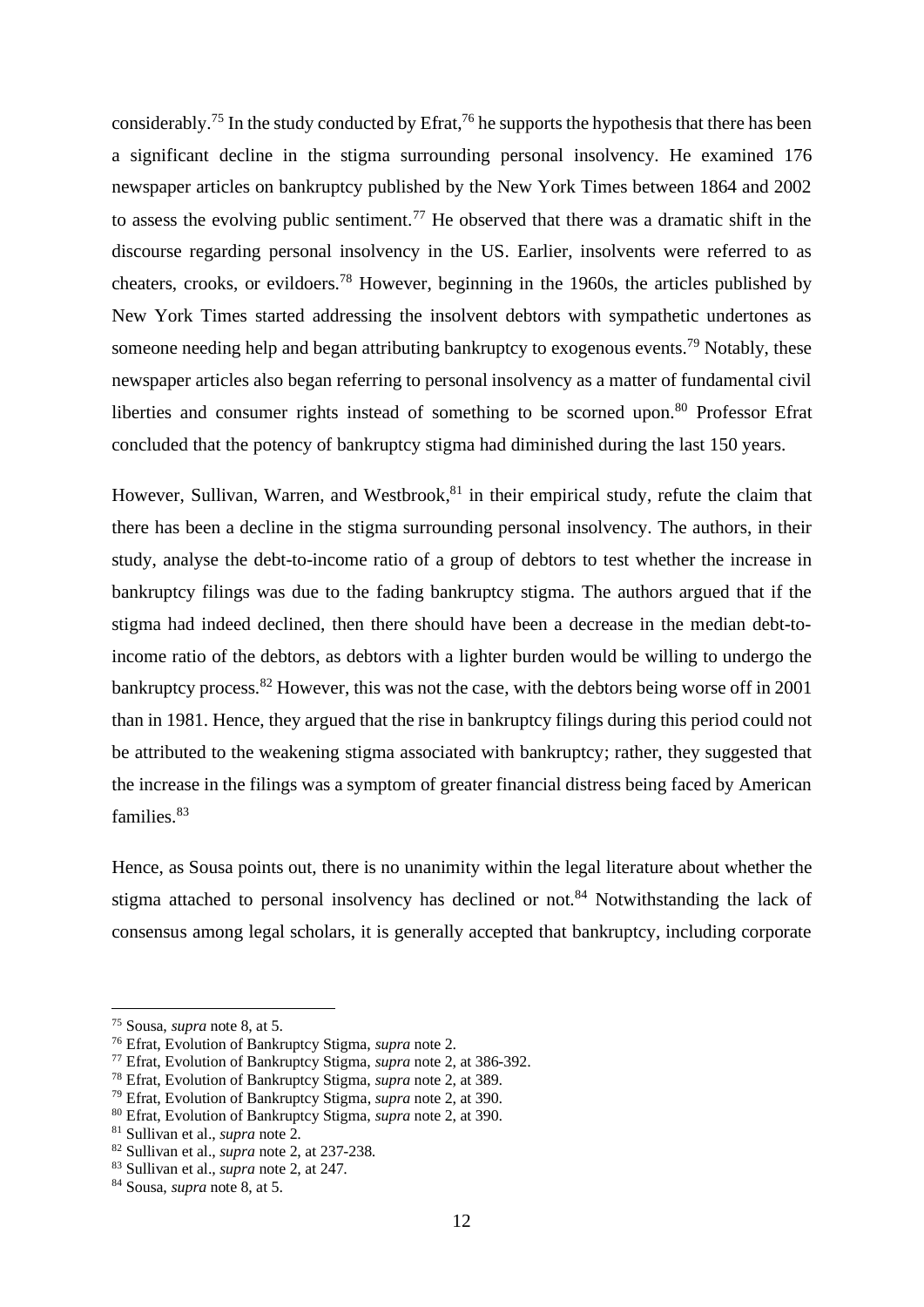considerably.[75] In the study conducted by Efrat,[76] he supports the hypothesis that there has been a significant decline in the stigma surrounding personal insolvency. He examined 176 newspaper articles on bankruptcy published by the New York Times between 1864 and 2002 to assess the evolving public sentiment.[77] He observed that there was a dramatic shift in the discourse regarding personal insolvency in the US. Earlier, insolvents were referred to as cheaters, crooks, or evildoers.[78] However, beginning in the 1960s, the articles published by New York Times started addressing the insolvent debtors with sympathetic undertones as someone needing help and began attributing bankruptcy to exogenous events.[79] Notably, these newspaper articles also began referring to personal insolvency as a matter of fundamental civil liberties and consumer rights instead of something to be scorned upon.[80] Professor Efrat concluded that the potency of bankruptcy stigma had diminished during the last 150 years.

However, Sullivan, Warren, and Westbrook,[81] in their empirical study, refute the claim that there has been a decline in the stigma surrounding personal insolvency. The authors, in their study, analyse the debt-to-income ratio of a group of debtors to test whether the increase in bankruptcy filings was due to the fading bankruptcy stigma. The authors argued that if the stigma had indeed declined, then there should have been a decrease in the median debt-to-income ratio of the debtors, as debtors with a lighter burden would be willing to undergo the bankruptcy process.[82] However, this was not the case, with the debtors being worse off in 2001 than in 1981. Hence, they argued that the rise in bankruptcy filings during this period could not be attributed to the weakening stigma associated with bankruptcy; rather, they suggested that the increase in the filings was a symptom of greater financial distress being faced by American families.[83]

Hence, as Sousa points out, there is no unanimity within the legal literature about whether the stigma attached to personal insolvency has declined or not.[84] Notwithstanding the lack of consensus among legal scholars, it is generally accepted that bankruptcy, including corporate

---

[75] Sousa, *supra* note 8, at 5.
[76] Efrat, Evolution of Bankruptcy Stigma, *supra* note 2.
[77] Efrat, Evolution of Bankruptcy Stigma, *supra* note 2, at 386-392.
[78] Efrat, Evolution of Bankruptcy Stigma, *supra* note 2, at 389.
[79] Efrat, Evolution of Bankruptcy Stigma, *supra* note 2, at 390.
[80] Efrat, Evolution of Bankruptcy Stigma, *supra* note 2, at 390.
[81] Sullivan et al., *supra* note 2.
[82] Sullivan et al., *supra* note 2, at 237-238.
[83] Sullivan et al., *supra* note 2, at 247.
[84] Sousa, *supra* note 8, at 5.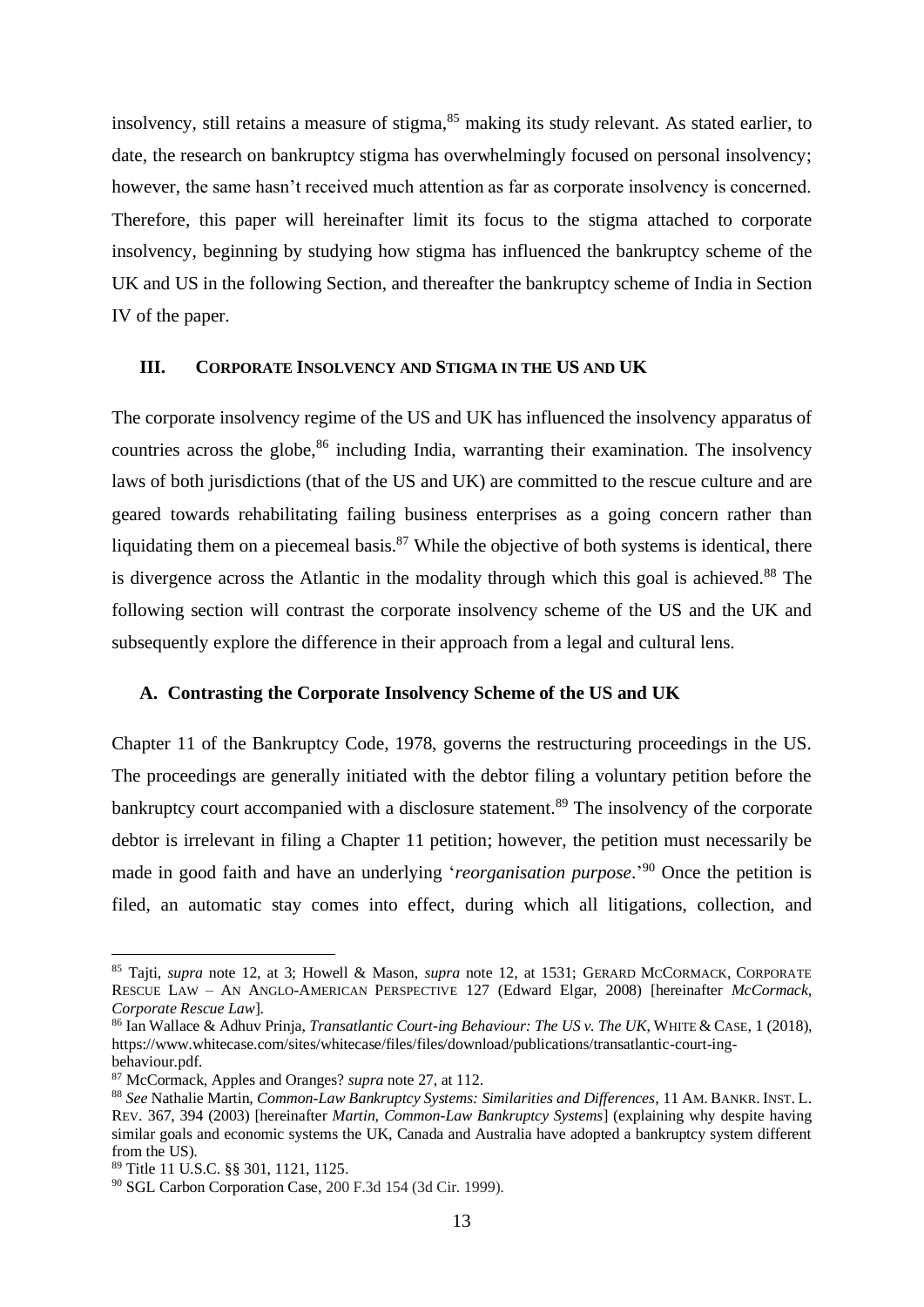insolvency, still retains a measure of stigma,[85] making its study relevant. As stated earlier, to date, the research on bankruptcy stigma has overwhelmingly focused on personal insolvency; however, the same hasn't received much attention as far as corporate insolvency is concerned. Therefore, this paper will hereinafter limit its focus to the stigma attached to corporate insolvency, beginning by studying how stigma has influenced the bankruptcy scheme of the UK and US in the following Section, and thereafter the bankruptcy scheme of India in Section IV of the paper.

## III. CORPORATE INSOLVENCY AND STIGMA IN THE US AND UK

The corporate insolvency regime of the US and UK has influenced the insolvency apparatus of countries across the globe,[86] including India, warranting their examination. The insolvency laws of both jurisdictions (that of the US and UK) are committed to the rescue culture and are geared towards rehabilitating failing business enterprises as a going concern rather than liquidating them on a piecemeal basis.[87] While the objective of both systems is identical, there is divergence across the Atlantic in the modality through which this goal is achieved.[88] The following section will contrast the corporate insolvency scheme of the US and the UK and subsequently explore the difference in their approach from a legal and cultural lens.

### A. Contrasting the Corporate Insolvency Scheme of the US and UK

Chapter 11 of the Bankruptcy Code, 1978, governs the restructuring proceedings in the US. The proceedings are generally initiated with the debtor filing a voluntary petition before the bankruptcy court accompanied with a disclosure statement.[89] The insolvency of the corporate debtor is irrelevant in filing a Chapter 11 petition; however, the petition must necessarily be made in good faith and have an underlying '*reorganisation purpose*.'[90] Once the petition is filed, an automatic stay comes into effect, during which all litigations, collection, and

---

[85] Tajti, *supra* note 12, at 3; Howell & Mason, *supra* note 12, at 1531; GERARD MCCORMACK, CORPORATE RESCUE LAW – AN ANGLO-AMERICAN PERSPECTIVE 127 (Edward Elgar, 2008) [hereinafter *McCormack, Corporate Rescue Law*].

[86] Ian Wallace & Adhuv Prinja, *Transatlantic Court-ing Behaviour: The US v. The UK*, WHITE & CASE, 1 (2018), https://www.whitecase.com/sites/whitecase/files/files/download/publications/transatlantic-court-ing-behaviour.pdf.

[87] McCormack, Apples and Oranges? *supra* note 27, at 112.

[88] *See* Nathalie Martin, *Common-Law Bankruptcy Systems: Similarities and Differences*, 11 AM. BANKR. INST. L. REV. 367, 394 (2003) [hereinafter *Martin, Common-Law Bankruptcy Systems*] (explaining why despite having similar goals and economic systems the UK, Canada and Australia have adopted a bankruptcy system different from the US).

[89] Title 11 U.S.C. §§ 301, 1121, 1125.

[90] SGL Carbon Corporation Case, 200 F.3d 154 (3d Cir. 1999).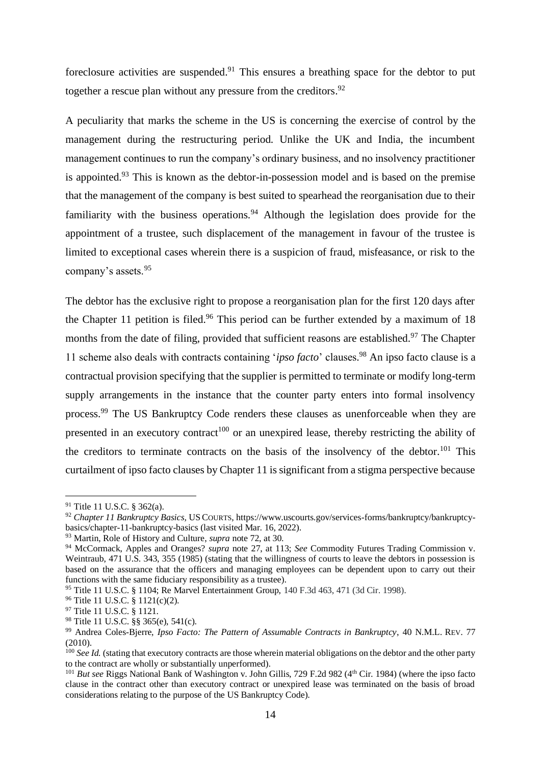foreclosure activities are suspended.[91] This ensures a breathing space for the debtor to put together a rescue plan without any pressure from the creditors.[92]

A peculiarity that marks the scheme in the US is concerning the exercise of control by the management during the restructuring period. Unlike the UK and India, the incumbent management continues to run the company's ordinary business, and no insolvency practitioner is appointed.[93] This is known as the debtor-in-possession model and is based on the premise that the management of the company is best suited to spearhead the reorganisation due to their familiarity with the business operations.[94] Although the legislation does provide for the appointment of a trustee, such displacement of the management in favour of the trustee is limited to exceptional cases wherein there is a suspicion of fraud, misfeasance, or risk to the company's assets.[95]

The debtor has the exclusive right to propose a reorganisation plan for the first 120 days after the Chapter 11 petition is filed.[96] This period can be further extended by a maximum of 18 months from the date of filing, provided that sufficient reasons are established.[97] The Chapter 11 scheme also deals with contracts containing '*ipso facto*' clauses.[98] An ipso facto clause is a contractual provision specifying that the supplier is permitted to terminate or modify long-term supply arrangements in the instance that the counter party enters into formal insolvency process.[99] The US Bankruptcy Code renders these clauses as unenforceable when they are presented in an executory contract[100] or an unexpired lease, thereby restricting the ability of the creditors to terminate contracts on the basis of the insolvency of the debtor.[101] This curtailment of ipso facto clauses by Chapter 11 is significant from a stigma perspective because

---

[91] Title 11 U.S.C. § 362(a).

[92] *Chapter 11 Bankruptcy Basics,* US COURTS, https://www.uscourts.gov/services-forms/bankruptcy/bankruptcy-basics/chapter-11-bankruptcy-basics (last visited Mar. 16, 2022).

[93] Martin, Role of History and Culture, *supra* note 72, at 30.

[94] McCormack, Apples and Oranges? *supra* note 27, at 113; *See* Commodity Futures Trading Commission v. Weintraub, 471 U.S. 343, 355 (1985) (stating that the willingness of courts to leave the debtors in possession is based on the assurance that the officers and managing employees can be dependent upon to carry out their functions with the same fiduciary responsibility as a trustee).

[95] Title 11 U.S.C. § 1104; Re Marvel Entertainment Group, 140 F.3d 463, 471 (3d Cir. 1998).

[96] Title 11 U.S.C. § 1121(c)(2).

[97] Title 11 U.S.C. § 1121.

[98] Title 11 U.S.C. §§ 365(e), 541(c).

[99] Andrea Coles-Bjerre, *Ipso Facto: The Pattern of Assumable Contracts in Bankruptcy*, 40 N.M.L. REV. 77 (2010).

[100] *See Id.* (stating that executory contracts are those wherein material obligations on the debtor and the other party to the contract are wholly or substantially unperformed).

[101] *But see* Riggs National Bank of Washington v. John Gillis, 729 F.2d 982 (4th Cir. 1984) (where the ipso facto clause in the contract other than executory contract or unexpired lease was terminated on the basis of broad considerations relating to the purpose of the US Bankruptcy Code).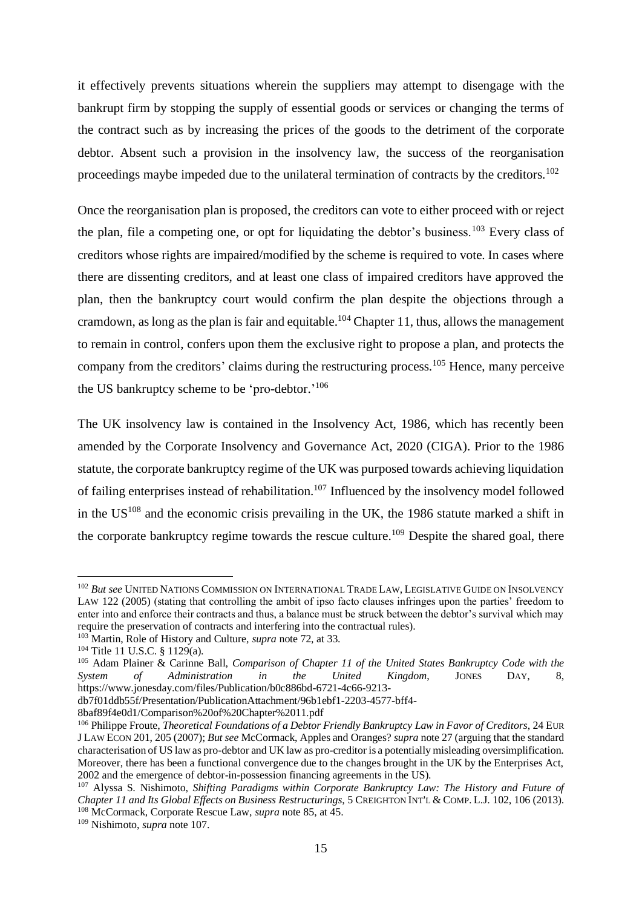it effectively prevents situations wherein the suppliers may attempt to disengage with the bankrupt firm by stopping the supply of essential goods or services or changing the terms of the contract such as by increasing the prices of the goods to the detriment of the corporate debtor. Absent such a provision in the insolvency law, the success of the reorganisation proceedings maybe impeded due to the unilateral termination of contracts by the creditors.[102]

Once the reorganisation plan is proposed, the creditors can vote to either proceed with or reject the plan, file a competing one, or opt for liquidating the debtor's business.[103] Every class of creditors whose rights are impaired/modified by the scheme is required to vote. In cases where there are dissenting creditors, and at least one class of impaired creditors have approved the plan, then the bankruptcy court would confirm the plan despite the objections through a cramdown, as long as the plan is fair and equitable.[104] Chapter 11, thus, allows the management to remain in control, confers upon them the exclusive right to propose a plan, and protects the company from the creditors' claims during the restructuring process.[105] Hence, many perceive the US bankruptcy scheme to be 'pro-debtor.'[106]

The UK insolvency law is contained in the Insolvency Act, 1986, which has recently been amended by the Corporate Insolvency and Governance Act, 2020 (CIGA). Prior to the 1986 statute, the corporate bankruptcy regime of the UK was purposed towards achieving liquidation of failing enterprises instead of rehabilitation.[107] Influenced by the insolvency model followed in the US[108] and the economic crisis prevailing in the UK, the 1986 statute marked a shift in the corporate bankruptcy regime towards the rescue culture.[109] Despite the shared goal, there

---

[102] *But see* UNITED NATIONS COMMISSION ON INTERNATIONAL TRADE LAW, LEGISLATIVE GUIDE ON INSOLVENCY LAW 122 (2005) (stating that controlling the ambit of ipso facto clauses infringes upon the parties' freedom to enter into and enforce their contracts and thus, a balance must be struck between the debtor's survival which may require the preservation of contracts and interfering into the contractual rules).

[103] Martin, Role of History and Culture, *supra* note 72, at 33.

[104] Title 11 U.S.C. § 1129(a).

[105] Adam Plainer & Carinne Ball, *Comparison of Chapter 11 of the United States Bankruptcy Code with the System of Administration in the United Kingdom*, JONES DAY, 8, https://www.jonesday.com/files/Publication/b0c886bd-6721-4c66-9213-db7f01ddb55f/Presentation/PublicationAttachment/96b1ebf1-2203-4577-bff4-8baf89f4e0d1/Comparison%20of%20Chapter%2011.pdf

[106] Philippe Froute, *Theoretical Foundations of a Debtor Friendly Bankruptcy Law in Favor of Creditors*, 24 EUR J LAW ECON 201, 205 (2007); *But see* McCormack, Apples and Oranges? *supra* note 27 (arguing that the standard characterisation of US law as pro-debtor and UK law as pro-creditor is a potentially misleading oversimplification. Moreover, there has been a functional convergence due to the changes brought in the UK by the Enterprises Act, 2002 and the emergence of debtor-in-possession financing agreements in the US).

[107] Alyssa S. Nishimoto, *Shifting Paradigms within Corporate Bankruptcy Law: The History and Future of Chapter 11 and Its Global Effects on Business Restructurings*, 5 CREIGHTON INT'L & COMP. L.J. 102, 106 (2013).

[108] McCormack, Corporate Rescue Law, *supra* note 85, at 45.

[109] Nishimoto, *supra* note 107.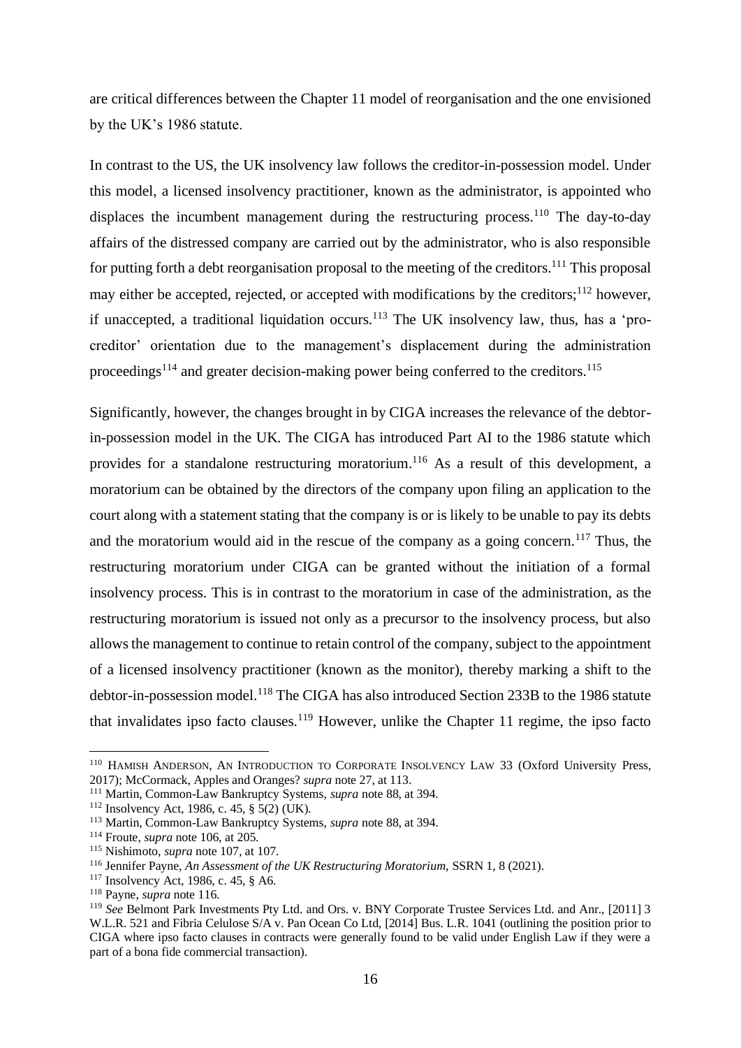are critical differences between the Chapter 11 model of reorganisation and the one envisioned by the UK's 1986 statute.

In contrast to the US, the UK insolvency law follows the creditor-in-possession model. Under this model, a licensed insolvency practitioner, known as the administrator, is appointed who displaces the incumbent management during the restructuring process.[110] The day-to-day affairs of the distressed company are carried out by the administrator, who is also responsible for putting forth a debt reorganisation proposal to the meeting of the creditors.[111] This proposal may either be accepted, rejected, or accepted with modifications by the creditors;[112] however, if unaccepted, a traditional liquidation occurs.[113] The UK insolvency law, thus, has a 'pro-creditor' orientation due to the management's displacement during the administration proceedings[114] and greater decision-making power being conferred to the creditors.[115]

Significantly, however, the changes brought in by CIGA increases the relevance of the debtor-in-possession model in the UK. The CIGA has introduced Part AI to the 1986 statute which provides for a standalone restructuring moratorium.[116] As a result of this development, a moratorium can be obtained by the directors of the company upon filing an application to the court along with a statement stating that the company is or is likely to be unable to pay its debts and the moratorium would aid in the rescue of the company as a going concern.[117] Thus, the restructuring moratorium under CIGA can be granted without the initiation of a formal insolvency process. This is in contrast to the moratorium in case of the administration, as the restructuring moratorium is issued not only as a precursor to the insolvency process, but also allows the management to continue to retain control of the company, subject to the appointment of a licensed insolvency practitioner (known as the monitor), thereby marking a shift to the debtor-in-possession model.[118] The CIGA has also introduced Section 233B to the 1986 statute that invalidates ipso facto clauses.[119] However, unlike the Chapter 11 regime, the ipso facto

---

[110] HAMISH ANDERSON, AN INTRODUCTION TO CORPORATE INSOLVENCY LAW 33 (Oxford University Press, 2017); McCormack, Apples and Oranges? *supra* note 27, at 113.

[111] Martin, Common-Law Bankruptcy Systems, *supra* note 88, at 394.

[112] Insolvency Act, 1986, c. 45, § 5(2) (UK).

[113] Martin, Common-Law Bankruptcy Systems, *supra* note 88, at 394.

[114] Froute, *supra* note 106, at 205.

[115] Nishimoto, *supra* note 107, at 107.

[116] Jennifer Payne, *An Assessment of the UK Restructuring Moratorium*, SSRN 1, 8 (2021).

[117] Insolvency Act, 1986, c. 45, § A6.

[118] Payne, *supra* note 116.

[119] *See* Belmont Park Investments Pty Ltd. and Ors. v. BNY Corporate Trustee Services Ltd. and Anr., [2011] 3 W.L.R. 521 and Fibria Celulose S/A v. Pan Ocean Co Ltd, [2014] Bus. L.R. 1041 (outlining the position prior to CIGA where ipso facto clauses in contracts were generally found to be valid under English Law if they were a part of a bona fide commercial transaction).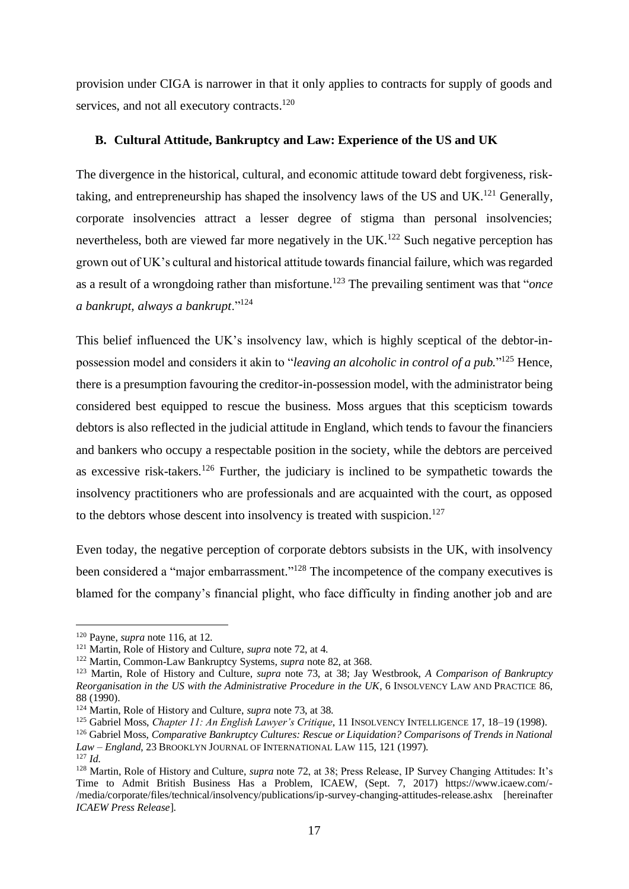provision under CIGA is narrower in that it only applies to contracts for supply of goods and services, and not all executory contracts.[120]

### B. Cultural Attitude, Bankruptcy and Law: Experience of the US and UK

The divergence in the historical, cultural, and economic attitude toward debt forgiveness, risk-taking, and entrepreneurship has shaped the insolvency laws of the US and UK.[121] Generally, corporate insolvencies attract a lesser degree of stigma than personal insolvencies; nevertheless, both are viewed far more negatively in the UK.[122] Such negative perception has grown out of UK's cultural and historical attitude towards financial failure, which was regarded as a result of a wrongdoing rather than misfortune.[123] The prevailing sentiment was that "*once a bankrupt, always a bankrupt*."[124]

This belief influenced the UK's insolvency law, which is highly sceptical of the debtor-in-possession model and considers it akin to "*leaving an alcoholic in control of a pub.*"[125] Hence, there is a presumption favouring the creditor-in-possession model, with the administrator being considered best equipped to rescue the business. Moss argues that this scepticism towards debtors is also reflected in the judicial attitude in England, which tends to favour the financiers and bankers who occupy a respectable position in the society, while the debtors are perceived as excessive risk-takers.[126] Further, the judiciary is inclined to be sympathetic towards the insolvency practitioners who are professionals and are acquainted with the court, as opposed to the debtors whose descent into insolvency is treated with suspicion.[127]

Even today, the negative perception of corporate debtors subsists in the UK, with insolvency been considered a "major embarrassment."[128] The incompetence of the company executives is blamed for the company's financial plight, who face difficulty in finding another job and are

---

[120] Payne, *supra* note 116, at 12.

[121] Martin, Role of History and Culture, *supra* note 72, at 4.

[122] Martin, Common-Law Bankruptcy Systems, *supra* note 82, at 368.

[123] Martin, Role of History and Culture, *supra* note 73, at 38; Jay Westbrook, *A Comparison of Bankruptcy Reorganisation in the US with the Administrative Procedure in the UK*, 6 INSOLVENCY LAW AND PRACTICE 86, 88 (1990).

[124] Martin, Role of History and Culture, *supra* note 73, at 38.

[125] Gabriel Moss, *Chapter 11: An English Lawyer's Critique*, 11 INSOLVENCY INTELLIGENCE 17, 18–19 (1998).

[126] Gabriel Moss, *Comparative Bankruptcy Cultures: Rescue or Liquidation? Comparisons of Trends in National Law – England*, 23 BROOKLYN JOURNAL OF INTERNATIONAL LAW 115, 121 (1997).

[127] *Id.*

[128] Martin, Role of History and Culture, *supra* note 72, at 38; Press Release, IP Survey Changing Attitudes: It's Time to Admit British Business Has a Problem, ICAEW, (Sept. 7, 2017) https://www.icaew.com/-/media/corporate/files/technical/insolvency/publications/ip-survey-changing-attitudes-release.ashx [hereinafter *ICAEW Press Release*].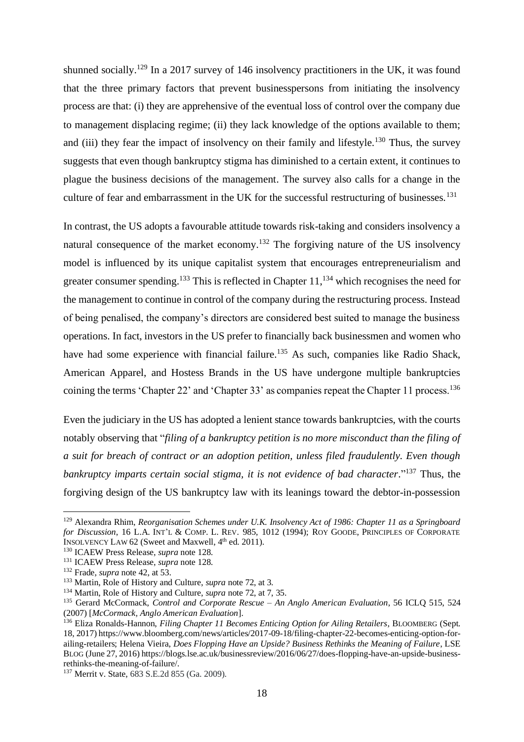shunned socially.[129] In a 2017 survey of 146 insolvency practitioners in the UK, it was found that the three primary factors that prevent businesspersons from initiating the insolvency process are that: (i) they are apprehensive of the eventual loss of control over the company due to management displacing regime; (ii) they lack knowledge of the options available to them; and (iii) they fear the impact of insolvency on their family and lifestyle.[130] Thus, the survey suggests that even though bankruptcy stigma has diminished to a certain extent, it continues to plague the business decisions of the management. The survey also calls for a change in the culture of fear and embarrassment in the UK for the successful restructuring of businesses.[131]

In contrast, the US adopts a favourable attitude towards risk-taking and considers insolvency a natural consequence of the market economy.[132] The forgiving nature of the US insolvency model is influenced by its unique capitalist system that encourages entrepreneurialism and greater consumer spending.[133] This is reflected in Chapter 11,[134] which recognises the need for the management to continue in control of the company during the restructuring process. Instead of being penalised, the company's directors are considered best suited to manage the business operations. In fact, investors in the US prefer to financially back businessmen and women who have had some experience with financial failure.[135] As such, companies like Radio Shack, American Apparel, and Hostess Brands in the US have undergone multiple bankruptcies coining the terms 'Chapter 22' and 'Chapter 33' as companies repeat the Chapter 11 process.[136]

Even the judiciary in the US has adopted a lenient stance towards bankruptcies, with the courts notably observing that "*filing of a bankruptcy petition is no more misconduct than the filing of a suit for breach of contract or an adoption petition, unless filed fraudulently. Even though bankruptcy imparts certain social stigma, it is not evidence of bad character*."[137] Thus, the forgiving design of the US bankruptcy law with its leanings toward the debtor-in-possession

---

[129] Alexandra Rhim, *Reorganisation Schemes under U.K. Insolvency Act of 1986: Chapter 11 as a Springboard for Discussion*, 16 L.A. INT'L & COMP. L. REV. 985, 1012 (1994); ROY GOODE, PRINCIPLES OF CORPORATE INSOLVENCY LAW 62 (Sweet and Maxwell, 4th ed. 2011).

[130] ICAEW Press Release, *supra* note 128.

[131] ICAEW Press Release, *supra* note 128.

[132] Frade, *supra* note 42, at 53.

[133] Martin, Role of History and Culture, *supra* note 72, at 3.

[134] Martin, Role of History and Culture, *supra* note 72, at 7, 35.

[135] Gerard McCormack, *Control and Corporate Rescue – An Anglo American Evaluation*, 56 ICLQ 515, 524 (2007) [*McCormack, Anglo American Evaluation*].

[136] Eliza Ronalds-Hannon, *Filing Chapter 11 Becomes Enticing Option for Ailing Retailers*, BLOOMBERG (Sept. 18, 2017) https://www.bloomberg.com/news/articles/2017-09-18/filing-chapter-22-becomes-enticing-option-for-ailing-retailers; Helena Vieira, *Does Flopping Have an Upside? Business Rethinks the Meaning of Failure*, LSE BLOG (June 27, 2016) https://blogs.lse.ac.uk/businessreview/2016/06/27/does-flopping-have-an-upside-business-rethinks-the-meaning-of-failure/.

[137] Merrit v. State, 683 S.E.2d 855 (Ga. 2009).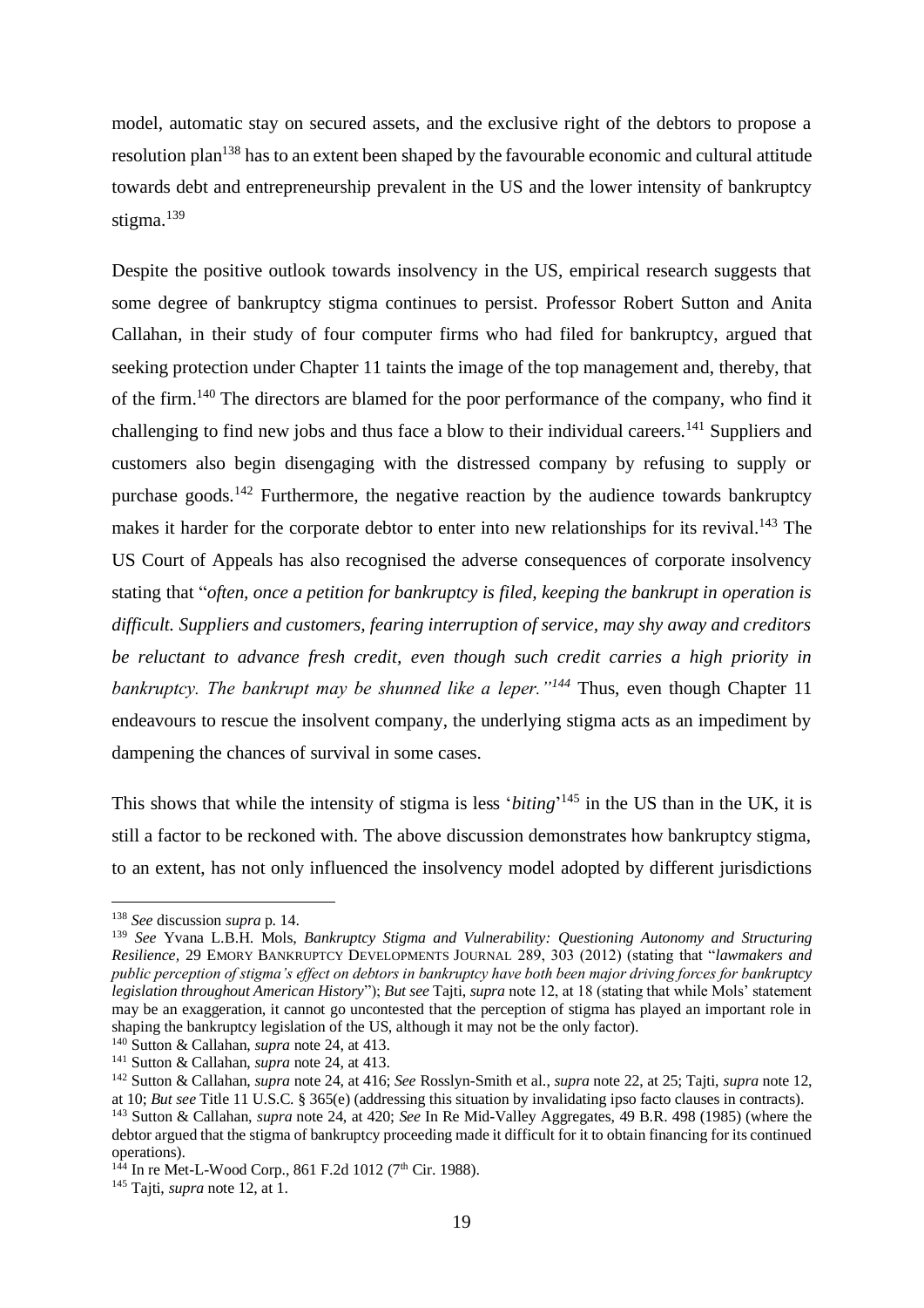model, automatic stay on secured assets, and the exclusive right of the debtors to propose a resolution plan[138] has to an extent been shaped by the favourable economic and cultural attitude towards debt and entrepreneurship prevalent in the US and the lower intensity of bankruptcy stigma.[139]

Despite the positive outlook towards insolvency in the US, empirical research suggests that some degree of bankruptcy stigma continues to persist. Professor Robert Sutton and Anita Callahan, in their study of four computer firms who had filed for bankruptcy, argued that seeking protection under Chapter 11 taints the image of the top management and, thereby, that of the firm.[140] The directors are blamed for the poor performance of the company, who find it challenging to find new jobs and thus face a blow to their individual careers.[141] Suppliers and customers also begin disengaging with the distressed company by refusing to supply or purchase goods.[142] Furthermore, the negative reaction by the audience towards bankruptcy makes it harder for the corporate debtor to enter into new relationships for its revival.[143] The US Court of Appeals has also recognised the adverse consequences of corporate insolvency stating that "*often, once a petition for bankruptcy is filed, keeping the bankrupt in operation is difficult. Suppliers and customers, fearing interruption of service, may shy away and creditors be reluctant to advance fresh credit, even though such credit carries a high priority in bankruptcy. The bankrupt may be shunned like a leper.*"[144] Thus, even though Chapter 11 endeavours to rescue the insolvent company, the underlying stigma acts as an impediment by dampening the chances of survival in some cases.

This shows that while the intensity of stigma is less '*biting*'[145] in the US than in the UK, it is still a factor to be reckoned with. The above discussion demonstrates how bankruptcy stigma, to an extent, has not only influenced the insolvency model adopted by different jurisdictions

---

[138] *See* discussion *supra* p. 14.

[139] *See* Yvana L.B.H. Mols, *Bankruptcy Stigma and Vulnerability: Questioning Autonomy and Structuring Resilience*, 29 EMORY BANKRUPTCY DEVELOPMENTS JOURNAL 289, 303 (2012) (stating that "*lawmakers and public perception of stigma's effect on debtors in bankruptcy have both been major driving forces for bankruptcy legislation throughout American History*"); *But see* Tajti, *supra* note 12, at 18 (stating that while Mols' statement may be an exaggeration, it cannot go uncontested that the perception of stigma has played an important role in shaping the bankruptcy legislation of the US, although it may not be the only factor).

[140] Sutton & Callahan, *supra* note 24, at 413.

[141] Sutton & Callahan, *supra* note 24, at 413.

[142] Sutton & Callahan, *supra* note 24, at 416; *See* Rosslyn-Smith et al., *supra* note 22, at 25; Tajti, *supra* note 12, at 10; *But see* Title 11 U.S.C. § 365(e) (addressing this situation by invalidating ipso facto clauses in contracts).

[143] Sutton & Callahan, *supra* note 24, at 420; *See* In Re Mid-Valley Aggregates, 49 B.R. 498 (1985) (where the debtor argued that the stigma of bankruptcy proceeding made it difficult for it to obtain financing for its continued operations).

[144] In re Met-L-Wood Corp., 861 F.2d 1012 (7th Cir. 1988).

[145] Tajti, *supra* note 12, at 1.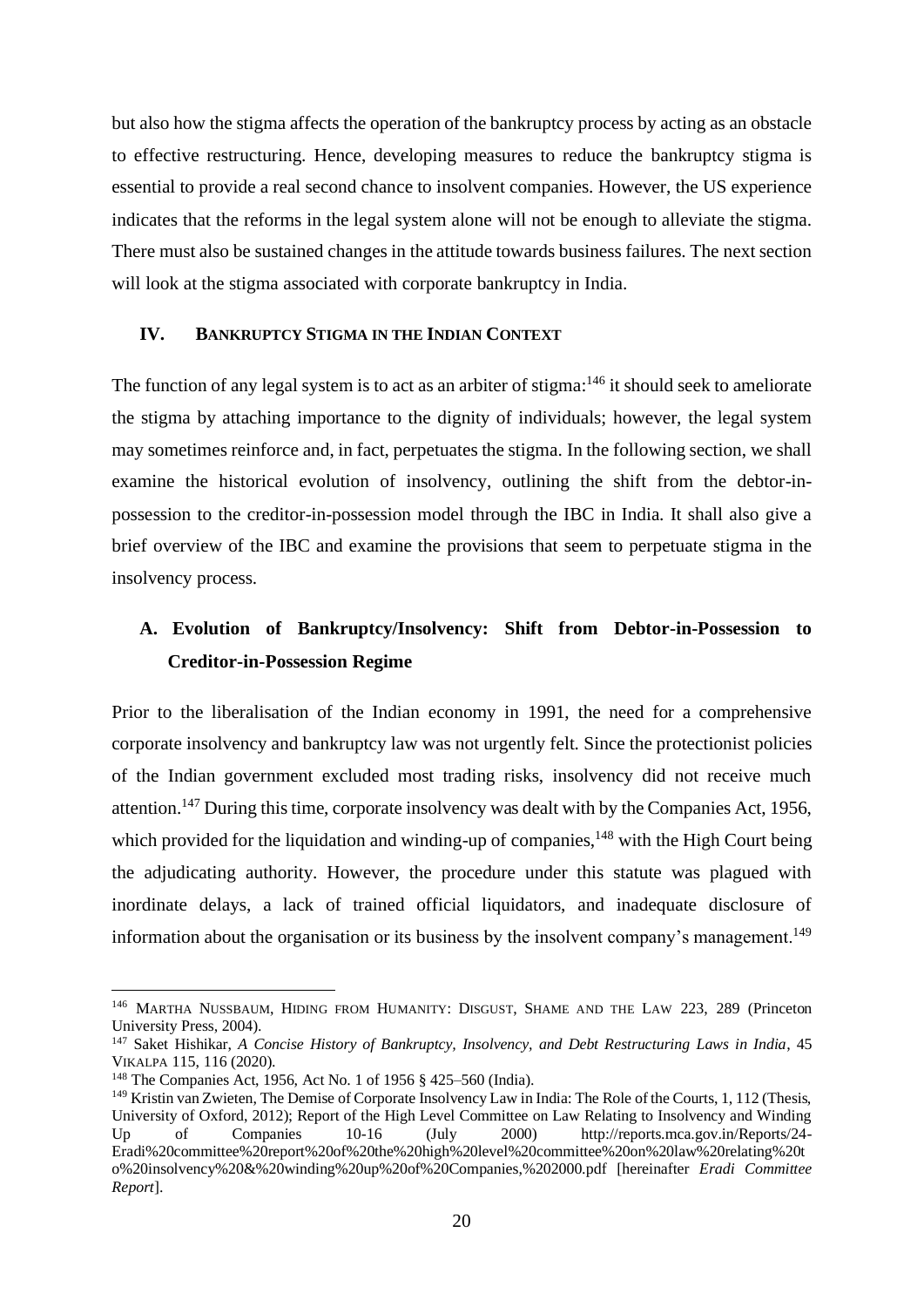but also how the stigma affects the operation of the bankruptcy process by acting as an obstacle to effective restructuring. Hence, developing measures to reduce the bankruptcy stigma is essential to provide a real second chance to insolvent companies. However, the US experience indicates that the reforms in the legal system alone will not be enough to alleviate the stigma. There must also be sustained changes in the attitude towards business failures. The next section will look at the stigma associated with corporate bankruptcy in India.

## IV. BANKRUPTCY STIGMA IN THE INDIAN CONTEXT

The function of any legal system is to act as an arbiter of stigma:[146] it should seek to ameliorate the stigma by attaching importance to the dignity of individuals; however, the legal system may sometimes reinforce and, in fact, perpetuates the stigma. In the following section, we shall examine the historical evolution of insolvency, outlining the shift from the debtor-in-possession to the creditor-in-possession model through the IBC in India. It shall also give a brief overview of the IBC and examine the provisions that seem to perpetuate stigma in the insolvency process.

### A. Evolution of Bankruptcy/Insolvency: Shift from Debtor-in-Possession to Creditor-in-Possession Regime

Prior to the liberalisation of the Indian economy in 1991, the need for a comprehensive corporate insolvency and bankruptcy law was not urgently felt. Since the protectionist policies of the Indian government excluded most trading risks, insolvency did not receive much attention.[147] During this time, corporate insolvency was dealt with by the Companies Act, 1956, which provided for the liquidation and winding-up of companies,[148] with the High Court being the adjudicating authority. However, the procedure under this statute was plagued with inordinate delays, a lack of trained official liquidators, and inadequate disclosure of information about the organisation or its business by the insolvent company's management.[149]

---

[146] MARTHA NUSSBAUM, HIDING FROM HUMANITY: DISGUST, SHAME AND THE LAW 223, 289 (Princeton University Press, 2004).

[147] Saket Hishikar, *A Concise History of Bankruptcy, Insolvency, and Debt Restructuring Laws in India*, 45 VIKALPA 115, 116 (2020).

[148] The Companies Act, 1956, Act No. 1 of 1956 § 425–560 (India).

[149] Kristin van Zwieten, The Demise of Corporate Insolvency Law in India: The Role of the Courts, 1, 112 (Thesis, University of Oxford, 2012); Report of the High Level Committee on Law Relating to Insolvency and Winding Up of Companies 10-16 (July 2000) http://reports.mca.gov.in/Reports/24-Eradi%20committee%20report%20of%20the%20high%20level%20committee%20on%20law%20relating%20to%20insolvency%20&%20winding%20up%20of%20Companies,%202000.pdf [hereinafter *Eradi Committee Report*].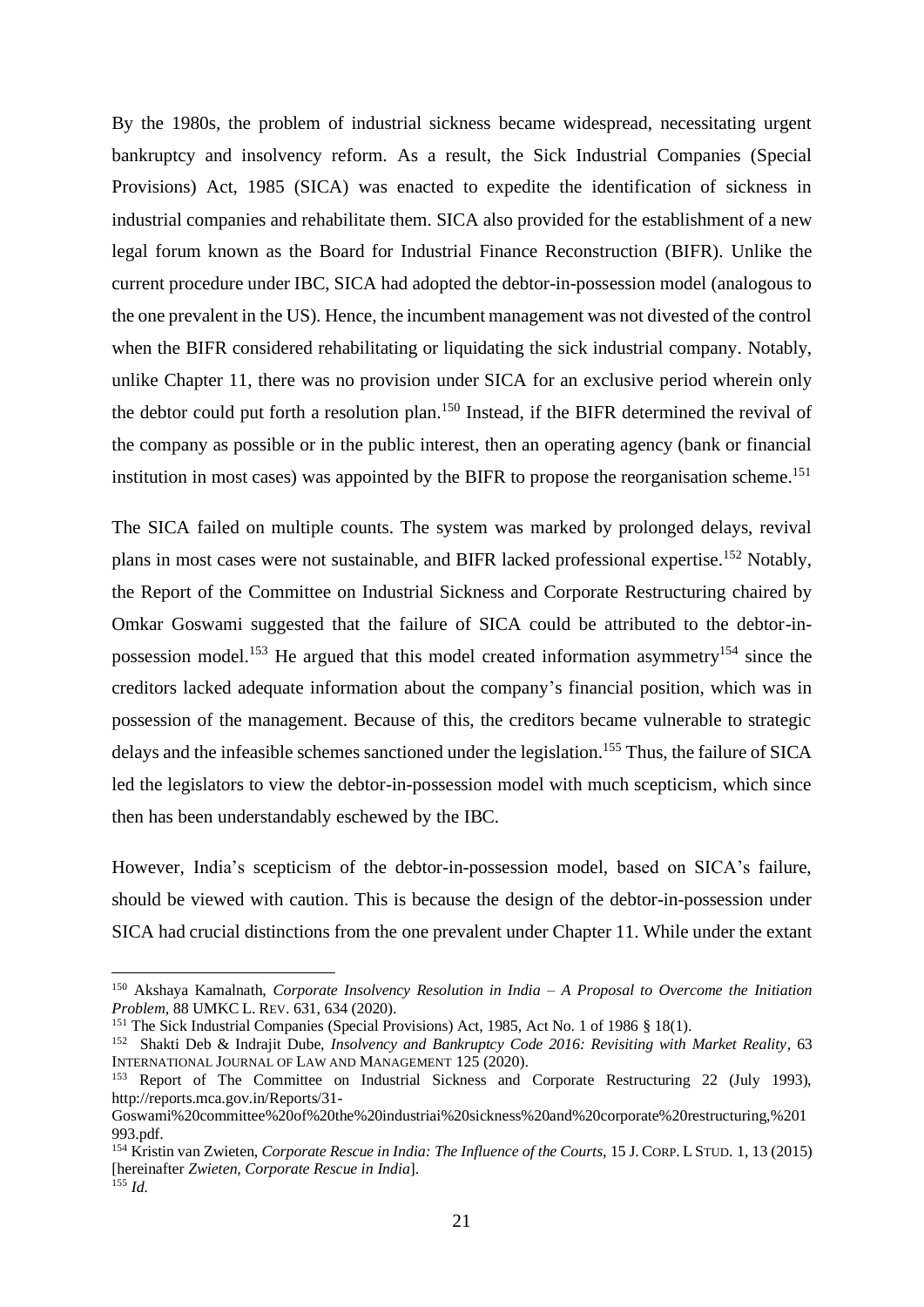By the 1980s, the problem of industrial sickness became widespread, necessitating urgent bankruptcy and insolvency reform. As a result, the Sick Industrial Companies (Special Provisions) Act, 1985 (SICA) was enacted to expedite the identification of sickness in industrial companies and rehabilitate them. SICA also provided for the establishment of a new legal forum known as the Board for Industrial Finance Reconstruction (BIFR). Unlike the current procedure under IBC, SICA had adopted the debtor-in-possession model (analogous to the one prevalent in the US). Hence, the incumbent management was not divested of the control when the BIFR considered rehabilitating or liquidating the sick industrial company. Notably, unlike Chapter 11, there was no provision under SICA for an exclusive period wherein only the debtor could put forth a resolution plan.[150] Instead, if the BIFR determined the revival of the company as possible or in the public interest, then an operating agency (bank or financial institution in most cases) was appointed by the BIFR to propose the reorganisation scheme.[151]

The SICA failed on multiple counts. The system was marked by prolonged delays, revival plans in most cases were not sustainable, and BIFR lacked professional expertise.[152] Notably, the Report of the Committee on Industrial Sickness and Corporate Restructuring chaired by Omkar Goswami suggested that the failure of SICA could be attributed to the debtor-in-possession model.[153] He argued that this model created information asymmetry[154] since the creditors lacked adequate information about the company's financial position, which was in possession of the management. Because of this, the creditors became vulnerable to strategic delays and the infeasible schemes sanctioned under the legislation.[155] Thus, the failure of SICA led the legislators to view the debtor-in-possession model with much scepticism, which since then has been understandably eschewed by the IBC.

However, India's scepticism of the debtor-in-possession model, based on SICA's failure, should be viewed with caution. This is because the design of the debtor-in-possession under SICA had crucial distinctions from the one prevalent under Chapter 11. While under the extant

---

[150] Akshaya Kamalnath, *Corporate Insolvency Resolution in India – A Proposal to Overcome the Initiation Problem*, 88 UMKC L. REV. 631, 634 (2020).

[151] The Sick Industrial Companies (Special Provisions) Act, 1985, Act No. 1 of 1986 § 18(1).

[152] Shakti Deb & Indrajit Dube, *Insolvency and Bankruptcy Code 2016: Revisiting with Market Reality*, 63 INTERNATIONAL JOURNAL OF LAW AND MANAGEMENT 125 (2020).

[153] Report of The Committee on Industrial Sickness and Corporate Restructuring 22 (July 1993), http://reports.mca.gov.in/Reports/31-Goswami%20committee%20of%20the%20industriai%20sickness%20and%20corporate%20restructuring,%201993.pdf.

[154] Kristin van Zwieten, *Corporate Rescue in India: The Influence of the Courts*, 15 J. CORP. L STUD. 1, 13 (2015) [hereinafter *Zwieten, Corporate Rescue in India*].

[155] *Id.*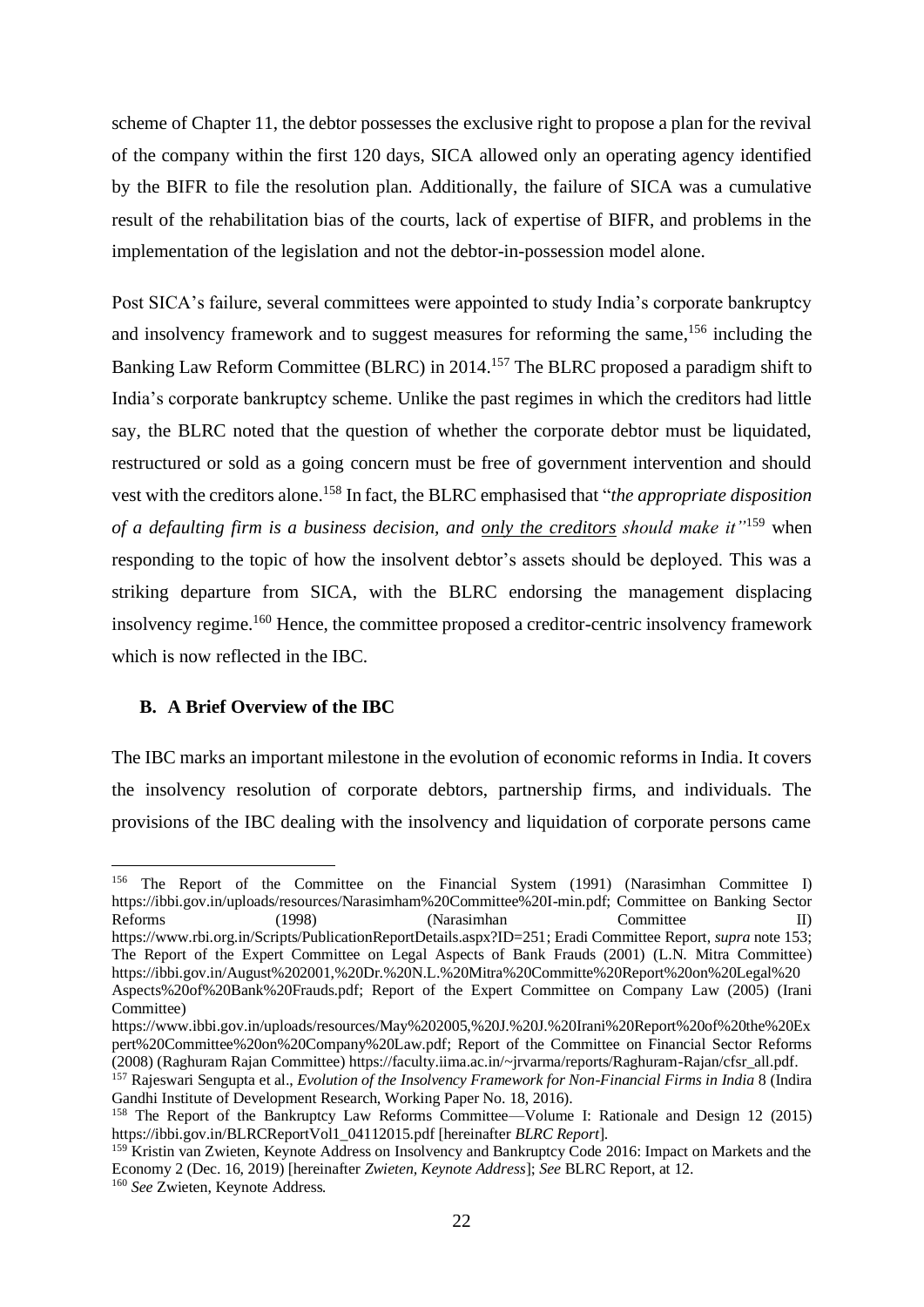scheme of Chapter 11, the debtor possesses the exclusive right to propose a plan for the revival of the company within the first 120 days, SICA allowed only an operating agency identified by the BIFR to file the resolution plan. Additionally, the failure of SICA was a cumulative result of the rehabilitation bias of the courts, lack of expertise of BIFR, and problems in the implementation of the legislation and not the debtor-in-possession model alone.

Post SICA's failure, several committees were appointed to study India's corporate bankruptcy and insolvency framework and to suggest measures for reforming the same,[156] including the Banking Law Reform Committee (BLRC) in 2014.[157] The BLRC proposed a paradigm shift to India's corporate bankruptcy scheme. Unlike the past regimes in which the creditors had little say, the BLRC noted that the question of whether the corporate debtor must be liquidated, restructured or sold as a going concern must be free of government intervention and should vest with the creditors alone.[158] In fact, the BLRC emphasised that "*the appropriate disposition of a defaulting firm is a business decision, and <u>only the creditors</u> should make it"*[159] when responding to the topic of how the insolvent debtor's assets should be deployed. This was a striking departure from SICA, with the BLRC endorsing the management displacing insolvency regime.[160] Hence, the committee proposed a creditor-centric insolvency framework which is now reflected in the IBC.

### B. A Brief Overview of the IBC

The IBC marks an important milestone in the evolution of economic reforms in India. It covers the insolvency resolution of corporate debtors, partnership firms, and individuals. The provisions of the IBC dealing with the insolvency and liquidation of corporate persons came

---

[156] The Report of the Committee on the Financial System (1991) (Narasimhan Committee I) https://ibbi.gov.in/uploads/resources/Narasimham%20Committee%20I-min.pdf; Committee on Banking Sector Reforms (1998) (Narasimhan Committee II) https://www.rbi.org.in/Scripts/PublicationReportDetails.aspx?ID=251; Eradi Committee Report, *supra* note 153; The Report of the Expert Committee on Legal Aspects of Bank Frauds (2001) (L.N. Mitra Committee) https://ibbi.gov.in/August%202001,%20Dr.%20N.L.%20Mitra%20Committe%20Report%20on%20Legal%20 Aspects%20of%20Bank%20Frauds.pdf; Report of the Expert Committee on Company Law (2005) (Irani Committee) https://www.ibbi.gov.in/uploads/resources/May%202005,%20J.%20J.%20Irani%20Report%20of%20the%20Expert%20Committee%20on%20Company%20Law.pdf; Report of the Committee on Financial Sector Reforms (2008) (Raghuram Rajan Committee) https://faculty.iima.ac.in/~jrvarma/reports/Raghuram-Rajan/cfsr_all.pdf.

[157] Rajeswari Sengupta et al., *Evolution of the Insolvency Framework for Non-Financial Firms in India* 8 (Indira Gandhi Institute of Development Research, Working Paper No. 18, 2016).

[158] The Report of the Bankruptcy Law Reforms Committee—Volume I: Rationale and Design 12 (2015) https://ibbi.gov.in/BLRCReportVol1_04112015.pdf [hereinafter *BLRC Report*].

[159] Kristin van Zwieten, Keynote Address on Insolvency and Bankruptcy Code 2016: Impact on Markets and the Economy 2 (Dec. 16, 2019) [hereinafter *Zwieten, Keynote Address*]; *See* BLRC Report, at 12.

[160] *See* Zwieten, Keynote Address.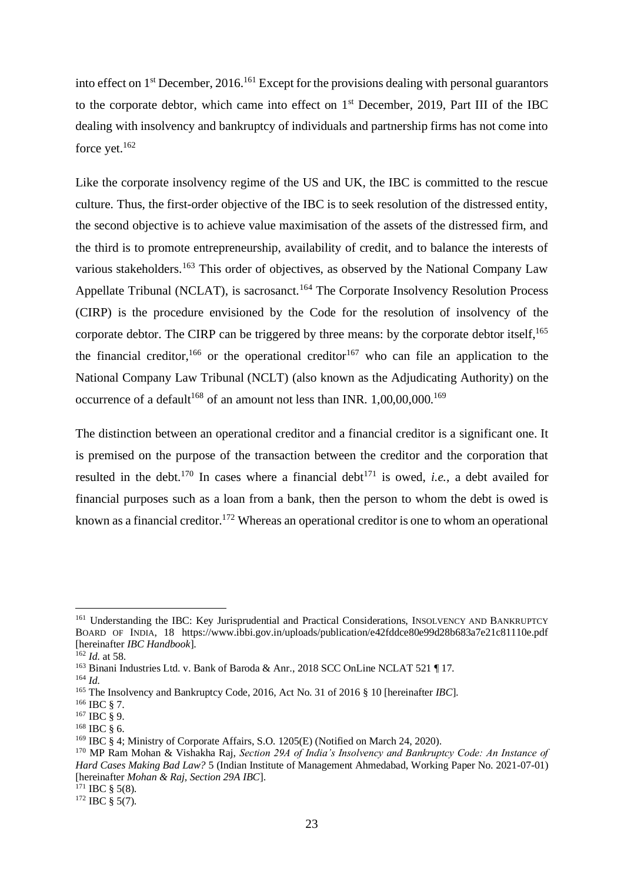into effect on 1st December, 2016.[161] Except for the provisions dealing with personal guarantors to the corporate debtor, which came into effect on 1st December, 2019, Part III of the IBC dealing with insolvency and bankruptcy of individuals and partnership firms has not come into force yet.[162]

Like the corporate insolvency regime of the US and UK, the IBC is committed to the rescue culture. Thus, the first-order objective of the IBC is to seek resolution of the distressed entity, the second objective is to achieve value maximisation of the assets of the distressed firm, and the third is to promote entrepreneurship, availability of credit, and to balance the interests of various stakeholders.[163] This order of objectives, as observed by the National Company Law Appellate Tribunal (NCLAT), is sacrosanct.[164] The Corporate Insolvency Resolution Process (CIRP) is the procedure envisioned by the Code for the resolution of insolvency of the corporate debtor. The CIRP can be triggered by three means: by the corporate debtor itself,[165] the financial creditor,[166] or the operational creditor[167] who can file an application to the National Company Law Tribunal (NCLT) (also known as the Adjudicating Authority) on the occurrence of a default[168] of an amount not less than INR. 1,00,00,000.[169]

The distinction between an operational creditor and a financial creditor is a significant one. It is premised on the purpose of the transaction between the creditor and the corporation that resulted in the debt.[170] In cases where a financial debt[171] is owed, *i.e.*, a debt availed for financial purposes such as a loan from a bank, then the person to whom the debt is owed is known as a financial creditor.[172] Whereas an operational creditor is one to whom an operational

---

[161] Understanding the IBC: Key Jurisprudential and Practical Considerations, INSOLVENCY AND BANKRUPTCY BOARD OF INDIA, 18 https://www.ibbi.gov.in/uploads/publication/e42fddce80e99d28b683a7e21c81110e.pdf [hereinafter *IBC Handbook*].

[162] *Id.* at 58.

[163] Binani Industries Ltd. v. Bank of Baroda & Anr., 2018 SCC OnLine NCLAT 521 ¶ 17.

[164] *Id.*

[165] The Insolvency and Bankruptcy Code, 2016, Act No. 31 of 2016 § 10 [hereinafter *IBC*].

[166] IBC § 7.

[167] IBC § 9.

[168] IBC § 6.

[169] IBC § 4; Ministry of Corporate Affairs, S.O. 1205(E) (Notified on March 24, 2020).

[170] MP Ram Mohan & Vishakha Raj, *Section 29A of India's Insolvency and Bankruptcy Code: An Instance of Hard Cases Making Bad Law?* 5 (Indian Institute of Management Ahmedabad, Working Paper No. 2021-07-01) [hereinafter *Mohan & Raj, Section 29A IBC*].

[171] IBC § 5(8).

[172] IBC § 5(7).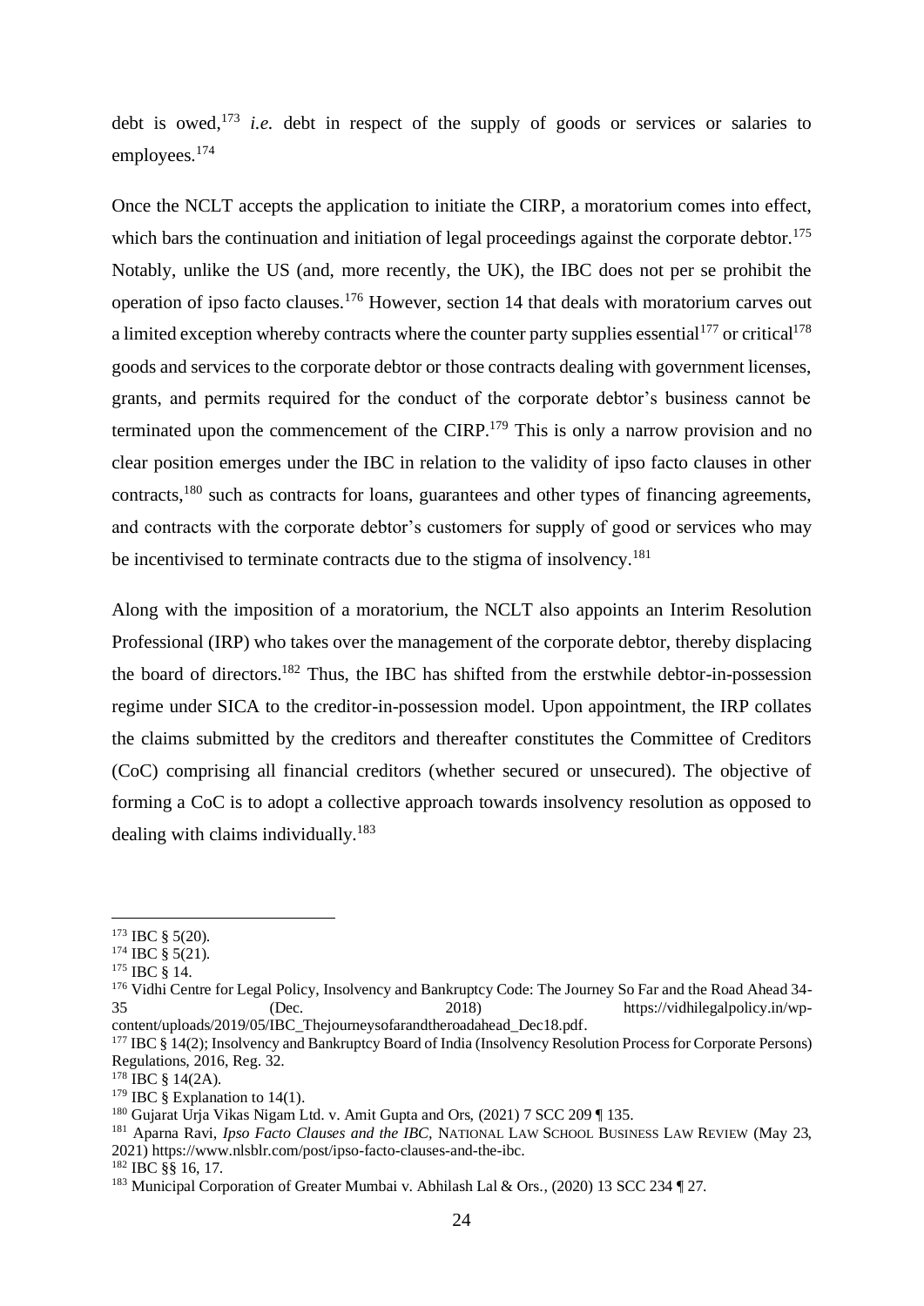debt is owed,[173] *i.e.* debt in respect of the supply of goods or services or salaries to employees.[174]

Once the NCLT accepts the application to initiate the CIRP, a moratorium comes into effect, which bars the continuation and initiation of legal proceedings against the corporate debtor.[175] Notably, unlike the US (and, more recently, the UK), the IBC does not per se prohibit the operation of ipso facto clauses.[176] However, section 14 that deals with moratorium carves out a limited exception whereby contracts where the counter party supplies essential[177] or critical[178] goods and services to the corporate debtor or those contracts dealing with government licenses, grants, and permits required for the conduct of the corporate debtor's business cannot be terminated upon the commencement of the CIRP.[179] This is only a narrow provision and no clear position emerges under the IBC in relation to the validity of ipso facto clauses in other contracts,[180] such as contracts for loans, guarantees and other types of financing agreements, and contracts with the corporate debtor's customers for supply of good or services who may be incentivised to terminate contracts due to the stigma of insolvency.[181]

Along with the imposition of a moratorium, the NCLT also appoints an Interim Resolution Professional (IRP) who takes over the management of the corporate debtor, thereby displacing the board of directors.[182] Thus, the IBC has shifted from the erstwhile debtor-in-possession regime under SICA to the creditor-in-possession model. Upon appointment, the IRP collates the claims submitted by the creditors and thereafter constitutes the Committee of Creditors (CoC) comprising all financial creditors (whether secured or unsecured). The objective of forming a CoC is to adopt a collective approach towards insolvency resolution as opposed to dealing with claims individually.[183]

---

[173] IBC § 5(20).

[174] IBC § 5(21).

[175] IBC § 14.

[176] Vidhi Centre for Legal Policy, Insolvency and Bankruptcy Code: The Journey So Far and the Road Ahead 34-35 (Dec. 2018) https://vidhilegalpolicy.in/wp-content/uploads/2019/05/IBC_Thejourneysofarandtheroadahead_Dec18.pdf.

[177] IBC § 14(2); Insolvency and Bankruptcy Board of India (Insolvency Resolution Process for Corporate Persons) Regulations, 2016, Reg. 32.

[178] IBC § 14(2A).

[179] IBC § Explanation to 14(1).

[180] Gujarat Urja Vikas Nigam Ltd. v. Amit Gupta and Ors, (2021) 7 SCC 209 ¶ 135.

[181] Aparna Ravi, *Ipso Facto Clauses and the IBC*, NATIONAL LAW SCHOOL BUSINESS LAW REVIEW (May 23, 2021) https://www.nlsblr.com/post/ipso-facto-clauses-and-the-ibc.

[182] IBC §§ 16, 17.

[183] Municipal Corporation of Greater Mumbai v. Abhilash Lal & Ors., (2020) 13 SCC 234 ¶ 27.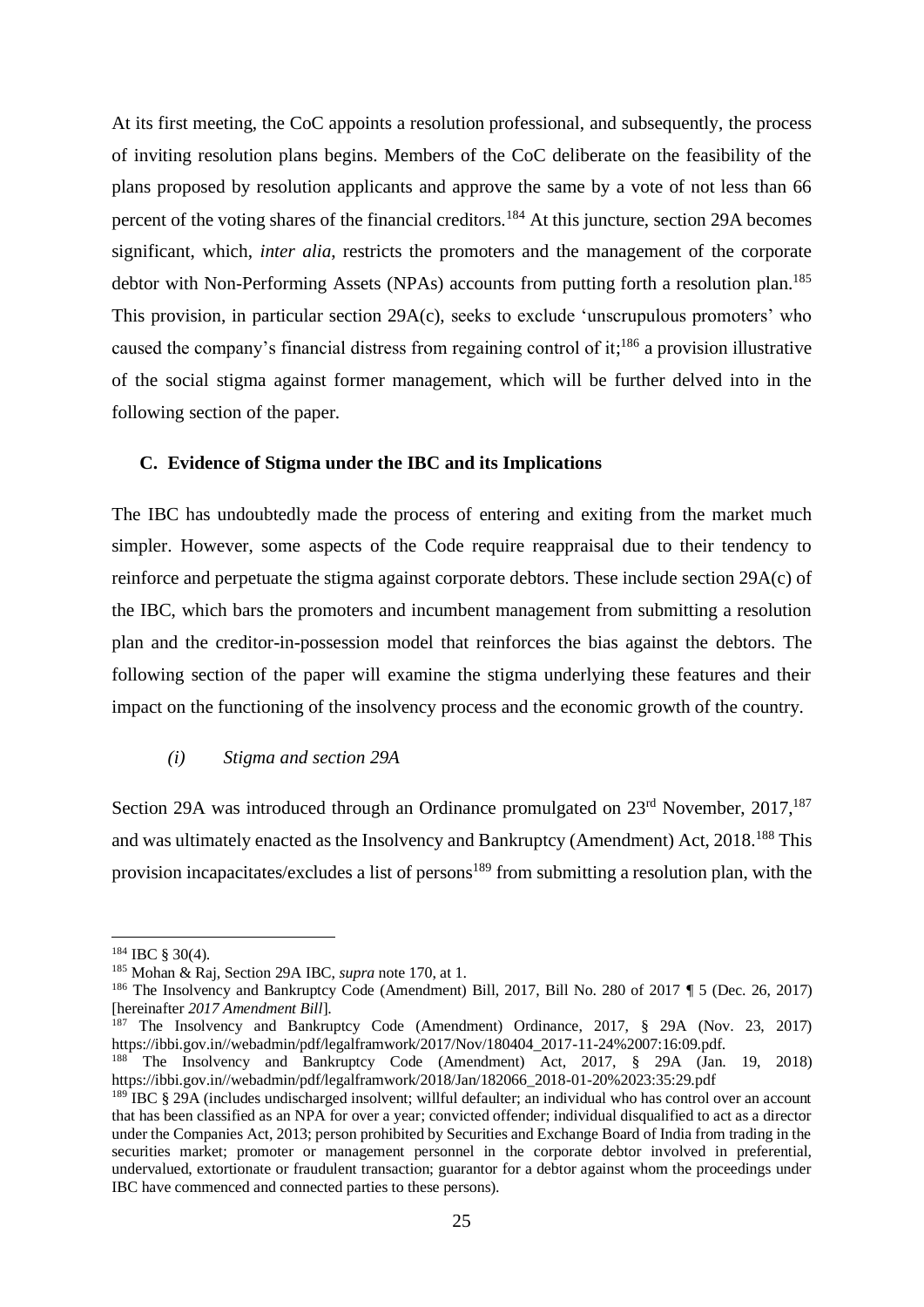At its first meeting, the CoC appoints a resolution professional, and subsequently, the process of inviting resolution plans begins. Members of the CoC deliberate on the feasibility of the plans proposed by resolution applicants and approve the same by a vote of not less than 66 percent of the voting shares of the financial creditors.[184] At this juncture, section 29A becomes significant, which, *inter alia*, restricts the promoters and the management of the corporate debtor with Non-Performing Assets (NPAs) accounts from putting forth a resolution plan.[185] This provision, in particular section 29A(c), seeks to exclude 'unscrupulous promoters' who caused the company's financial distress from regaining control of it;[186] a provision illustrative of the social stigma against former management, which will be further delved into in the following section of the paper.

### C. Evidence of Stigma under the IBC and its Implications

The IBC has undoubtedly made the process of entering and exiting from the market much simpler. However, some aspects of the Code require reappraisal due to their tendency to reinforce and perpetuate the stigma against corporate debtors. These include section 29A(c) of the IBC, which bars the promoters and incumbent management from submitting a resolution plan and the creditor-in-possession model that reinforces the bias against the debtors. The following section of the paper will examine the stigma underlying these features and their impact on the functioning of the insolvency process and the economic growth of the country.

#### *(i) Stigma and section 29A*

Section 29A was introduced through an Ordinance promulgated on 23rd November, 2017,[187] and was ultimately enacted as the Insolvency and Bankruptcy (Amendment) Act, 2018.[188] This provision incapacitates/excludes a list of persons[189] from submitting a resolution plan, with the

---

[184] IBC § 30(4).

[185] Mohan & Raj, Section 29A IBC, *supra* note 170, at 1.

[186] The Insolvency and Bankruptcy Code (Amendment) Bill, 2017, Bill No. 280 of 2017 ¶ 5 (Dec. 26, 2017) [hereinafter *2017 Amendment Bill*].

[187] The Insolvency and Bankruptcy Code (Amendment) Ordinance, 2017, § 29A (Nov. 23, 2017) https://ibbi.gov.in//webadmin/pdf/legalframwork/2017/Nov/180404_2017-11-24%2007:16:09.pdf.

[188] The Insolvency and Bankruptcy Code (Amendment) Act, 2017, § 29A (Jan. 19, 2018) https://ibbi.gov.in//webadmin/pdf/legalframwork/2018/Jan/182066_2018-01-20%2023:35:29.pdf

[189] IBC § 29A (includes undischarged insolvent; willful defaulter; an individual who has control over an account that has been classified as an NPA for over a year; convicted offender; individual disqualified to act as a director under the Companies Act, 2013; person prohibited by Securities and Exchange Board of India from trading in the securities market; promoter or management personnel in the corporate debtor involved in preferential, undervalued, extortionate or fraudulent transaction; guarantor for a debtor against whom the proceedings under IBC have commenced and connected parties to these persons).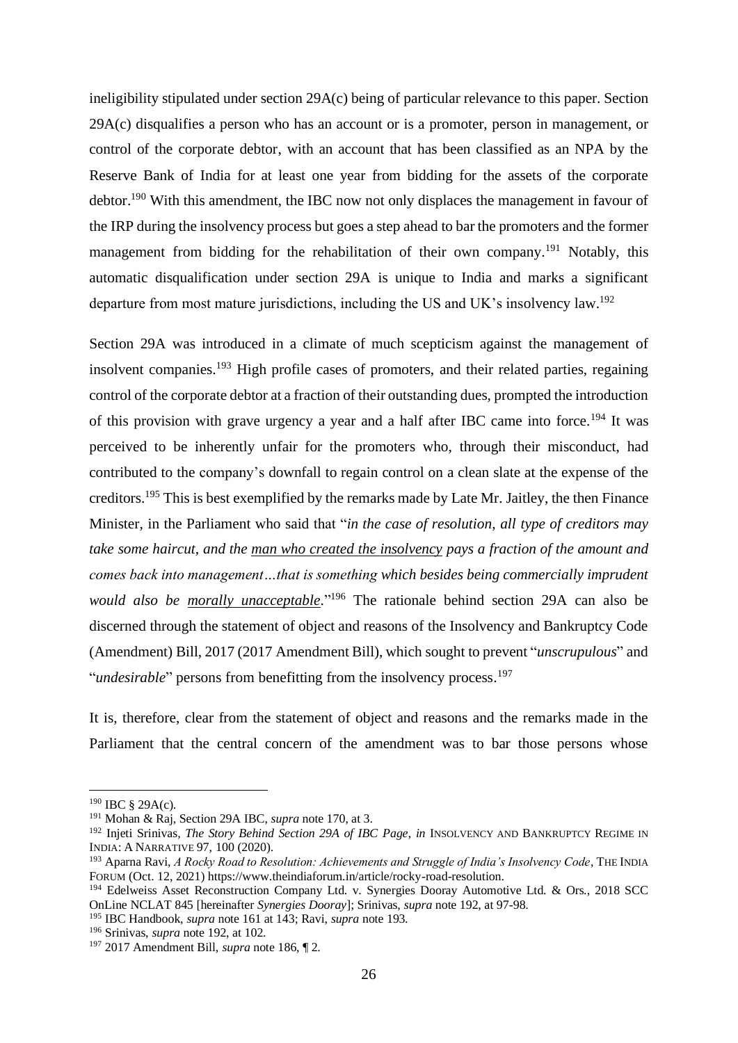ineligibility stipulated under section 29A(c) being of particular relevance to this paper. Section 29A(c) disqualifies a person who has an account or is a promoter, person in management, or control of the corporate debtor, with an account that has been classified as an NPA by the Reserve Bank of India for at least one year from bidding for the assets of the corporate debtor.[190] With this amendment, the IBC now not only displaces the management in favour of the IRP during the insolvency process but goes a step ahead to bar the promoters and the former management from bidding for the rehabilitation of their own company.[191] Notably, this automatic disqualification under section 29A is unique to India and marks a significant departure from most mature jurisdictions, including the US and UK's insolvency law.[192]

Section 29A was introduced in a climate of much scepticism against the management of insolvent companies.[193] High profile cases of promoters, and their related parties, regaining control of the corporate debtor at a fraction of their outstanding dues, prompted the introduction of this provision with grave urgency a year and a half after IBC came into force.[194] It was perceived to be inherently unfair for the promoters who, through their misconduct, had contributed to the company's downfall to regain control on a clean slate at the expense of the creditors.[195] This is best exemplified by the remarks made by Late Mr. Jaitley, the then Finance Minister, in the Parliament who said that "*in the case of resolution, all type of creditors may take some haircut, and the <u>man who created the insolvency</u> pays a fraction of the amount and comes back into management…that is something which besides being commercially imprudent would also be <u>morally unacceptable</u>.*"[196] The rationale behind section 29A can also be discerned through the statement of object and reasons of the Insolvency and Bankruptcy Code (Amendment) Bill, 2017 (2017 Amendment Bill), which sought to prevent "*unscrupulous*" and "*undesirable*" persons from benefitting from the insolvency process.[197]

It is, therefore, clear from the statement of object and reasons and the remarks made in the Parliament that the central concern of the amendment was to bar those persons whose

---

[190] IBC § 29A(c).

[191] Mohan & Raj, Section 29A IBC, *supra* note 170, at 3.

[192] Injeti Srinivas, *The Story Behind Section 29A of IBC Page*, *in* INSOLVENCY AND BANKRUPTCY REGIME IN INDIA: A NARRATIVE 97, 100 (2020).

[193] Aparna Ravi, *A Rocky Road to Resolution: Achievements and Struggle of India's Insolvency Code*, THE INDIA FORUM (Oct. 12, 2021) https://www.theindiaforum.in/article/rocky-road-resolution.

[194] Edelweiss Asset Reconstruction Company Ltd. v. Synergies Dooray Automotive Ltd. & Ors., 2018 SCC OnLine NCLAT 845 [hereinafter *Synergies Dooray*]; Srinivas, *supra* note 192, at 97-98.

[195] IBC Handbook, *supra* note 161 at 143; Ravi, *supra* note 193.

[196] Srinivas, *supra* note 192, at 102.

[197] 2017 Amendment Bill, *supra* note 186, ¶ 2.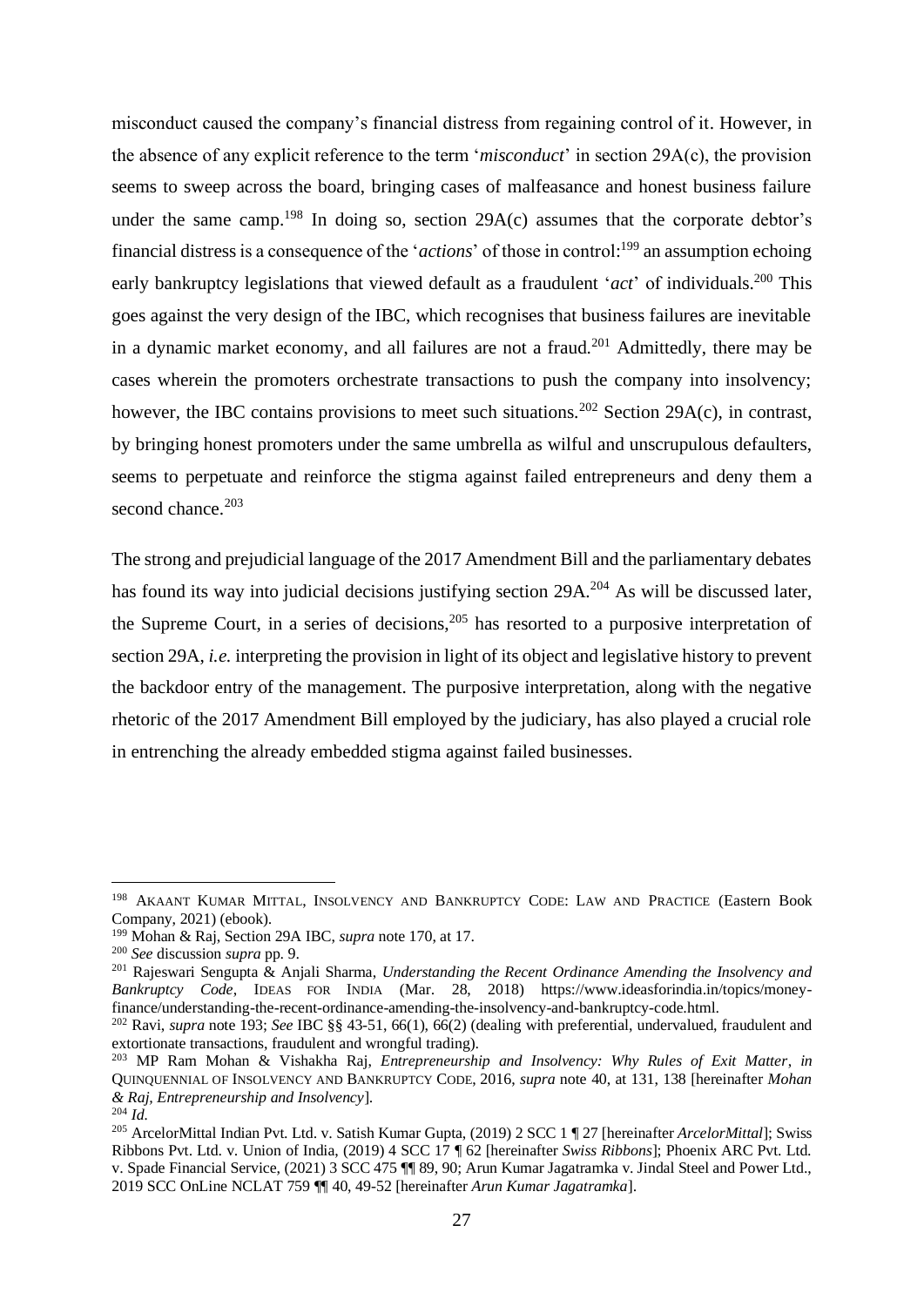misconduct caused the company's financial distress from regaining control of it. However, in the absence of any explicit reference to the term '*misconduct*' in section 29A(c), the provision seems to sweep across the board, bringing cases of malfeasance and honest business failure under the same camp.[198] In doing so, section 29A(c) assumes that the corporate debtor's financial distress is a consequence of the '*actions*' of those in control:[199] an assumption echoing early bankruptcy legislations that viewed default as a fraudulent '*act*' of individuals.[200] This goes against the very design of the IBC, which recognises that business failures are inevitable in a dynamic market economy, and all failures are not a fraud.[201] Admittedly, there may be cases wherein the promoters orchestrate transactions to push the company into insolvency; however, the IBC contains provisions to meet such situations.[202] Section 29A(c), in contrast, by bringing honest promoters under the same umbrella as wilful and unscrupulous defaulters, seems to perpetuate and reinforce the stigma against failed entrepreneurs and deny them a second chance.[203]

The strong and prejudicial language of the 2017 Amendment Bill and the parliamentary debates has found its way into judicial decisions justifying section 29A.[204] As will be discussed later, the Supreme Court, in a series of decisions,[205] has resorted to a purposive interpretation of section 29A, *i.e.* interpreting the provision in light of its object and legislative history to prevent the backdoor entry of the management. The purposive interpretation, along with the negative rhetoric of the 2017 Amendment Bill employed by the judiciary, has also played a crucial role in entrenching the already embedded stigma against failed businesses.

---

[198] AKAANT KUMAR MITTAL, INSOLVENCY AND BANKRUPTCY CODE: LAW AND PRACTICE (Eastern Book Company, 2021) (ebook).

[199] Mohan & Raj, Section 29A IBC, *supra* note 170, at 17.

[200] *See* discussion *supra* pp. 9.

[201] Rajeswari Sengupta & Anjali Sharma, *Understanding the Recent Ordinance Amending the Insolvency and Bankruptcy Code*, IDEAS FOR INDIA (Mar. 28, 2018) https://www.ideasforindia.in/topics/money-finance/understanding-the-recent-ordinance-amending-the-insolvency-and-bankruptcy-code.html.

[202] Ravi, *supra* note 193; *See* IBC §§ 43-51, 66(1), 66(2) (dealing with preferential, undervalued, fraudulent and extortionate transactions, fraudulent and wrongful trading).

[203] MP Ram Mohan & Vishakha Raj, *Entrepreneurship and Insolvency: Why Rules of Exit Matter*, *in* QUINQUENNIAL OF INSOLVENCY AND BANKRUPTCY CODE, 2016, *supra* note 40, at 131, 138 [hereinafter *Mohan & Raj, Entrepreneurship and Insolvency*].

[204] *Id.*

[205] ArcelorMittal Indian Pvt. Ltd. v. Satish Kumar Gupta, (2019) 2 SCC 1 ¶ 27 [hereinafter *ArcelorMittal*]; Swiss Ribbons Pvt. Ltd. v. Union of India, (2019) 4 SCC 17 ¶ 62 [hereinafter *Swiss Ribbons*]; Phoenix ARC Pvt. Ltd. v. Spade Financial Service, (2021) 3 SCC 475 ¶¶ 89, 90; Arun Kumar Jagatramka v. Jindal Steel and Power Ltd., 2019 SCC OnLine NCLAT 759 ¶¶ 40, 49-52 [hereinafter *Arun Kumar Jagatramka*].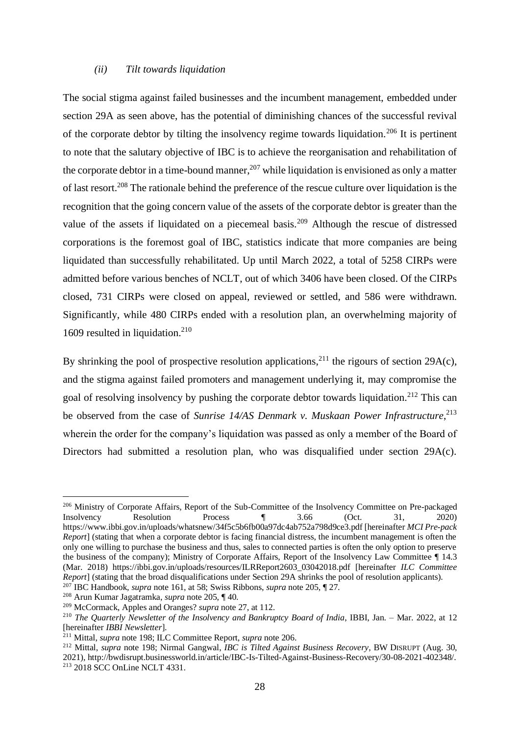### *(ii) Tilt towards liquidation*

The social stigma against failed businesses and the incumbent management, embedded under section 29A as seen above, has the potential of diminishing chances of the successful revival of the corporate debtor by tilting the insolvency regime towards liquidation.[206] It is pertinent to note that the salutary objective of IBC is to achieve the reorganisation and rehabilitation of the corporate debtor in a time-bound manner,[207] while liquidation is envisioned as only a matter of last resort.[208] The rationale behind the preference of the rescue culture over liquidation is the recognition that the going concern value of the assets of the corporate debtor is greater than the value of the assets if liquidated on a piecemeal basis.[209] Although the rescue of distressed corporations is the foremost goal of IBC, statistics indicate that more companies are being liquidated than successfully rehabilitated. Up until March 2022, a total of 5258 CIRPs were admitted before various benches of NCLT, out of which 3406 have been closed. Of the CIRPs closed, 731 CIRPs were closed on appeal, reviewed or settled, and 586 were withdrawn. Significantly, while 480 CIRPs ended with a resolution plan, an overwhelming majority of 1609 resulted in liquidation.[210]

By shrinking the pool of prospective resolution applications,[211] the rigours of section 29A(c), and the stigma against failed promoters and management underlying it, may compromise the goal of resolving insolvency by pushing the corporate debtor towards liquidation.[212] This can be observed from the case of *Sunrise 14/AS Denmark v. Muskaan Power Infrastructure*,[213] wherein the order for the company's liquidation was passed as only a member of the Board of Directors had submitted a resolution plan, who was disqualified under section 29A(c).

---

[206] Ministry of Corporate Affairs, Report of the Sub-Committee of the Insolvency Committee on Pre-packaged Insolvency Resolution Process ¶ 3.66 (Oct. 31, 2020) https://www.ibbi.gov.in/uploads/whatsnew/34f5c5b6fb00a97dc4ab752a798d9ce3.pdf [hereinafter *MCI Pre-pack Report*] (stating that when a corporate debtor is facing financial distress, the incumbent management is often the only one willing to purchase the business and thus, sales to connected parties is often the only option to preserve the business of the company); Ministry of Corporate Affairs, Report of the Insolvency Law Committee ¶ 14.3 (Mar. 2018) https://ibbi.gov.in/uploads/resources/ILRReport2603_03042018.pdf [hereinafter *ILC Committee Report*] (stating that the broad disqualifications under Section 29A shrinks the pool of resolution applicants).

[207] IBC Handbook, *supra* note 161, at 58; Swiss Ribbons, *supra* note 205, ¶ 27.

[208] Arun Kumar Jagatramka, *supra* note 205, ¶ 40.

[209] McCormack, Apples and Oranges? *supra* note 27, at 112.

[210] *The Quarterly Newsletter of the Insolvency and Bankruptcy Board of India*, IBBI, Jan. – Mar. 2022, at 12 [hereinafter *IBBI Newsletter*].

[211] Mittal, *supra* note 198; ILC Committee Report, *supra* note 206.

[212] Mittal, *supra* note 198; Nirmal Gangwal, *IBC is Tilted Against Business Recovery*, BW DISRUPT (Aug. 30, 2021), http://bwdisrupt.businessworld.in/article/IBC-Is-Tilted-Against-Business-Recovery/30-08-2021-402348/.

[213] 2018 SCC OnLine NCLT 4331.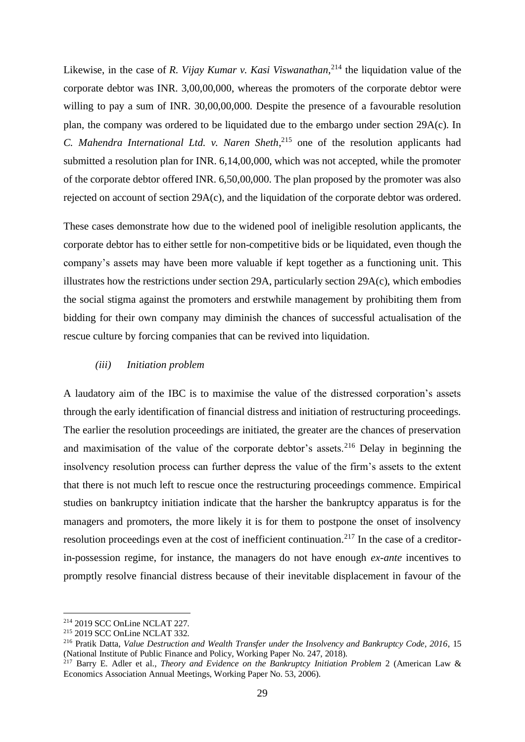Likewise, in the case of *R. Vijay Kumar v. Kasi Viswanathan*,[214] the liquidation value of the corporate debtor was INR. 3,00,00,000, whereas the promoters of the corporate debtor were willing to pay a sum of INR. 30,00,00,000. Despite the presence of a favourable resolution plan, the company was ordered to be liquidated due to the embargo under section 29A(c). In *C. Mahendra International Ltd. v. Naren Sheth*,[215] one of the resolution applicants had submitted a resolution plan for INR. 6,14,00,000, which was not accepted, while the promoter of the corporate debtor offered INR. 6,50,00,000. The plan proposed by the promoter was also rejected on account of section 29A(c), and the liquidation of the corporate debtor was ordered.

These cases demonstrate how due to the widened pool of ineligible resolution applicants, the corporate debtor has to either settle for non-competitive bids or be liquidated, even though the company's assets may have been more valuable if kept together as a functioning unit. This illustrates how the restrictions under section 29A, particularly section 29A(c), which embodies the social stigma against the promoters and erstwhile management by prohibiting them from bidding for their own company may diminish the chances of successful actualisation of the rescue culture by forcing companies that can be revived into liquidation.

*(iii) Initiation problem*

A laudatory aim of the IBC is to maximise the value of the distressed corporation's assets through the early identification of financial distress and initiation of restructuring proceedings. The earlier the resolution proceedings are initiated, the greater are the chances of preservation and maximisation of the value of the corporate debtor's assets.[216] Delay in beginning the insolvency resolution process can further depress the value of the firm's assets to the extent that there is not much left to rescue once the restructuring proceedings commence. Empirical studies on bankruptcy initiation indicate that the harsher the bankruptcy apparatus is for the managers and promoters, the more likely it is for them to postpone the onset of insolvency resolution proceedings even at the cost of inefficient continuation.[217] In the case of a creditor-in-possession regime, for instance, the managers do not have enough *ex-ante* incentives to promptly resolve financial distress because of their inevitable displacement in favour of the

---

[214] 2019 SCC OnLine NCLAT 227.

[215] 2019 SCC OnLine NCLAT 332.

[216] Pratik Datta, *Value Destruction and Wealth Transfer under the Insolvency and Bankruptcy Code, 2016*, 15 (National Institute of Public Finance and Policy, Working Paper No. 247, 2018).

[217] Barry E. Adler et al., *Theory and Evidence on the Bankruptcy Initiation Problem* 2 (American Law & Economics Association Annual Meetings, Working Paper No. 53, 2006).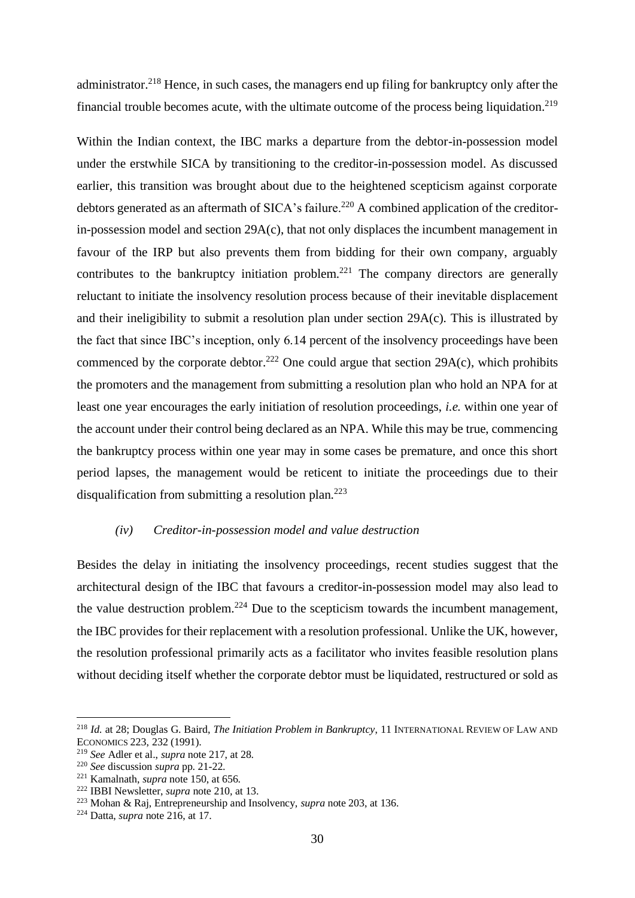administrator.[218] Hence, in such cases, the managers end up filing for bankruptcy only after the financial trouble becomes acute, with the ultimate outcome of the process being liquidation.[219]

Within the Indian context, the IBC marks a departure from the debtor-in-possession model under the erstwhile SICA by transitioning to the creditor-in-possession model. As discussed earlier, this transition was brought about due to the heightened scepticism against corporate debtors generated as an aftermath of SICA's failure.[220] A combined application of the creditor-in-possession model and section 29A(c), that not only displaces the incumbent management in favour of the IRP but also prevents them from bidding for their own company, arguably contributes to the bankruptcy initiation problem.[221] The company directors are generally reluctant to initiate the insolvency resolution process because of their inevitable displacement and their ineligibility to submit a resolution plan under section 29A(c). This is illustrated by the fact that since IBC's inception, only 6.14 percent of the insolvency proceedings have been commenced by the corporate debtor.[222] One could argue that section 29A(c), which prohibits the promoters and the management from submitting a resolution plan who hold an NPA for at least one year encourages the early initiation of resolution proceedings, *i.e.* within one year of the account under their control being declared as an NPA. While this may be true, commencing the bankruptcy process within one year may in some cases be premature, and once this short period lapses, the management would be reticent to initiate the proceedings due to their disqualification from submitting a resolution plan.[223]

### *(iv) Creditor-in-possession model and value destruction*

Besides the delay in initiating the insolvency proceedings, recent studies suggest that the architectural design of the IBC that favours a creditor-in-possession model may also lead to the value destruction problem.[224] Due to the scepticism towards the incumbent management, the IBC provides for their replacement with a resolution professional. Unlike the UK, however, the resolution professional primarily acts as a facilitator who invites feasible resolution plans without deciding itself whether the corporate debtor must be liquidated, restructured or sold as

---

[218] *Id.* at 28; Douglas G. Baird, *The Initiation Problem in Bankruptcy*, 11 INTERNATIONAL REVIEW OF LAW AND ECONOMICS 223, 232 (1991).

[219] *See* Adler et al., *supra* note 217, at 28.

[220] *See* discussion *supra* pp. 21-22.

[221] Kamalnath, *supra* note 150, at 656.

[222] IBBI Newsletter, *supra* note 210, at 13.

[223] Mohan & Raj, Entrepreneurship and Insolvency, *supra* note 203, at 136.

[224] Datta, *supra* note 216, at 17.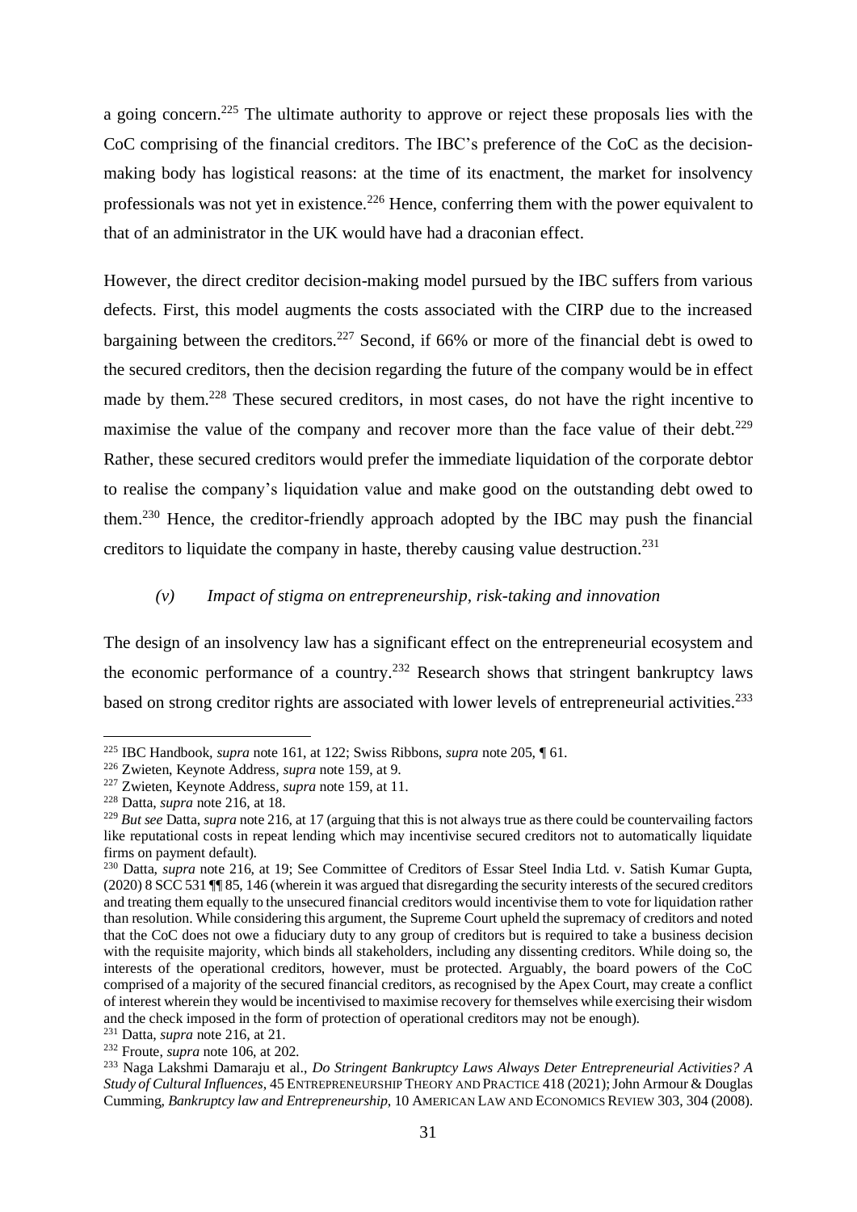a going concern.[225] The ultimate authority to approve or reject these proposals lies with the CoC comprising of the financial creditors. The IBC's preference of the CoC as the decision-making body has logistical reasons: at the time of its enactment, the market for insolvency professionals was not yet in existence.[226] Hence, conferring them with the power equivalent to that of an administrator in the UK would have had a draconian effect.

However, the direct creditor decision-making model pursued by the IBC suffers from various defects. First, this model augments the costs associated with the CIRP due to the increased bargaining between the creditors.[227] Second, if 66% or more of the financial debt is owed to the secured creditors, then the decision regarding the future of the company would be in effect made by them.[228] These secured creditors, in most cases, do not have the right incentive to maximise the value of the company and recover more than the face value of their debt.[229] Rather, these secured creditors would prefer the immediate liquidation of the corporate debtor to realise the company's liquidation value and make good on the outstanding debt owed to them.[230] Hence, the creditor-friendly approach adopted by the IBC may push the financial creditors to liquidate the company in haste, thereby causing value destruction.[231]

#### *(v) Impact of stigma on entrepreneurship, risk-taking and innovation*

The design of an insolvency law has a significant effect on the entrepreneurial ecosystem and the economic performance of a country.[232] Research shows that stringent bankruptcy laws based on strong creditor rights are associated with lower levels of entrepreneurial activities.[233]

---

[225] IBC Handbook, *supra* note 161, at 122; Swiss Ribbons, *supra* note 205, ¶ 61.

[226] Zwieten, Keynote Address, *supra* note 159, at 9.

[227] Zwieten, Keynote Address, *supra* note 159, at 11.

[228] Datta, *supra* note 216, at 18.

[229] *But see* Datta, *supra* note 216, at 17 (arguing that this is not always true as there could be countervailing factors like reputational costs in repeat lending which may incentivise secured creditors not to automatically liquidate firms on payment default).

[230] Datta, *supra* note 216, at 19; See Committee of Creditors of Essar Steel India Ltd. v. Satish Kumar Gupta, (2020) 8 SCC 531 ¶¶ 85, 146 (wherein it was argued that disregarding the security interests of the secured creditors and treating them equally to the unsecured financial creditors would incentivise them to vote for liquidation rather than resolution. While considering this argument, the Supreme Court upheld the supremacy of creditors and noted that the CoC does not owe a fiduciary duty to any group of creditors but is required to take a business decision with the requisite majority, which binds all stakeholders, including any dissenting creditors. While doing so, the interests of the operational creditors, however, must be protected. Arguably, the board powers of the CoC comprised of a majority of the secured financial creditors, as recognised by the Apex Court, may create a conflict of interest wherein they would be incentivised to maximise recovery for themselves while exercising their wisdom and the check imposed in the form of protection of operational creditors may not be enough).

[231] Datta, *supra* note 216, at 21.

[232] Froute, *supra* note 106, at 202.

[233] Naga Lakshmi Damaraju et al., *Do Stringent Bankruptcy Laws Always Deter Entrepreneurial Activities? A Study of Cultural Influences*, 45 ENTREPRENEURSHIP THEORY AND PRACTICE 418 (2021); John Armour & Douglas Cumming, *Bankruptcy law and Entrepreneurship*, 10 AMERICAN LAW AND ECONOMICS REVIEW 303, 304 (2008).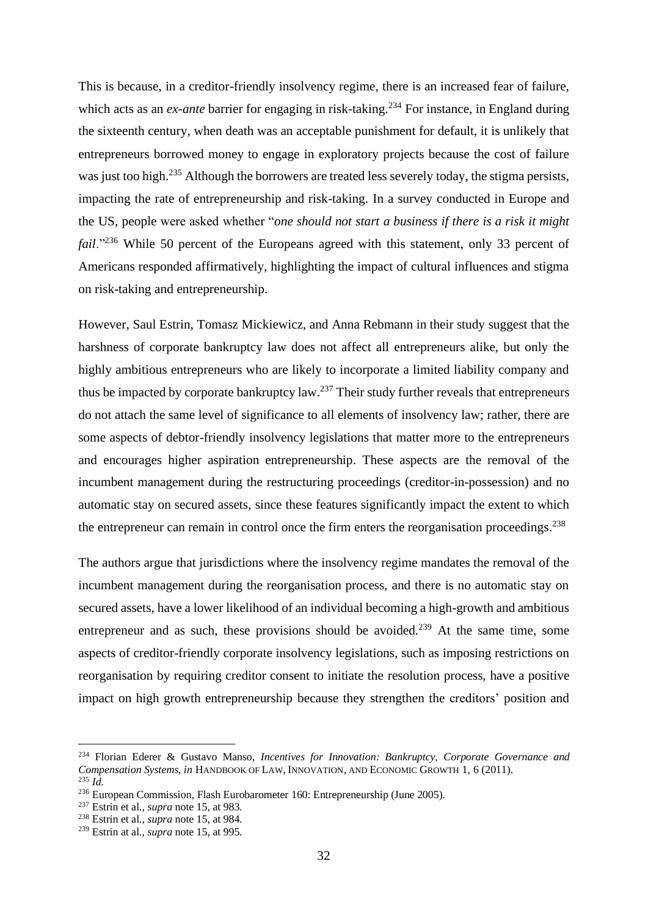This is because, in a creditor-friendly insolvency regime, there is an increased fear of failure, which acts as an *ex-ante* barrier for engaging in risk-taking.[234] For instance, in England during the sixteenth century, when death was an acceptable punishment for default, it is unlikely that entrepreneurs borrowed money to engage in exploratory projects because the cost of failure was just too high.[235] Although the borrowers are treated less severely today, the stigma persists, impacting the rate of entrepreneurship and risk-taking. In a survey conducted in Europe and the US, people were asked whether "*one should not start a business if there is a risk it might fail*."[236] While 50 percent of the Europeans agreed with this statement, only 33 percent of Americans responded affirmatively, highlighting the impact of cultural influences and stigma on risk-taking and entrepreneurship.

However, Saul Estrin, Tomasz Mickiewicz, and Anna Rebmann in their study suggest that the harshness of corporate bankruptcy law does not affect all entrepreneurs alike, but only the highly ambitious entrepreneurs who are likely to incorporate a limited liability company and thus be impacted by corporate bankruptcy law.[237] Their study further reveals that entrepreneurs do not attach the same level of significance to all elements of insolvency law; rather, there are some aspects of debtor-friendly insolvency legislations that matter more to the entrepreneurs and encourages higher aspiration entrepreneurship. These aspects are the removal of the incumbent management during the restructuring proceedings (creditor-in-possession) and no automatic stay on secured assets, since these features significantly impact the extent to which the entrepreneur can remain in control once the firm enters the reorganisation proceedings.[238]

The authors argue that jurisdictions where the insolvency regime mandates the removal of the incumbent management during the reorganisation process, and there is no automatic stay on secured assets, have a lower likelihood of an individual becoming a high-growth and ambitious entrepreneur and as such, these provisions should be avoided.[239] At the same time, some aspects of creditor-friendly corporate insolvency legislations, such as imposing restrictions on reorganisation by requiring creditor consent to initiate the resolution process, have a positive impact on high growth entrepreneurship because they strengthen the creditors' position and

---

[234] Florian Ederer & Gustavo Manso, *Incentives for Innovation: Bankruptcy, Corporate Governance and Compensation Systems*, *in* HANDBOOK OF LAW, INNOVATION, AND ECONOMIC GROWTH 1, 6 (2011).

[235] *Id.*

[236] European Commission, Flash Eurobarometer 160: Entrepreneurship (June 2005).

[237] Estrin et al., *supra* note 15, at 983.

[238] Estrin et al., *supra* note 15, at 984.

[239] Estrin at al., *supra* note 15, at 995.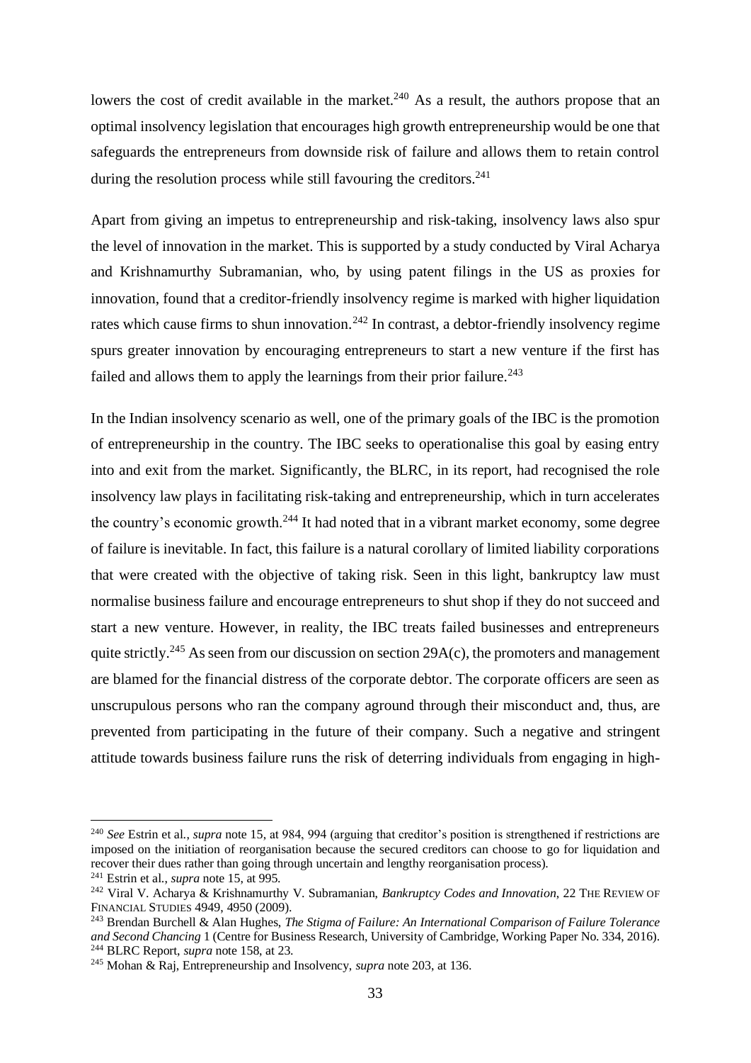lowers the cost of credit available in the market.[240] As a result, the authors propose that an optimal insolvency legislation that encourages high growth entrepreneurship would be one that safeguards the entrepreneurs from downside risk of failure and allows them to retain control during the resolution process while still favouring the creditors.[241]

Apart from giving an impetus to entrepreneurship and risk-taking, insolvency laws also spur the level of innovation in the market. This is supported by a study conducted by Viral Acharya and Krishnamurthy Subramanian, who, by using patent filings in the US as proxies for innovation, found that a creditor-friendly insolvency regime is marked with higher liquidation rates which cause firms to shun innovation.[242] In contrast, a debtor-friendly insolvency regime spurs greater innovation by encouraging entrepreneurs to start a new venture if the first has failed and allows them to apply the learnings from their prior failure.[243]

In the Indian insolvency scenario as well, one of the primary goals of the IBC is the promotion of entrepreneurship in the country. The IBC seeks to operationalise this goal by easing entry into and exit from the market. Significantly, the BLRC, in its report, had recognised the role insolvency law plays in facilitating risk-taking and entrepreneurship, which in turn accelerates the country's economic growth.[244] It had noted that in a vibrant market economy, some degree of failure is inevitable. In fact, this failure is a natural corollary of limited liability corporations that were created with the objective of taking risk. Seen in this light, bankruptcy law must normalise business failure and encourage entrepreneurs to shut shop if they do not succeed and start a new venture. However, in reality, the IBC treats failed businesses and entrepreneurs quite strictly.[245] As seen from our discussion on section 29A(c), the promoters and management are blamed for the financial distress of the corporate debtor. The corporate officers are seen as unscrupulous persons who ran the company aground through their misconduct and, thus, are prevented from participating in the future of their company. Such a negative and stringent attitude towards business failure runs the risk of deterring individuals from engaging in high-

---

[240] *See* Estrin et al., *supra* note 15, at 984, 994 (arguing that creditor's position is strengthened if restrictions are imposed on the initiation of reorganisation because the secured creditors can choose to go for liquidation and recover their dues rather than going through uncertain and lengthy reorganisation process).

[241] Estrin et al., *supra* note 15, at 995.

[242] Viral V. Acharya & Krishnamurthy V. Subramanian, *Bankruptcy Codes and Innovation*, 22 THE REVIEW OF FINANCIAL STUDIES 4949, 4950 (2009).

[243] Brendan Burchell & Alan Hughes, *The Stigma of Failure: An International Comparison of Failure Tolerance and Second Chancing* 1 (Centre for Business Research, University of Cambridge, Working Paper No. 334, 2016).

[244] BLRC Report, *supra* note 158, at 23.

[245] Mohan & Raj, Entrepreneurship and Insolvency, *supra* note 203, at 136.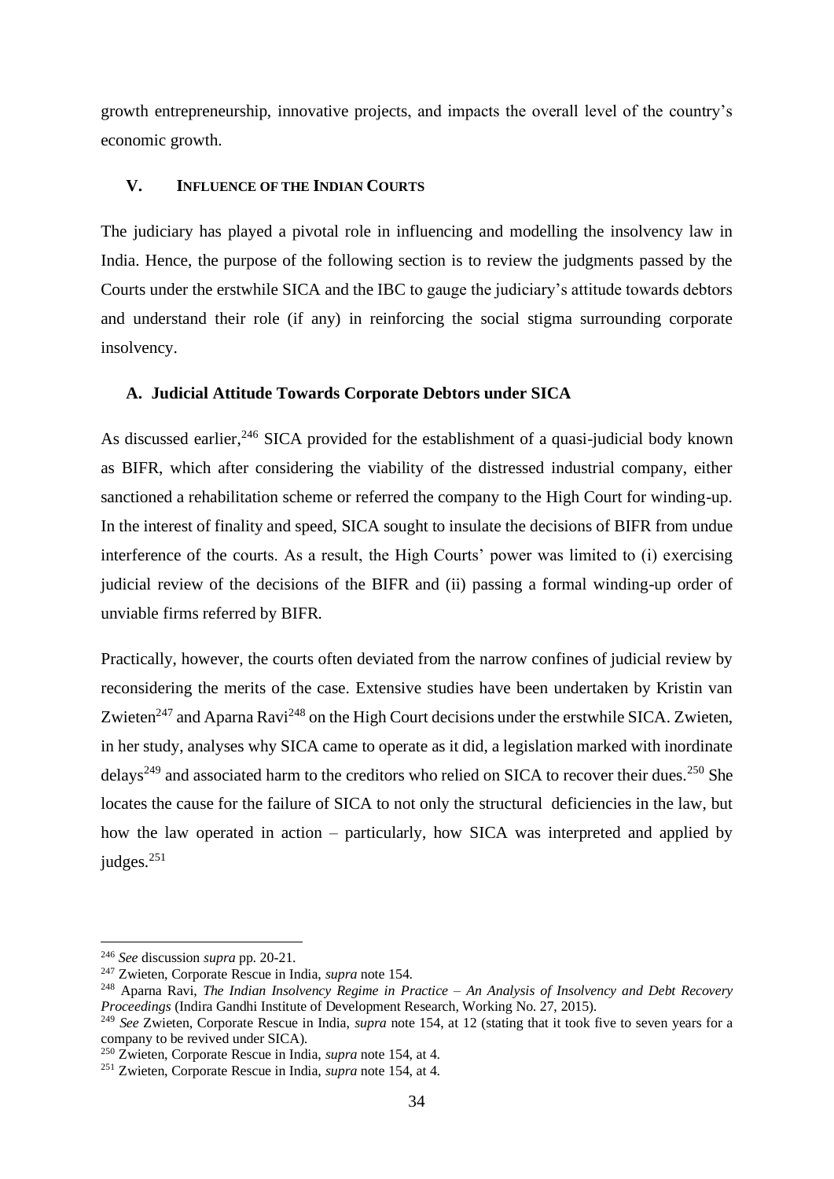growth entrepreneurship, innovative projects, and impacts the overall level of the country's economic growth.

## V. Influence of the Indian Courts

The judiciary has played a pivotal role in influencing and modelling the insolvency law in India. Hence, the purpose of the following section is to review the judgments passed by the Courts under the erstwhile SICA and the IBC to gauge the judiciary's attitude towards debtors and understand their role (if any) in reinforcing the social stigma surrounding corporate insolvency.

### A. Judicial Attitude Towards Corporate Debtors under SICA

As discussed earlier,[246] SICA provided for the establishment of a quasi-judicial body known as BIFR, which after considering the viability of the distressed industrial company, either sanctioned a rehabilitation scheme or referred the company to the High Court for winding-up. In the interest of finality and speed, SICA sought to insulate the decisions of BIFR from undue interference of the courts. As a result, the High Courts' power was limited to (i) exercising judicial review of the decisions of the BIFR and (ii) passing a formal winding-up order of unviable firms referred by BIFR.

Practically, however, the courts often deviated from the narrow confines of judicial review by reconsidering the merits of the case. Extensive studies have been undertaken by Kristin van Zwieten[247] and Aparna Ravi[248] on the High Court decisions under the erstwhile SICA. Zwieten, in her study, analyses why SICA came to operate as it did, a legislation marked with inordinate delays[249] and associated harm to the creditors who relied on SICA to recover their dues.[250] She locates the cause for the failure of SICA to not only the structural deficiencies in the law, but how the law operated in action – particularly, how SICA was interpreted and applied by judges.[251]

---

[246] *See* discussion *supra* pp. 20-21.

[247] Zwieten, Corporate Rescue in India, *supra* note 154.

[248] Aparna Ravi, *The Indian Insolvency Regime in Practice – An Analysis of Insolvency and Debt Recovery Proceedings* (Indira Gandhi Institute of Development Research, Working No. 27, 2015).

[249] *See* Zwieten, Corporate Rescue in India, *supra* note 154, at 12 (stating that it took five to seven years for a company to be revived under SICA).

[250] Zwieten, Corporate Rescue in India, *supra* note 154, at 4.

[251] Zwieten, Corporate Rescue in India, *supra* note 154, at 4.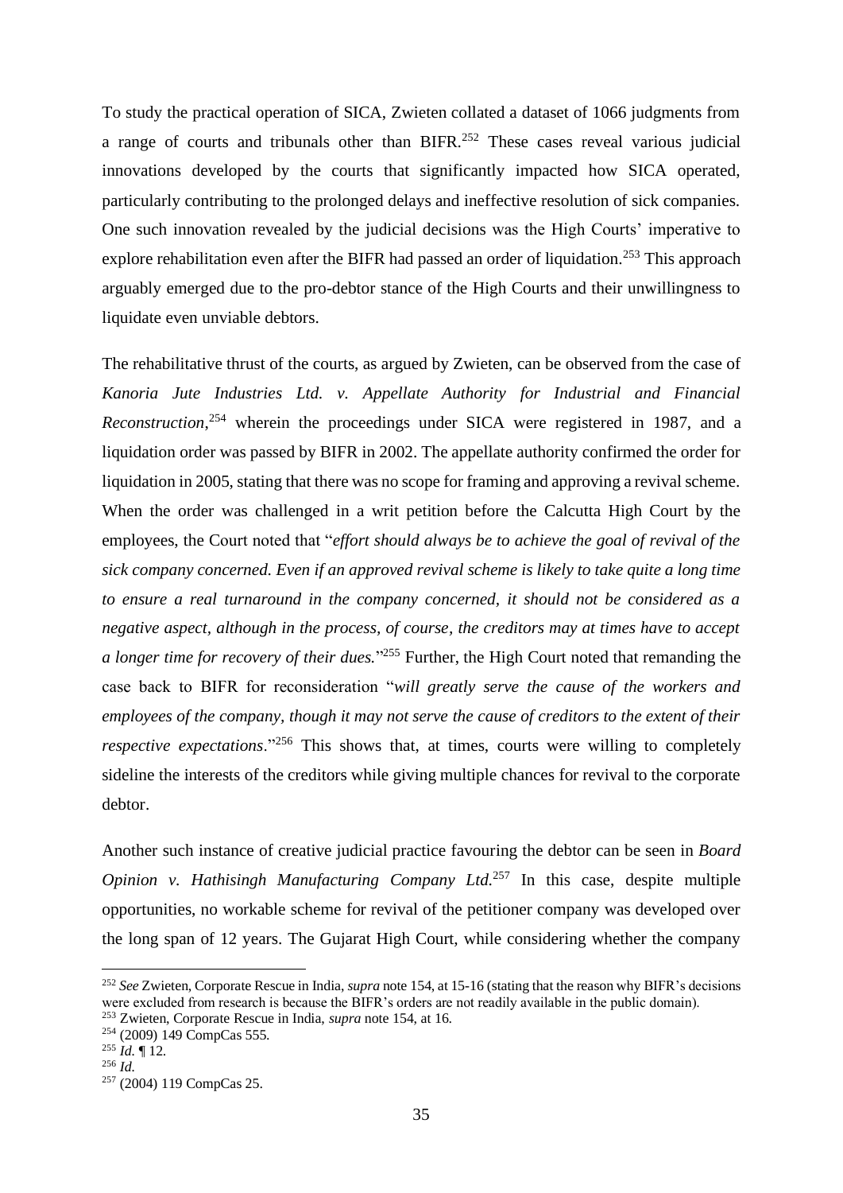To study the practical operation of SICA, Zwieten collated a dataset of 1066 judgments from a range of courts and tribunals other than BIFR.[252] These cases reveal various judicial innovations developed by the courts that significantly impacted how SICA operated, particularly contributing to the prolonged delays and ineffective resolution of sick companies. One such innovation revealed by the judicial decisions was the High Courts' imperative to explore rehabilitation even after the BIFR had passed an order of liquidation.[253] This approach arguably emerged due to the pro-debtor stance of the High Courts and their unwillingness to liquidate even unviable debtors.

The rehabilitative thrust of the courts, as argued by Zwieten, can be observed from the case of *Kanoria Jute Industries Ltd. v. Appellate Authority for Industrial and Financial Reconstruction*,[254] wherein the proceedings under SICA were registered in 1987, and a liquidation order was passed by BIFR in 2002. The appellate authority confirmed the order for liquidation in 2005, stating that there was no scope for framing and approving a revival scheme. When the order was challenged in a writ petition before the Calcutta High Court by the employees, the Court noted that "*effort should always be to achieve the goal of revival of the sick company concerned. Even if an approved revival scheme is likely to take quite a long time to ensure a real turnaround in the company concerned, it should not be considered as a negative aspect, although in the process, of course, the creditors may at times have to accept a longer time for recovery of their dues.*"[255] Further, the High Court noted that remanding the case back to BIFR for reconsideration "*will greatly serve the cause of the workers and employees of the company, though it may not serve the cause of creditors to the extent of their respective expectations*."[256] This shows that, at times, courts were willing to completely sideline the interests of the creditors while giving multiple chances for revival to the corporate debtor.

Another such instance of creative judicial practice favouring the debtor can be seen in *Board Opinion v. Hathisingh Manufacturing Company Ltd.*[257] In this case, despite multiple opportunities, no workable scheme for revival of the petitioner company was developed over the long span of 12 years. The Gujarat High Court, while considering whether the company

---

[252] *See* Zwieten, Corporate Rescue in India, *supra* note 154, at 15-16 (stating that the reason why BIFR's decisions were excluded from research is because the BIFR's orders are not readily available in the public domain).

[253] Zwieten, Corporate Rescue in India, *supra* note 154, at 16.

[254] (2009) 149 CompCas 555.

[255] *Id.* ¶ 12.

[256] *Id.*

[257] (2004) 119 CompCas 25.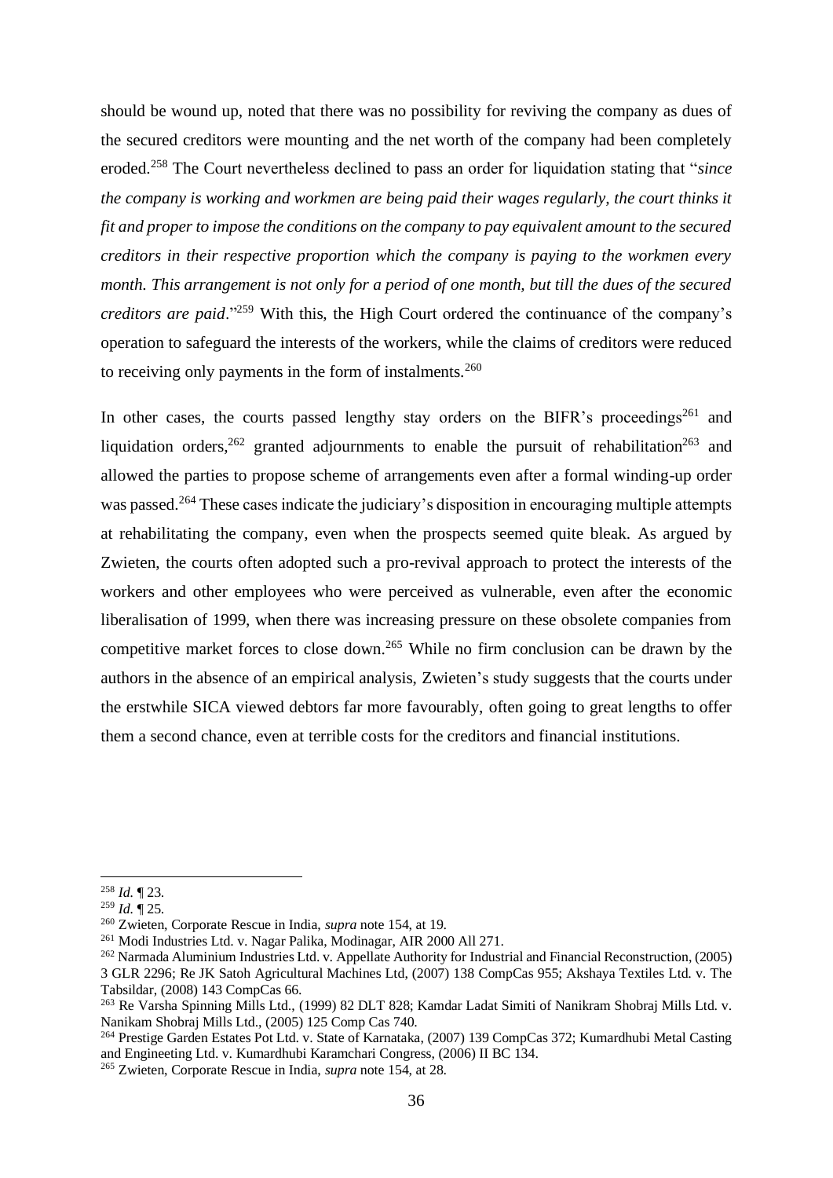should be wound up, noted that there was no possibility for reviving the company as dues of the secured creditors were mounting and the net worth of the company had been completely eroded.[258] The Court nevertheless declined to pass an order for liquidation stating that "*since the company is working and workmen are being paid their wages regularly, the court thinks it fit and proper to impose the conditions on the company to pay equivalent amount to the secured creditors in their respective proportion which the company is paying to the workmen every month. This arrangement is not only for a period of one month, but till the dues of the secured creditors are paid*."[259] With this, the High Court ordered the continuance of the company's operation to safeguard the interests of the workers, while the claims of creditors were reduced to receiving only payments in the form of instalments.[260]

In other cases, the courts passed lengthy stay orders on the BIFR's proceedings[261] and liquidation orders,[262] granted adjournments to enable the pursuit of rehabilitation[263] and allowed the parties to propose scheme of arrangements even after a formal winding-up order was passed.[264] These cases indicate the judiciary's disposition in encouraging multiple attempts at rehabilitating the company, even when the prospects seemed quite bleak. As argued by Zwieten, the courts often adopted such a pro-revival approach to protect the interests of the workers and other employees who were perceived as vulnerable, even after the economic liberalisation of 1999, when there was increasing pressure on these obsolete companies from competitive market forces to close down.[265] While no firm conclusion can be drawn by the authors in the absence of an empirical analysis, Zwieten's study suggests that the courts under the erstwhile SICA viewed debtors far more favourably, often going to great lengths to offer them a second chance, even at terrible costs for the creditors and financial institutions.

---

[258] *Id.* ¶ 23.

[259] *Id.* ¶ 25.

[260] Zwieten, Corporate Rescue in India, *supra* note 154, at 19.

[261] Modi Industries Ltd. v. Nagar Palika, Modinagar, AIR 2000 All 271.

[262] Narmada Aluminium Industries Ltd. v. Appellate Authority for Industrial and Financial Reconstruction, (2005) 3 GLR 2296; Re JK Satoh Agricultural Machines Ltd, (2007) 138 CompCas 955; Akshaya Textiles Ltd. v. The Tabsildar, (2008) 143 CompCas 66.

[263] Re Varsha Spinning Mills Ltd., (1999) 82 DLT 828; Kamdar Ladat Simiti of Nanikram Shobraj Mills Ltd. v. Nanikam Shobraj Mills Ltd., (2005) 125 Comp Cas 740.

[264] Prestige Garden Estates Pot Ltd. v. State of Karnataka, (2007) 139 CompCas 372; Kumardhubi Metal Casting and Engineeting Ltd. v. Kumardhubi Karamchari Congress, (2006) II BC 134.

[265] Zwieten, Corporate Rescue in India, *supra* note 154, at 28.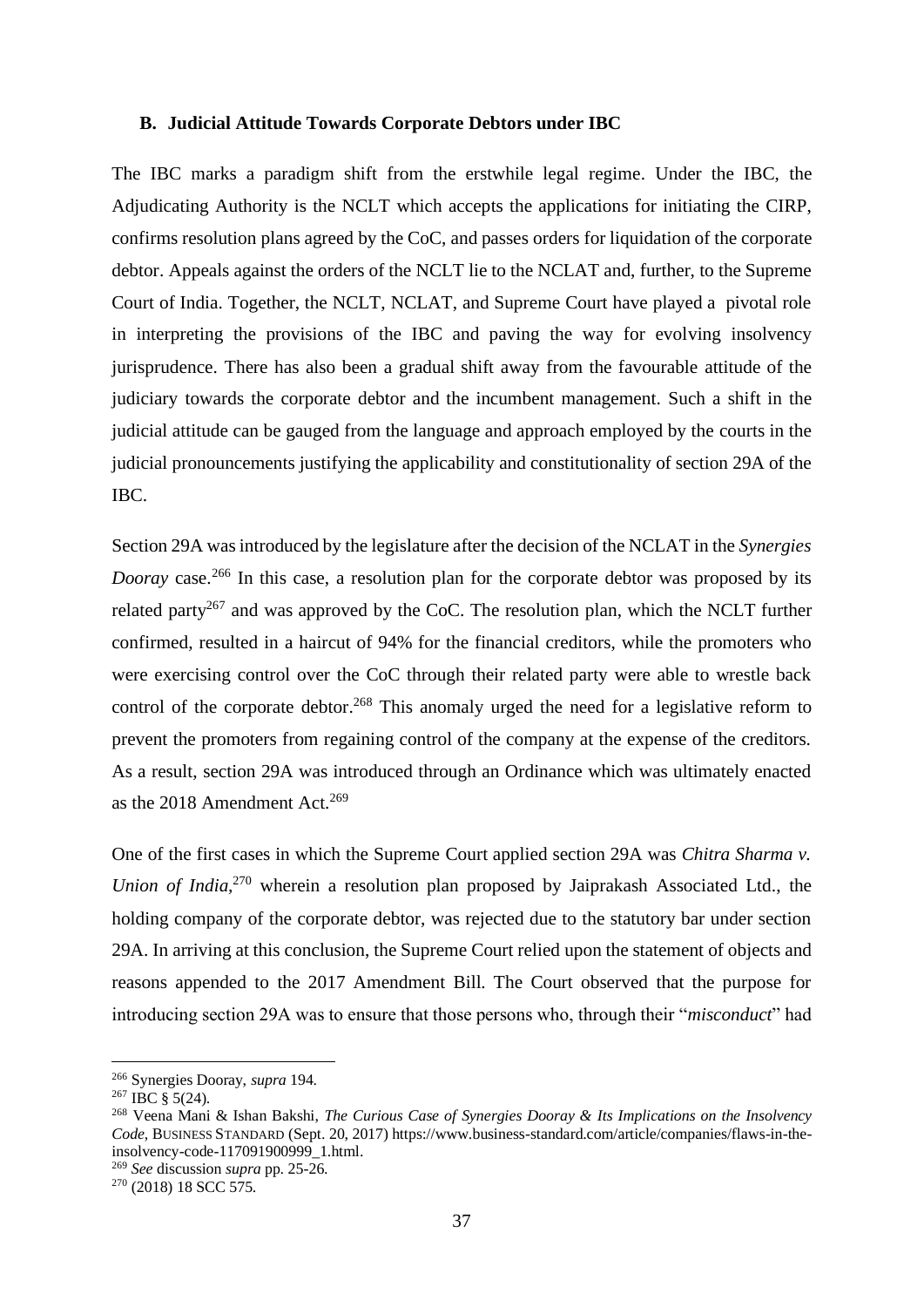### B. Judicial Attitude Towards Corporate Debtors under IBC

The IBC marks a paradigm shift from the erstwhile legal regime. Under the IBC, the Adjudicating Authority is the NCLT which accepts the applications for initiating the CIRP, confirms resolution plans agreed by the CoC, and passes orders for liquidation of the corporate debtor. Appeals against the orders of the NCLT lie to the NCLAT and, further, to the Supreme Court of India. Together, the NCLT, NCLAT, and Supreme Court have played a pivotal role in interpreting the provisions of the IBC and paving the way for evolving insolvency jurisprudence. There has also been a gradual shift away from the favourable attitude of the judiciary towards the corporate debtor and the incumbent management. Such a shift in the judicial attitude can be gauged from the language and approach employed by the courts in the judicial pronouncements justifying the applicability and constitutionality of section 29A of the IBC.

Section 29A was introduced by the legislature after the decision of the NCLAT in the *Synergies Dooray* case.[266] In this case, a resolution plan for the corporate debtor was proposed by its related party[267] and was approved by the CoC. The resolution plan, which the NCLT further confirmed, resulted in a haircut of 94% for the financial creditors, while the promoters who were exercising control over the CoC through their related party were able to wrestle back control of the corporate debtor.[268] This anomaly urged the need for a legislative reform to prevent the promoters from regaining control of the company at the expense of the creditors. As a result, section 29A was introduced through an Ordinance which was ultimately enacted as the 2018 Amendment Act.[269]

One of the first cases in which the Supreme Court applied section 29A was *Chitra Sharma v. Union of India*,[270] wherein a resolution plan proposed by Jaiprakash Associated Ltd., the holding company of the corporate debtor, was rejected due to the statutory bar under section 29A. In arriving at this conclusion, the Supreme Court relied upon the statement of objects and reasons appended to the 2017 Amendment Bill. The Court observed that the purpose for introducing section 29A was to ensure that those persons who, through their "*misconduct*" had

---

[266] Synergies Dooray, *supra* 194.

[267] IBC § 5(24).

[268] Veena Mani & Ishan Bakshi, *The Curious Case of Synergies Dooray & Its Implications on the Insolvency Code*, BUSINESS STANDARD (Sept. 20, 2017) https://www.business-standard.com/article/companies/flaws-in-the-insolvency-code-117091900999_1.html.

[269] *See* discussion *supra* pp. 25-26.

[270] (2018) 18 SCC 575.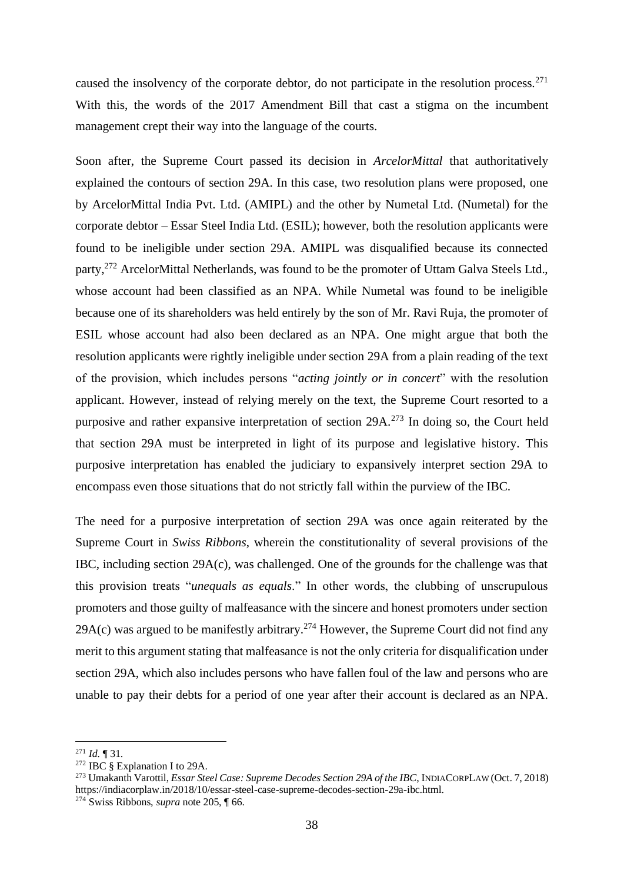caused the insolvency of the corporate debtor, do not participate in the resolution process.[271] With this, the words of the 2017 Amendment Bill that cast a stigma on the incumbent management crept their way into the language of the courts.

Soon after, the Supreme Court passed its decision in *ArcelorMittal* that authoritatively explained the contours of section 29A. In this case, two resolution plans were proposed, one by ArcelorMittal India Pvt. Ltd. (AMIPL) and the other by Numetal Ltd. (Numetal) for the corporate debtor – Essar Steel India Ltd. (ESIL); however, both the resolution applicants were found to be ineligible under section 29A. AMIPL was disqualified because its connected party,[272] ArcelorMittal Netherlands, was found to be the promoter of Uttam Galva Steels Ltd., whose account had been classified as an NPA. While Numetal was found to be ineligible because one of its shareholders was held entirely by the son of Mr. Ravi Ruja, the promoter of ESIL whose account had also been declared as an NPA. One might argue that both the resolution applicants were rightly ineligible under section 29A from a plain reading of the text of the provision, which includes persons "*acting jointly or in concert*" with the resolution applicant. However, instead of relying merely on the text, the Supreme Court resorted to a purposive and rather expansive interpretation of section 29A.[273] In doing so, the Court held that section 29A must be interpreted in light of its purpose and legislative history. This purposive interpretation has enabled the judiciary to expansively interpret section 29A to encompass even those situations that do not strictly fall within the purview of the IBC.

The need for a purposive interpretation of section 29A was once again reiterated by the Supreme Court in *Swiss Ribbons*, wherein the constitutionality of several provisions of the IBC, including section 29A(c), was challenged. One of the grounds for the challenge was that this provision treats "*unequals as equals*." In other words, the clubbing of unscrupulous promoters and those guilty of malfeasance with the sincere and honest promoters under section 29A(c) was argued to be manifestly arbitrary.[274] However, the Supreme Court did not find any merit to this argument stating that malfeasance is not the only criteria for disqualification under section 29A, which also includes persons who have fallen foul of the law and persons who are unable to pay their debts for a period of one year after their account is declared as an NPA.

---

[271] *Id.* ¶ 31.

[272] IBC § Explanation I to 29A.

[273] Umakanth Varottil, *Essar Steel Case: Supreme Decodes Section 29A of the IBC*, INDIACORPLAW (Oct. 7, 2018) https://indiacorplaw.in/2018/10/essar-steel-case-supreme-decodes-section-29a-ibc.html.

[274] Swiss Ribbons, *supra* note 205, ¶ 66.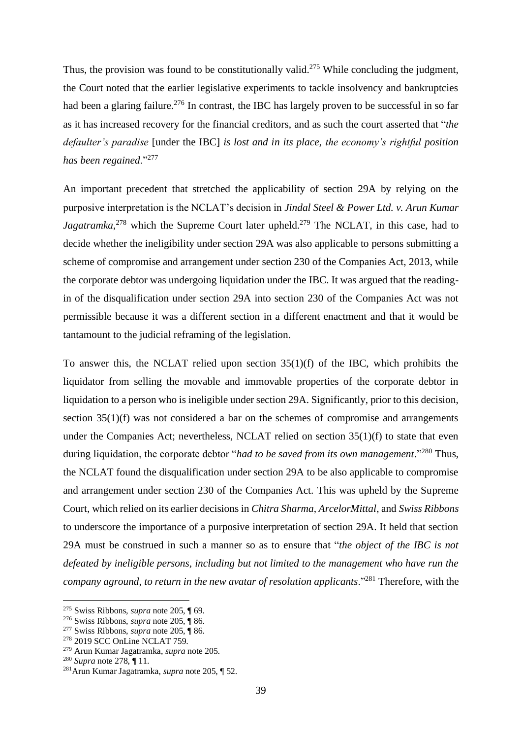Thus, the provision was found to be constitutionally valid.[275] While concluding the judgment, the Court noted that the earlier legislative experiments to tackle insolvency and bankruptcies had been a glaring failure.[276] In contrast, the IBC has largely proven to be successful in so far as it has increased recovery for the financial creditors, and as such the court asserted that "*the defaulter's paradise* [under the IBC] *is lost and in its place, the economy's rightful position has been regained*."[277]

An important precedent that stretched the applicability of section 29A by relying on the purposive interpretation is the NCLAT's decision in *Jindal Steel & Power Ltd. v. Arun Kumar Jagatramka*,[278] which the Supreme Court later upheld.[279] The NCLAT, in this case, had to decide whether the ineligibility under section 29A was also applicable to persons submitting a scheme of compromise and arrangement under section 230 of the Companies Act, 2013, while the corporate debtor was undergoing liquidation under the IBC. It was argued that the reading-in of the disqualification under section 29A into section 230 of the Companies Act was not permissible because it was a different section in a different enactment and that it would be tantamount to the judicial reframing of the legislation.

To answer this, the NCLAT relied upon section 35(1)(f) of the IBC, which prohibits the liquidator from selling the movable and immovable properties of the corporate debtor in liquidation to a person who is ineligible under section 29A. Significantly, prior to this decision, section 35(1)(f) was not considered a bar on the schemes of compromise and arrangements under the Companies Act; nevertheless, NCLAT relied on section 35(1)(f) to state that even during liquidation, the corporate debtor "*had to be saved from its own management*."[280] Thus, the NCLAT found the disqualification under section 29A to be also applicable to compromise and arrangement under section 230 of the Companies Act. This was upheld by the Supreme Court, which relied on its earlier decisions in *Chitra Sharma*, *ArcelorMittal*, and *Swiss Ribbons* to underscore the importance of a purposive interpretation of section 29A. It held that section 29A must be construed in such a manner so as to ensure that "*the object of the IBC is not defeated by ineligible persons, including but not limited to the management who have run the company aground, to return in the new avatar of resolution applicants*."[281] Therefore, with the

---

[275] Swiss Ribbons, *supra* note 205, ¶ 69.

[276] Swiss Ribbons, *supra* note 205, ¶ 86.

[277] Swiss Ribbons, *supra* note 205, ¶ 86.

[278] 2019 SCC OnLine NCLAT 759.

[279] Arun Kumar Jagatramka, *supra* note 205.

[280] *Supra* note 278, ¶ 11.

[281] Arun Kumar Jagatramka, *supra* note 205, ¶ 52.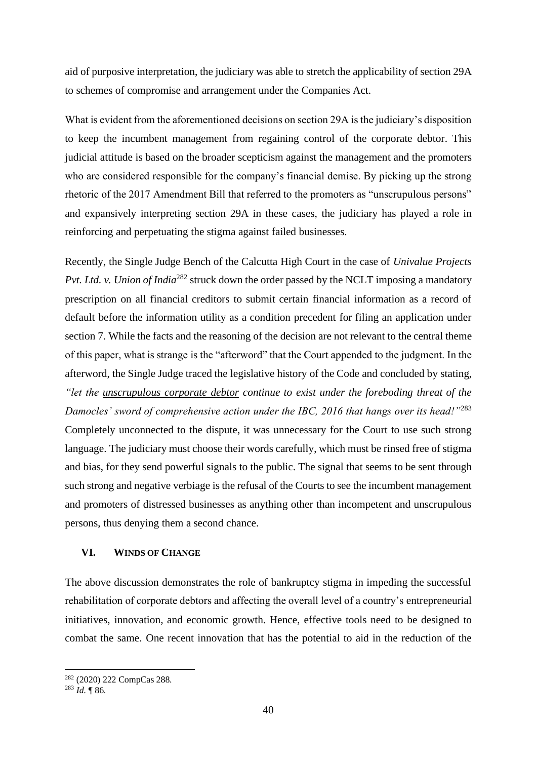aid of purposive interpretation, the judiciary was able to stretch the applicability of section 29A to schemes of compromise and arrangement under the Companies Act.

What is evident from the aforementioned decisions on section 29A is the judiciary's disposition to keep the incumbent management from regaining control of the corporate debtor. This judicial attitude is based on the broader scepticism against the management and the promoters who are considered responsible for the company's financial demise. By picking up the strong rhetoric of the 2017 Amendment Bill that referred to the promoters as "unscrupulous persons" and expansively interpreting section 29A in these cases, the judiciary has played a role in reinforcing and perpetuating the stigma against failed businesses.

Recently, the Single Judge Bench of the Calcutta High Court in the case of *Univalue Projects Pvt. Ltd. v. Union of India*[282] struck down the order passed by the NCLT imposing a mandatory prescription on all financial creditors to submit certain financial information as a record of default before the information utility as a condition precedent for filing an application under section 7. While the facts and the reasoning of the decision are not relevant to the central theme of this paper, what is strange is the "afterword" that the Court appended to the judgment. In the afterword, the Single Judge traced the legislative history of the Code and concluded by stating, *"let the <u>unscrupulous corporate debtor</u> continue to exist under the foreboding threat of the Damocles' sword of comprehensive action under the IBC, 2016 that hangs over its head!"*[283] Completely unconnected to the dispute, it was unnecessary for the Court to use such strong language. The judiciary must choose their words carefully, which must be rinsed free of stigma and bias, for they send powerful signals to the public. The signal that seems to be sent through such strong and negative verbiage is the refusal of the Courts to see the incumbent management and promoters of distressed businesses as anything other than incompetent and unscrupulous persons, thus denying them a second chance.

## VI. WINDS OF CHANGE

The above discussion demonstrates the role of bankruptcy stigma in impeding the successful rehabilitation of corporate debtors and affecting the overall level of a country's entrepreneurial initiatives, innovation, and economic growth. Hence, effective tools need to be designed to combat the same. One recent innovation that has the potential to aid in the reduction of the

---

[282] (2020) 222 CompCas 288.

[283] *Id.* ¶ 86.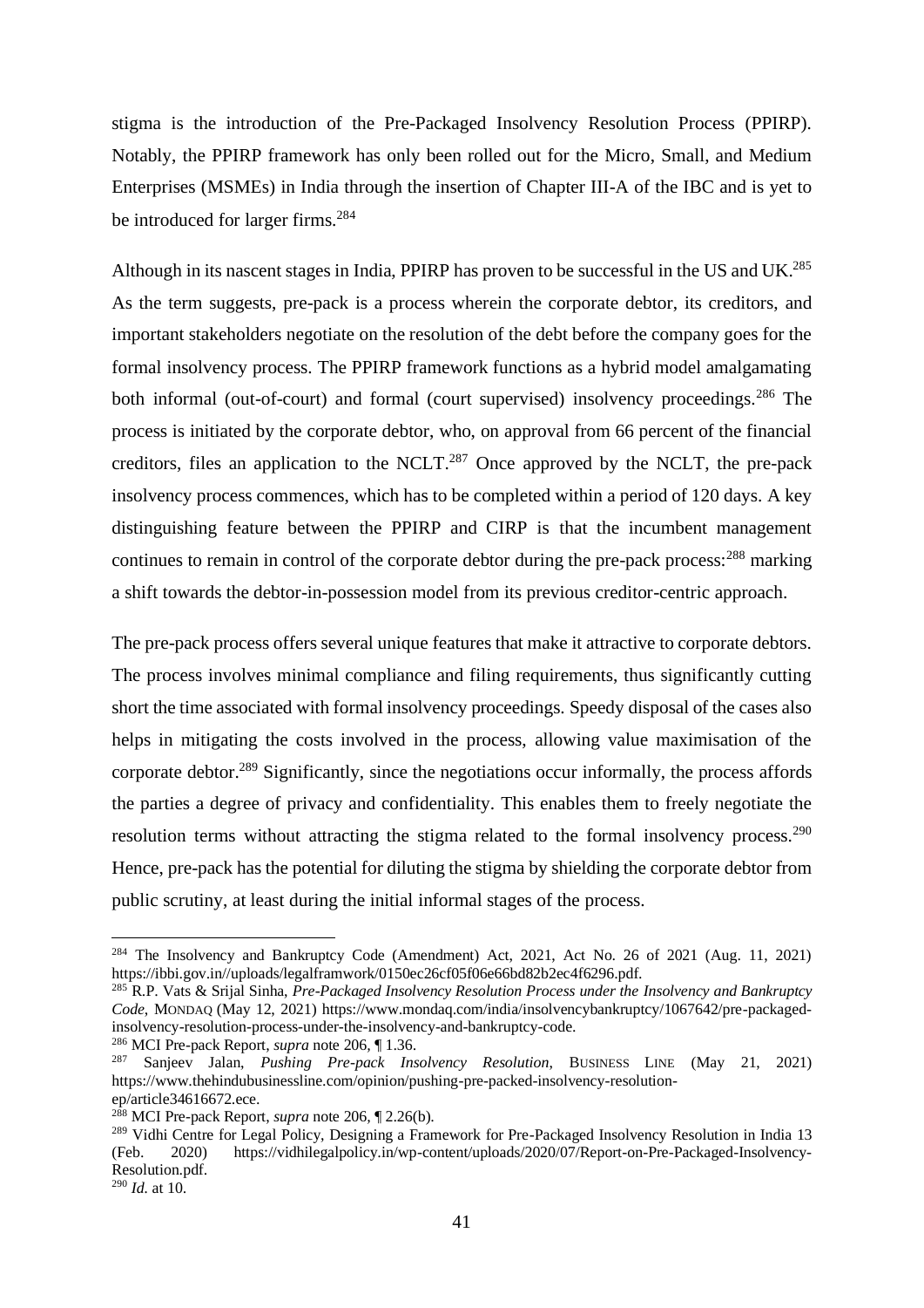stigma is the introduction of the Pre-Packaged Insolvency Resolution Process (PPIRP). Notably, the PPIRP framework has only been rolled out for the Micro, Small, and Medium Enterprises (MSMEs) in India through the insertion of Chapter III-A of the IBC and is yet to be introduced for larger firms.[284]

Although in its nascent stages in India, PPIRP has proven to be successful in the US and UK.[285] As the term suggests, pre-pack is a process wherein the corporate debtor, its creditors, and important stakeholders negotiate on the resolution of the debt before the company goes for the formal insolvency process. The PPIRP framework functions as a hybrid model amalgamating both informal (out-of-court) and formal (court supervised) insolvency proceedings.[286] The process is initiated by the corporate debtor, who, on approval from 66 percent of the financial creditors, files an application to the NCLT.[287] Once approved by the NCLT, the pre-pack insolvency process commences, which has to be completed within a period of 120 days. A key distinguishing feature between the PPIRP and CIRP is that the incumbent management continues to remain in control of the corporate debtor during the pre-pack process:[288] marking a shift towards the debtor-in-possession model from its previous creditor-centric approach.

The pre-pack process offers several unique features that make it attractive to corporate debtors. The process involves minimal compliance and filing requirements, thus significantly cutting short the time associated with formal insolvency proceedings. Speedy disposal of the cases also helps in mitigating the costs involved in the process, allowing value maximisation of the corporate debtor.[289] Significantly, since the negotiations occur informally, the process affords the parties a degree of privacy and confidentiality. This enables them to freely negotiate the resolution terms without attracting the stigma related to the formal insolvency process.[290] Hence, pre-pack has the potential for diluting the stigma by shielding the corporate debtor from public scrutiny, at least during the initial informal stages of the process.

---

[284] The Insolvency and Bankruptcy Code (Amendment) Act, 2021, Act No. 26 of 2021 (Aug. 11, 2021) https://ibbi.gov.in//uploads/legalframwork/0150ec26cf05f06e66bd82b2ec4f6296.pdf.

[285] R.P. Vats & Srijal Sinha, *Pre-Packaged Insolvency Resolution Process under the Insolvency and Bankruptcy Code*, MONDAQ (May 12, 2021) https://www.mondaq.com/india/insolvencybankruptcy/1067642/pre-packaged-insolvency-resolution-process-under-the-insolvency-and-bankruptcy-code.

[286] MCI Pre-pack Report, *supra* note 206, ¶ 1.36.

[287] Sanjeev Jalan, *Pushing Pre-pack Insolvency Resolution*, BUSINESS LINE (May 21, 2021) https://www.thehindubusinessline.com/opinion/pushing-pre-packed-insolvency-resolution-ep/article34616672.ece.

[288] MCI Pre-pack Report, *supra* note 206, ¶ 2.26(b).

[289] Vidhi Centre for Legal Policy, Designing a Framework for Pre-Packaged Insolvency Resolution in India 13 (Feb. 2020) https://vidhilegalpolicy.in/wp-content/uploads/2020/07/Report-on-Pre-Packaged-Insolvency-Resolution.pdf.

[290] *Id.* at 10.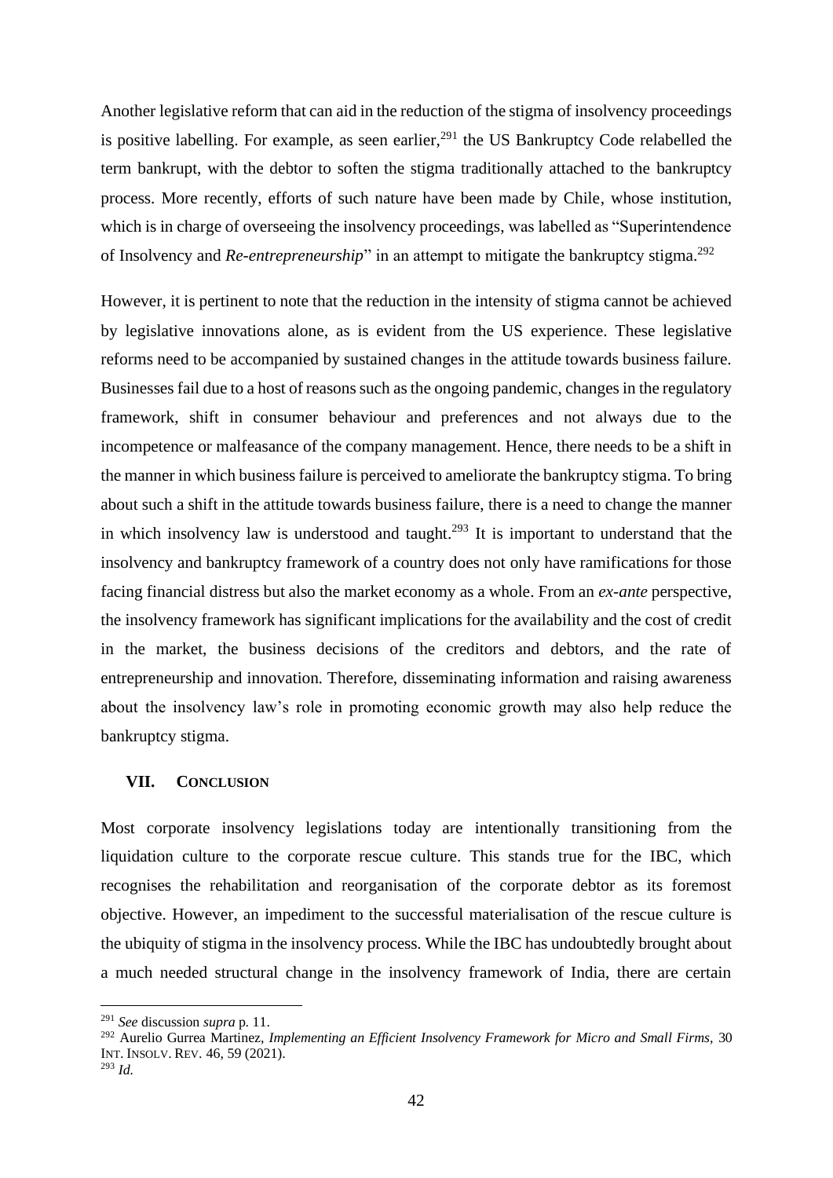Another legislative reform that can aid in the reduction of the stigma of insolvency proceedings is positive labelling. For example, as seen earlier,[291] the US Bankruptcy Code relabelled the term bankrupt, with the debtor to soften the stigma traditionally attached to the bankruptcy process. More recently, efforts of such nature have been made by Chile, whose institution, which is in charge of overseeing the insolvency proceedings, was labelled as "Superintendence of Insolvency and *Re-entrepreneurship*" in an attempt to mitigate the bankruptcy stigma.[292]

However, it is pertinent to note that the reduction in the intensity of stigma cannot be achieved by legislative innovations alone, as is evident from the US experience. These legislative reforms need to be accompanied by sustained changes in the attitude towards business failure. Businesses fail due to a host of reasons such as the ongoing pandemic, changes in the regulatory framework, shift in consumer behaviour and preferences and not always due to the incompetence or malfeasance of the company management. Hence, there needs to be a shift in the manner in which business failure is perceived to ameliorate the bankruptcy stigma. To bring about such a shift in the attitude towards business failure, there is a need to change the manner in which insolvency law is understood and taught.[293] It is important to understand that the insolvency and bankruptcy framework of a country does not only have ramifications for those facing financial distress but also the market economy as a whole. From an *ex-ante* perspective, the insolvency framework has significant implications for the availability and the cost of credit in the market, the business decisions of the creditors and debtors, and the rate of entrepreneurship and innovation. Therefore, disseminating information and raising awareness about the insolvency law's role in promoting economic growth may also help reduce the bankruptcy stigma.

## VII. CONCLUSION

Most corporate insolvency legislations today are intentionally transitioning from the liquidation culture to the corporate rescue culture. This stands true for the IBC, which recognises the rehabilitation and reorganisation of the corporate debtor as its foremost objective. However, an impediment to the successful materialisation of the rescue culture is the ubiquity of stigma in the insolvency process. While the IBC has undoubtedly brought about a much needed structural change in the insolvency framework of India, there are certain

---

[291] *See* discussion *supra* p. 11.

[292] Aurelio Gurrea Martinez, *Implementing an Efficient Insolvency Framework for Micro and Small Firms,* 30 INT. INSOLV. REV. 46, 59 (2021).

[293] *Id.*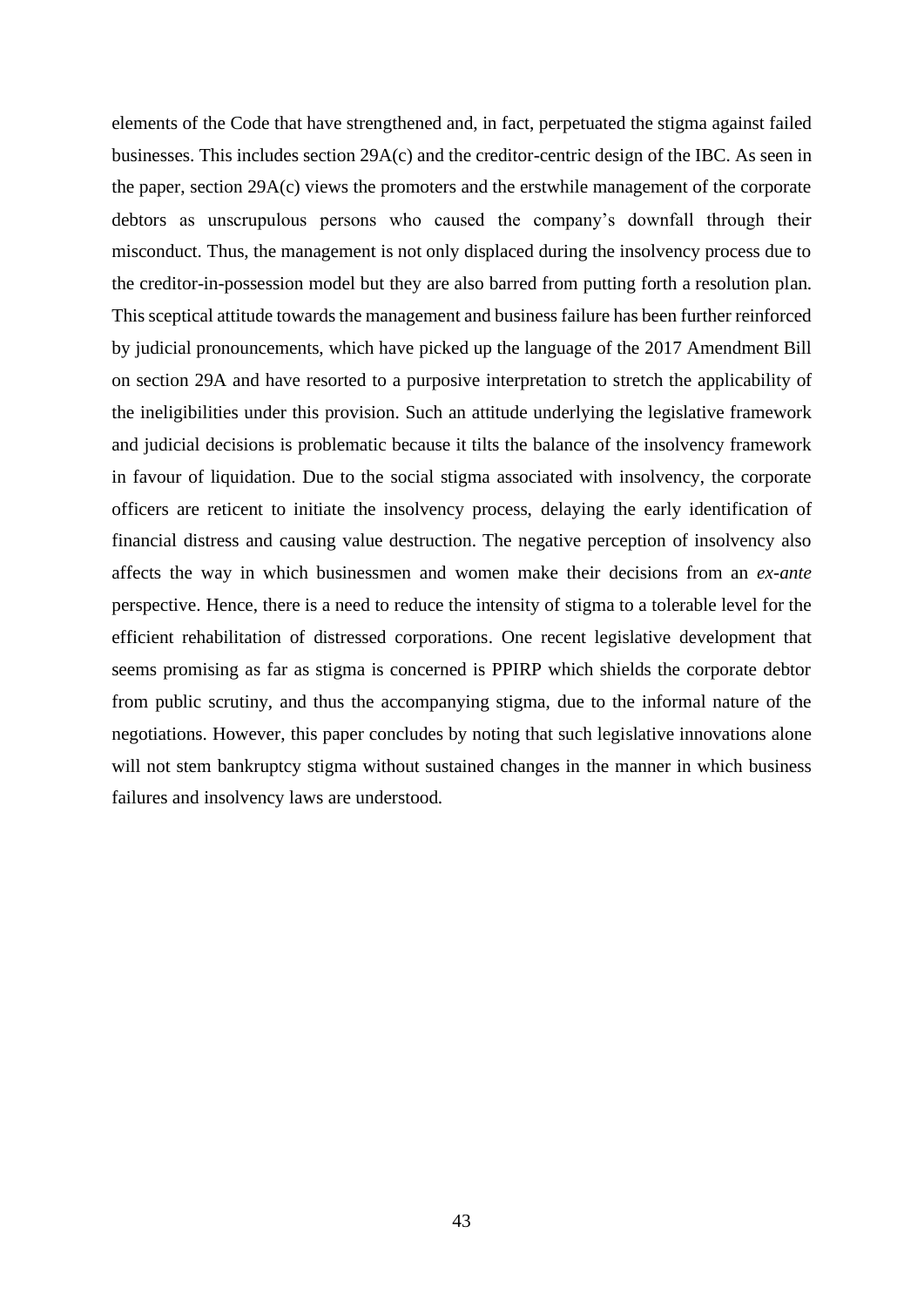elements of the Code that have strengthened and, in fact, perpetuated the stigma against failed businesses. This includes section 29A(c) and the creditor-centric design of the IBC. As seen in the paper, section 29A(c) views the promoters and the erstwhile management of the corporate debtors as unscrupulous persons who caused the company's downfall through their misconduct. Thus, the management is not only displaced during the insolvency process due to the creditor-in-possession model but they are also barred from putting forth a resolution plan. This sceptical attitude towards the management and business failure has been further reinforced by judicial pronouncements, which have picked up the language of the 2017 Amendment Bill on section 29A and have resorted to a purposive interpretation to stretch the applicability of the ineligibilities under this provision. Such an attitude underlying the legislative framework and judicial decisions is problematic because it tilts the balance of the insolvency framework in favour of liquidation. Due to the social stigma associated with insolvency, the corporate officers are reticent to initiate the insolvency process, delaying the early identification of financial distress and causing value destruction. The negative perception of insolvency also affects the way in which businessmen and women make their decisions from an *ex-ante* perspective. Hence, there is a need to reduce the intensity of stigma to a tolerable level for the efficient rehabilitation of distressed corporations. One recent legislative development that seems promising as far as stigma is concerned is PPIRP which shields the corporate debtor from public scrutiny, and thus the accompanying stigma, due to the informal nature of the negotiations. However, this paper concludes by noting that such legislative innovations alone will not stem bankruptcy stigma without sustained changes in the manner in which business failures and insolvency laws are understood.